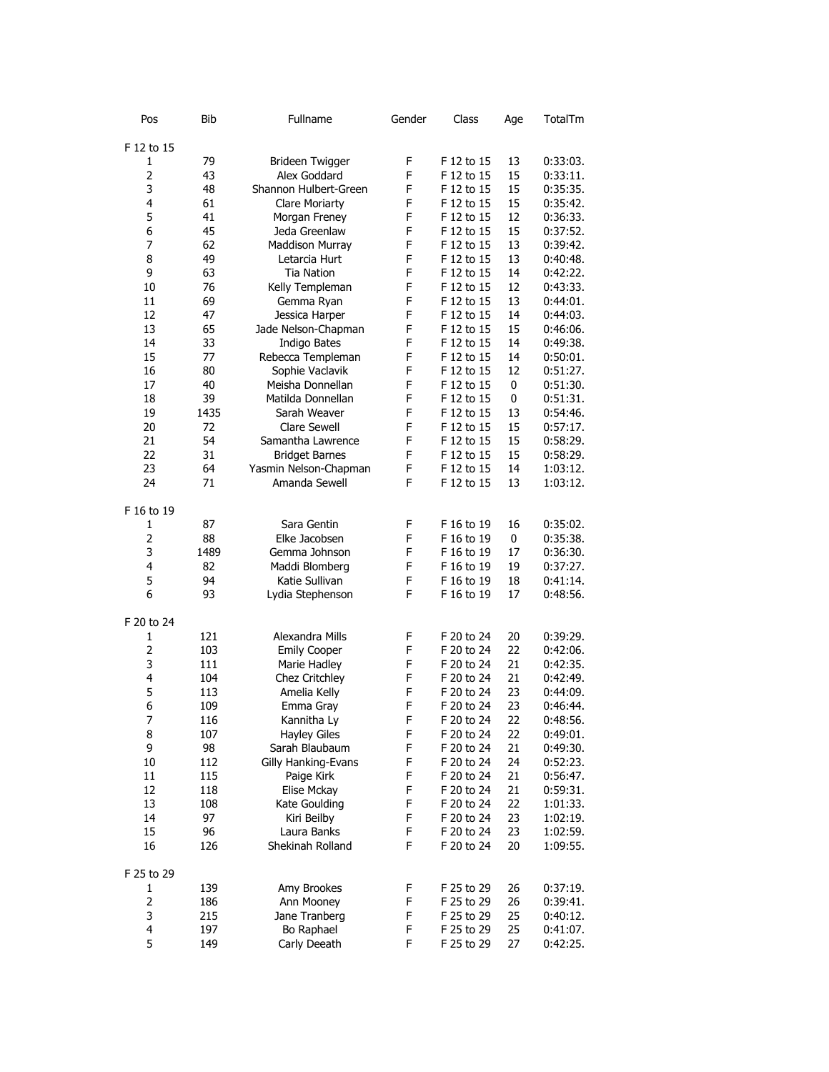| Pos | Bib | Fullname | Gender | Class | Age | TotalTm |
|---|---|---|---|---|---|---|
| F 12 to 15 | | | | | | |
| 1 | 79 | Brideen Twigger | F | F 12 to 15 | 13 | 0:33:03. |
| 2 | 43 | Alex Goddard | F | F 12 to 15 | 15 | 0:33:11. |
| 3 | 48 | Shannon Hulbert-Green | F | F 12 to 15 | 15 | 0:35:35. |
| 4 | 61 | Clare Moriarty | F | F 12 to 15 | 15 | 0:35:42. |
| 5 | 41 | Morgan Freney | F | F 12 to 15 | 12 | 0:36:33. |
| 6 | 45 | Jeda Greenlaw | F | F 12 to 15 | 15 | 0:37:52. |
| 7 | 62 | Maddison Murray | F | F 12 to 15 | 13 | 0:39:42. |
| 8 | 49 | Letarcia Hurt | F | F 12 to 15 | 13 | 0:40:48. |
| 9 | 63 | Tia Nation | F | F 12 to 15 | 14 | 0:42:22. |
| 10 | 76 | Kelly Templeman | F | F 12 to 15 | 12 | 0:43:33. |
| 11 | 69 | Gemma Ryan | F | F 12 to 15 | 13 | 0:44:01. |
| 12 | 47 | Jessica Harper | F | F 12 to 15 | 14 | 0:44:03. |
| 13 | 65 | Jade Nelson-Chapman | F | F 12 to 15 | 15 | 0:46:06. |
| 14 | 33 | Indigo Bates | F | F 12 to 15 | 14 | 0:49:38. |
| 15 | 77 | Rebecca Templeman | F | F 12 to 15 | 14 | 0:50:01. |
| 16 | 80 | Sophie Vaclavik | F | F 12 to 15 | 12 | 0:51:27. |
| 17 | 40 | Meisha Donnellan | F | F 12 to 15 | 0 | 0:51:30. |
| 18 | 39 | Matilda Donnellan | F | F 12 to 15 | 0 | 0:51:31. |
| 19 | 1435 | Sarah Weaver | F | F 12 to 15 | 13 | 0:54:46. |
| 20 | 72 | Clare Sewell | F | F 12 to 15 | 15 | 0:57:17. |
| 21 | 54 | Samantha Lawrence | F | F 12 to 15 | 15 | 0:58:29. |
| 22 | 31 | Bridget Barnes | F | F 12 to 15 | 15 | 0:58:29. |
| 23 | 64 | Yasmin Nelson-Chapman | F | F 12 to 15 | 14 | 1:03:12. |
| 24 | 71 | Amanda Sewell | F | F 12 to 15 | 13 | 1:03:12. |
| F 16 to 19 | | | | | | |
| 1 | 87 | Sara Gentin | F | F 16 to 19 | 16 | 0:35:02. |
| 2 | 88 | Elke Jacobsen | F | F 16 to 19 | 0 | 0:35:38. |
| 3 | 1489 | Gemma Johnson | F | F 16 to 19 | 17 | 0:36:30. |
| 4 | 82 | Maddi Blomberg | F | F 16 to 19 | 19 | 0:37:27. |
| 5 | 94 | Katie Sullivan | F | F 16 to 19 | 18 | 0:41:14. |
| 6 | 93 | Lydia Stephenson | F | F 16 to 19 | 17 | 0:48:56. |
| F 20 to 24 | | | | | | |
| 1 | 121 | Alexandra Mills | F | F 20 to 24 | 20 | 0:39:29. |
| 2 | 103 | Emily Cooper | F | F 20 to 24 | 22 | 0:42:06. |
| 3 | 111 | Marie Hadley | F | F 20 to 24 | 21 | 0:42:35. |
| 4 | 104 | Chez Critchley | F | F 20 to 24 | 21 | 0:42:49. |
| 5 | 113 | Amelia Kelly | F | F 20 to 24 | 23 | 0:44:09. |
| 6 | 109 | Emma Gray | F | F 20 to 24 | 23 | 0:46:44. |
| 7 | 116 | Kannitha Ly | F | F 20 to 24 | 22 | 0:48:56. |
| 8 | 107 | Hayley Giles | F | F 20 to 24 | 22 | 0:49:01. |
| 9 | 98 | Sarah Blaubaum | F | F 20 to 24 | 21 | 0:49:30. |
| 10 | 112 | Gilly Hanking-Evans | F | F 20 to 24 | 24 | 0:52:23. |
| 11 | 115 | Paige Kirk | F | F 20 to 24 | 21 | 0:56:47. |
| 12 | 118 | Elise Mckay | F | F 20 to 24 | 21 | 0:59:31. |
| 13 | 108 | Kate Goulding | F | F 20 to 24 | 22 | 1:01:33. |
| 14 | 97 | Kiri Beilby | F | F 20 to 24 | 23 | 1:02:19. |
| 15 | 96 | Laura Banks | F | F 20 to 24 | 23 | 1:02:59. |
| 16 | 126 | Shekinah Rolland | F | F 20 to 24 | 20 | 1:09:55. |
| F 25 to 29 | | | | | | |
| 1 | 139 | Amy Brookes | F | F 25 to 29 | 26 | 0:37:19. |
| 2 | 186 | Ann Mooney | F | F 25 to 29 | 26 | 0:39:41. |
| 3 | 215 | Jane Tranberg | F | F 25 to 29 | 25 | 0:40:12. |
| 4 | 197 | Bo Raphael | F | F 25 to 29 | 25 | 0:41:07. |
| 5 | 149 | Carly Deeath | F | F 25 to 29 | 27 | 0:42:25. |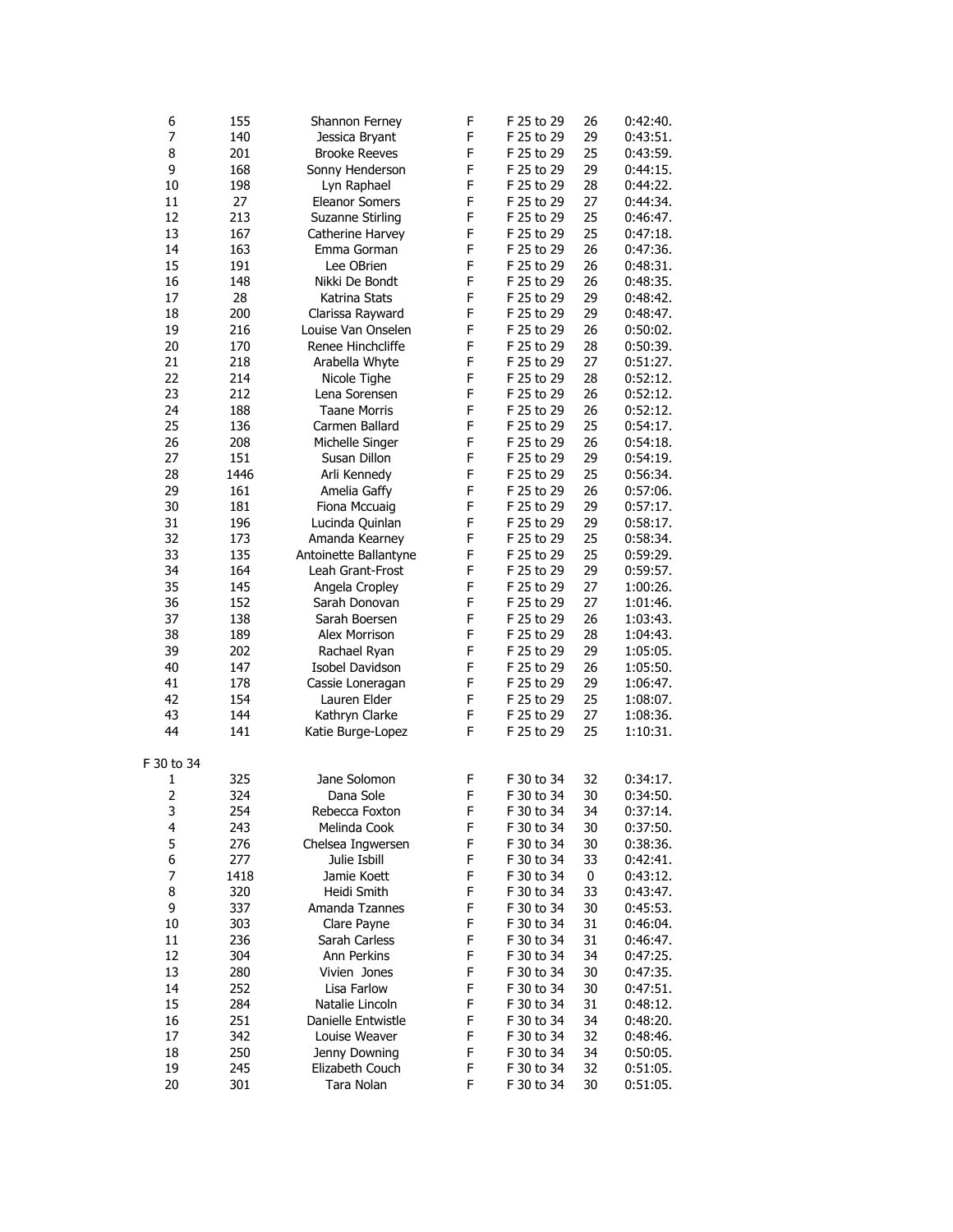| | | | | | | |
|---|---|---|---|---|---|---|
| 6 | 155 | Shannon Ferney | F | F 25 to 29 | 26 | 0:42:40. |
| 7 | 140 | Jessica Bryant | F | F 25 to 29 | 29 | 0:43:51. |
| 8 | 201 | Brooke Reeves | F | F 25 to 29 | 25 | 0:43:59. |
| 9 | 168 | Sonny Henderson | F | F 25 to 29 | 29 | 0:44:15. |
| 10 | 198 | Lyn Raphael | F | F 25 to 29 | 28 | 0:44:22. |
| 11 | 27 | Eleanor Somers | F | F 25 to 29 | 27 | 0:44:34. |
| 12 | 213 | Suzanne Stirling | F | F 25 to 29 | 25 | 0:46:47. |
| 13 | 167 | Catherine Harvey | F | F 25 to 29 | 25 | 0:47:18. |
| 14 | 163 | Emma Gorman | F | F 25 to 29 | 26 | 0:47:36. |
| 15 | 191 | Lee OBrien | F | F 25 to 29 | 26 | 0:48:31. |
| 16 | 148 | Nikki De Bondt | F | F 25 to 29 | 26 | 0:48:35. |
| 17 | 28 | Katrina Stats | F | F 25 to 29 | 29 | 0:48:42. |
| 18 | 200 | Clarissa Rayward | F | F 25 to 29 | 29 | 0:48:47. |
| 19 | 216 | Louise Van Onselen | F | F 25 to 29 | 26 | 0:50:02. |
| 20 | 170 | Renee Hinchcliffe | F | F 25 to 29 | 28 | 0:50:39. |
| 21 | 218 | Arabella Whyte | F | F 25 to 29 | 27 | 0:51:27. |
| 22 | 214 | Nicole Tighe | F | F 25 to 29 | 28 | 0:52:12. |
| 23 | 212 | Lena Sorensen | F | F 25 to 29 | 26 | 0:52:12. |
| 24 | 188 | Taane Morris | F | F 25 to 29 | 26 | 0:52:12. |
| 25 | 136 | Carmen Ballard | F | F 25 to 29 | 25 | 0:54:17. |
| 26 | 208 | Michelle Singer | F | F 25 to 29 | 26 | 0:54:18. |
| 27 | 151 | Susan Dillon | F | F 25 to 29 | 29 | 0:54:19. |
| 28 | 1446 | Arli Kennedy | F | F 25 to 29 | 25 | 0:56:34. |
| 29 | 161 | Amelia Gaffy | F | F 25 to 29 | 26 | 0:57:06. |
| 30 | 181 | Fiona Mccuaig | F | F 25 to 29 | 29 | 0:57:17. |
| 31 | 196 | Lucinda Quinlan | F | F 25 to 29 | 29 | 0:58:17. |
| 32 | 173 | Amanda Kearney | F | F 25 to 29 | 25 | 0:58:34. |
| 33 | 135 | Antoinette Ballantyne | F | F 25 to 29 | 25 | 0:59:29. |
| 34 | 164 | Leah Grant-Frost | F | F 25 to 29 | 29 | 0:59:57. |
| 35 | 145 | Angela Cropley | F | F 25 to 29 | 27 | 1:00:26. |
| 36 | 152 | Sarah Donovan | F | F 25 to 29 | 27 | 1:01:46. |
| 37 | 138 | Sarah Boersen | F | F 25 to 29 | 26 | 1:03:43. |
| 38 | 189 | Alex Morrison | F | F 25 to 29 | 28 | 1:04:43. |
| 39 | 202 | Rachael Ryan | F | F 25 to 29 | 29 | 1:05:05. |
| 40 | 147 | Isobel Davidson | F | F 25 to 29 | 26 | 1:05:50. |
| 41 | 178 | Cassie Loneragan | F | F 25 to 29 | 29 | 1:06:47. |
| 42 | 154 | Lauren Elder | F | F 25 to 29 | 25 | 1:08:07. |
| 43 | 144 | Kathryn Clarke | F | F 25 to 29 | 27 | 1:08:36. |
| 44 | 141 | Katie Burge-Lopez | F | F 25 to 29 | 25 | 1:10:31. |

F 30 to 34

| | | | | | | |
|---|---|---|---|---|---|---|
| 1 | 325 | Jane Solomon | F | F 30 to 34 | 32 | 0:34:17. |
| 2 | 324 | Dana Sole | F | F 30 to 34 | 30 | 0:34:50. |
| 3 | 254 | Rebecca Foxton | F | F 30 to 34 | 34 | 0:37:14. |
| 4 | 243 | Melinda Cook | F | F 30 to 34 | 30 | 0:37:50. |
| 5 | 276 | Chelsea Ingwersen | F | F 30 to 34 | 30 | 0:38:36. |
| 6 | 277 | Julie Isbill | F | F 30 to 34 | 33 | 0:42:41. |
| 7 | 1418 | Jamie Koett | F | F 30 to 34 | 0 | 0:43:12. |
| 8 | 320 | Heidi Smith | F | F 30 to 34 | 33 | 0:43:47. |
| 9 | 337 | Amanda Tzannes | F | F 30 to 34 | 30 | 0:45:53. |
| 10 | 303 | Clare Payne | F | F 30 to 34 | 31 | 0:46:04. |
| 11 | 236 | Sarah Carless | F | F 30 to 34 | 31 | 0:46:47. |
| 12 | 304 | Ann Perkins | F | F 30 to 34 | 34 | 0:47:25. |
| 13 | 280 | Vivien Jones | F | F 30 to 34 | 30 | 0:47:35. |
| 14 | 252 | Lisa Farlow | F | F 30 to 34 | 30 | 0:47:51. |
| 15 | 284 | Natalie Lincoln | F | F 30 to 34 | 31 | 0:48:12. |
| 16 | 251 | Danielle Entwistle | F | F 30 to 34 | 34 | 0:48:20. |
| 17 | 342 | Louise Weaver | F | F 30 to 34 | 32 | 0:48:46. |
| 18 | 250 | Jenny Downing | F | F 30 to 34 | 34 | 0:50:05. |
| 19 | 245 | Elizabeth Couch | F | F 30 to 34 | 32 | 0:51:05. |
| 20 | 301 | Tara Nolan | F | F 30 to 34 | 30 | 0:51:05. |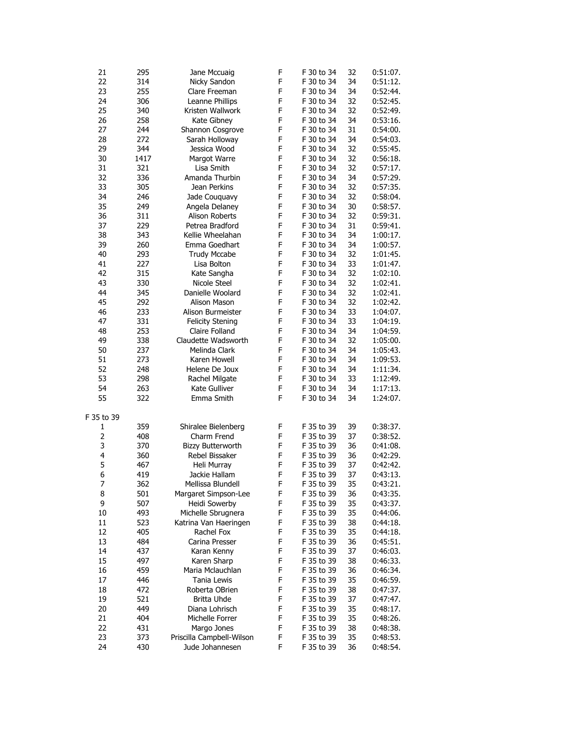| | | | | | | |
|---|---|---|---|---|---|---|
| 21 | 295 | Jane Mccuaig | F | F 30 to 34 | 32 | 0:51:07. |
| 22 | 314 | Nicky Sandon | F | F 30 to 34 | 34 | 0:51:12. |
| 23 | 255 | Clare Freeman | F | F 30 to 34 | 34 | 0:52:44. |
| 24 | 306 | Leanne Phillips | F | F 30 to 34 | 32 | 0:52:45. |
| 25 | 340 | Kristen Wallwork | F | F 30 to 34 | 32 | 0:52:49. |
| 26 | 258 | Kate Gibney | F | F 30 to 34 | 34 | 0:53:16. |
| 27 | 244 | Shannon Cosgrove | F | F 30 to 34 | 31 | 0:54:00. |
| 28 | 272 | Sarah Holloway | F | F 30 to 34 | 34 | 0:54:03. |
| 29 | 344 | Jessica Wood | F | F 30 to 34 | 32 | 0:55:45. |
| 30 | 1417 | Margot Warre | F | F 30 to 34 | 32 | 0:56:18. |
| 31 | 321 | Lisa Smith | F | F 30 to 34 | 32 | 0:57:17. |
| 32 | 336 | Amanda Thurbin | F | F 30 to 34 | 34 | 0:57:29. |
| 33 | 305 | Jean Perkins | F | F 30 to 34 | 32 | 0:57:35. |
| 34 | 246 | Jade Couquavy | F | F 30 to 34 | 32 | 0:58:04. |
| 35 | 249 | Angela Delaney | F | F 30 to 34 | 30 | 0:58:57. |
| 36 | 311 | Alison Roberts | F | F 30 to 34 | 32 | 0:59:31. |
| 37 | 229 | Petrea Bradford | F | F 30 to 34 | 31 | 0:59:41. |
| 38 | 343 | Kellie Wheelahan | F | F 30 to 34 | 34 | 1:00:17. |
| 39 | 260 | Emma Goedhart | F | F 30 to 34 | 34 | 1:00:57. |
| 40 | 293 | Trudy Mccabe | F | F 30 to 34 | 32 | 1:01:45. |
| 41 | 227 | Lisa Bolton | F | F 30 to 34 | 33 | 1:01:47. |
| 42 | 315 | Kate Sangha | F | F 30 to 34 | 32 | 1:02:10. |
| 43 | 330 | Nicole Steel | F | F 30 to 34 | 32 | 1:02:41. |
| 44 | 345 | Danielle Woolard | F | F 30 to 34 | 32 | 1:02:41. |
| 45 | 292 | Alison Mason | F | F 30 to 34 | 32 | 1:02:42. |
| 46 | 233 | Alison Burmeister | F | F 30 to 34 | 33 | 1:04:07. |
| 47 | 331 | Felicity Stening | F | F 30 to 34 | 33 | 1:04:19. |
| 48 | 253 | Claire Folland | F | F 30 to 34 | 34 | 1:04:59. |
| 49 | 338 | Claudette Wadsworth | F | F 30 to 34 | 32 | 1:05:00. |
| 50 | 237 | Melinda Clark | F | F 30 to 34 | 34 | 1:05:43. |
| 51 | 273 | Karen Howell | F | F 30 to 34 | 34 | 1:09:53. |
| 52 | 248 | Helene De Joux | F | F 30 to 34 | 34 | 1:11:34. |
| 53 | 298 | Rachel Milgate | F | F 30 to 34 | 33 | 1:12:49. |
| 54 | 263 | Kate Gulliver | F | F 30 to 34 | 34 | 1:17:13. |
| 55 | 322 | Emma Smith | F | F 30 to 34 | 34 | 1:24:07. |

F 35 to 39

| | | | | | | |
|---|---|---|---|---|---|---|
| 1 | 359 | Shiralee Bielenberg | F | F 35 to 39 | 39 | 0:38:37. |
| 2 | 408 | Charm Frend | F | F 35 to 39 | 37 | 0:38:52. |
| 3 | 370 | Bizzy Butterworth | F | F 35 to 39 | 36 | 0:41:08. |
| 4 | 360 | Rebel Bissaker | F | F 35 to 39 | 36 | 0:42:29. |
| 5 | 467 | Heli Murray | F | F 35 to 39 | 37 | 0:42:42. |
| 6 | 419 | Jackie Hallam | F | F 35 to 39 | 37 | 0:43:13. |
| 7 | 362 | Mellissa Blundell | F | F 35 to 39 | 35 | 0:43:21. |
| 8 | 501 | Margaret Simpson-Lee | F | F 35 to 39 | 36 | 0:43:35. |
| 9 | 507 | Heidi Sowerby | F | F 35 to 39 | 35 | 0:43:37. |
| 10 | 493 | Michelle Sbrugnera | F | F 35 to 39 | 35 | 0:44:06. |
| 11 | 523 | Katrina Van Haeringen | F | F 35 to 39 | 38 | 0:44:18. |
| 12 | 405 | Rachel Fox | F | F 35 to 39 | 35 | 0:44:18. |
| 13 | 484 | Carina Presser | F | F 35 to 39 | 36 | 0:45:51. |
| 14 | 437 | Karan Kenny | F | F 35 to 39 | 37 | 0:46:03. |
| 15 | 497 | Karen Sharp | F | F 35 to 39 | 38 | 0:46:33. |
| 16 | 459 | Maria Mclauchlan | F | F 35 to 39 | 36 | 0:46:34. |
| 17 | 446 | Tania Lewis | F | F 35 to 39 | 35 | 0:46:59. |
| 18 | 472 | Roberta OBrien | F | F 35 to 39 | 38 | 0:47:37. |
| 19 | 521 | Britta Uhde | F | F 35 to 39 | 37 | 0:47:47. |
| 20 | 449 | Diana Lohrisch | F | F 35 to 39 | 35 | 0:48:17. |
| 21 | 404 | Michelle Forrer | F | F 35 to 39 | 35 | 0:48:26. |
| 22 | 431 | Margo Jones | F | F 35 to 39 | 38 | 0:48:38. |
| 23 | 373 | Priscilla Campbell-Wilson | F | F 35 to 39 | 35 | 0:48:53. |
| 24 | 430 | Jude Johannesen | F | F 35 to 39 | 36 | 0:48:54. |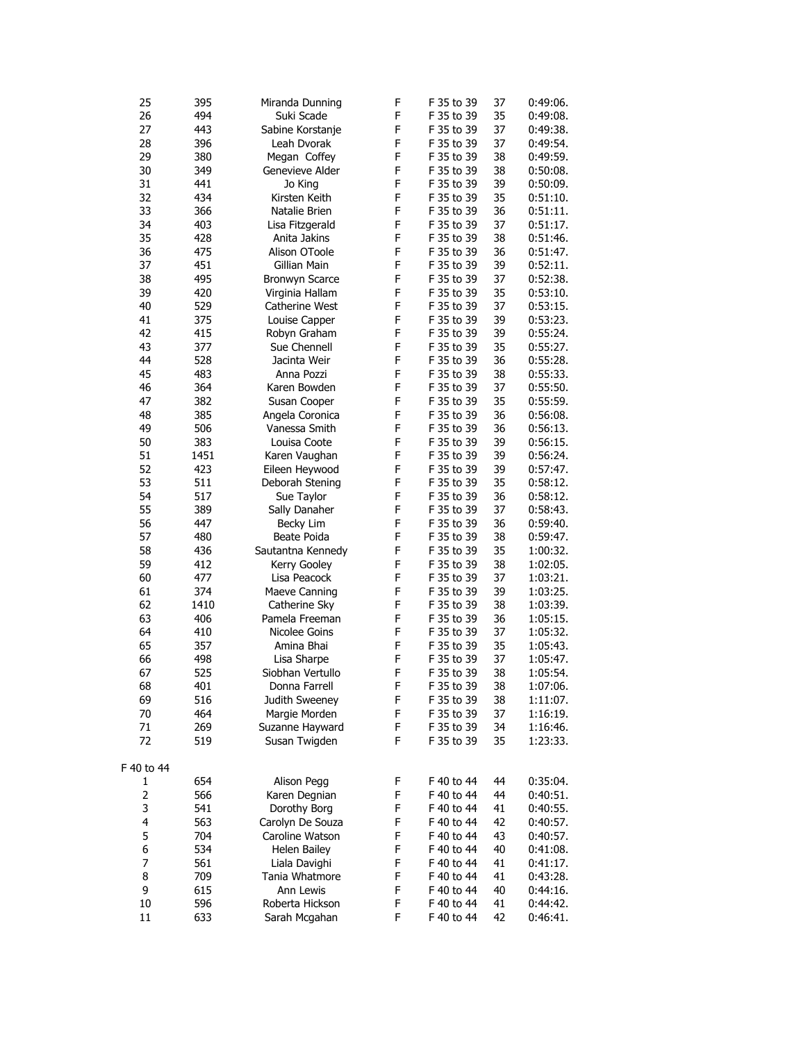| | | | | | | |
|---|---|---|---|---|---|---|
| 25 | 395 | Miranda Dunning | F | F 35 to 39 | 37 | 0:49:06. |
| 26 | 494 | Suki Scade | F | F 35 to 39 | 35 | 0:49:08. |
| 27 | 443 | Sabine Korstanje | F | F 35 to 39 | 37 | 0:49:38. |
| 28 | 396 | Leah Dvorak | F | F 35 to 39 | 37 | 0:49:54. |
| 29 | 380 | Megan Coffey | F | F 35 to 39 | 38 | 0:49:59. |
| 30 | 349 | Genevieve Alder | F | F 35 to 39 | 38 | 0:50:08. |
| 31 | 441 | Jo King | F | F 35 to 39 | 39 | 0:50:09. |
| 32 | 434 | Kirsten Keith | F | F 35 to 39 | 35 | 0:51:10. |
| 33 | 366 | Natalie Brien | F | F 35 to 39 | 36 | 0:51:11. |
| 34 | 403 | Lisa Fitzgerald | F | F 35 to 39 | 37 | 0:51:17. |
| 35 | 428 | Anita Jakins | F | F 35 to 39 | 38 | 0:51:46. |
| 36 | 475 | Alison OToole | F | F 35 to 39 | 36 | 0:51:47. |
| 37 | 451 | Gillian Main | F | F 35 to 39 | 39 | 0:52:11. |
| 38 | 495 | Bronwyn Scarce | F | F 35 to 39 | 37 | 0:52:38. |
| 39 | 420 | Virginia Hallam | F | F 35 to 39 | 35 | 0:53:10. |
| 40 | 529 | Catherine West | F | F 35 to 39 | 37 | 0:53:15. |
| 41 | 375 | Louise Capper | F | F 35 to 39 | 39 | 0:53:23. |
| 42 | 415 | Robyn Graham | F | F 35 to 39 | 39 | 0:55:24. |
| 43 | 377 | Sue Chennell | F | F 35 to 39 | 35 | 0:55:27. |
| 44 | 528 | Jacinta Weir | F | F 35 to 39 | 36 | 0:55:28. |
| 45 | 483 | Anna Pozzi | F | F 35 to 39 | 38 | 0:55:33. |
| 46 | 364 | Karen Bowden | F | F 35 to 39 | 37 | 0:55:50. |
| 47 | 382 | Susan Cooper | F | F 35 to 39 | 35 | 0:55:59. |
| 48 | 385 | Angela Coronica | F | F 35 to 39 | 36 | 0:56:08. |
| 49 | 506 | Vanessa Smith | F | F 35 to 39 | 36 | 0:56:13. |
| 50 | 383 | Louisa Coote | F | F 35 to 39 | 39 | 0:56:15. |
| 51 | 1451 | Karen Vaughan | F | F 35 to 39 | 39 | 0:56:24. |
| 52 | 423 | Eileen Heywood | F | F 35 to 39 | 39 | 0:57:47. |
| 53 | 511 | Deborah Stening | F | F 35 to 39 | 35 | 0:58:12. |
| 54 | 517 | Sue Taylor | F | F 35 to 39 | 36 | 0:58:12. |
| 55 | 389 | Sally Danaher | F | F 35 to 39 | 37 | 0:58:43. |
| 56 | 447 | Becky Lim | F | F 35 to 39 | 36 | 0:59:40. |
| 57 | 480 | Beate Poida | F | F 35 to 39 | 38 | 0:59:47. |
| 58 | 436 | Sautantna Kennedy | F | F 35 to 39 | 35 | 1:00:32. |
| 59 | 412 | Kerry Gooley | F | F 35 to 39 | 38 | 1:02:05. |
| 60 | 477 | Lisa Peacock | F | F 35 to 39 | 37 | 1:03:21. |
| 61 | 374 | Maeve Canning | F | F 35 to 39 | 39 | 1:03:25. |
| 62 | 1410 | Catherine Sky | F | F 35 to 39 | 38 | 1:03:39. |
| 63 | 406 | Pamela Freeman | F | F 35 to 39 | 36 | 1:05:15. |
| 64 | 410 | Nicolee Goins | F | F 35 to 39 | 37 | 1:05:32. |
| 65 | 357 | Amina Bhai | F | F 35 to 39 | 35 | 1:05:43. |
| 66 | 498 | Lisa Sharpe | F | F 35 to 39 | 37 | 1:05:47. |
| 67 | 525 | Siobhan Vertullo | F | F 35 to 39 | 38 | 1:05:54. |
| 68 | 401 | Donna Farrell | F | F 35 to 39 | 38 | 1:07:06. |
| 69 | 516 | Judith Sweeney | F | F 35 to 39 | 38 | 1:11:07. |
| 70 | 464 | Margie Morden | F | F 35 to 39 | 37 | 1:16:19. |
| 71 | 269 | Suzanne Hayward | F | F 35 to 39 | 34 | 1:16:46. |
| 72 | 519 | Susan Twigden | F | F 35 to 39 | 35 | 1:23:33. |

F 40 to 44

| | | | | | | |
|---|---|---|---|---|---|---|
| 1 | 654 | Alison Pegg | F | F 40 to 44 | 44 | 0:35:04. |
| 2 | 566 | Karen Degnian | F | F 40 to 44 | 44 | 0:40:51. |
| 3 | 541 | Dorothy Borg | F | F 40 to 44 | 41 | 0:40:55. |
| 4 | 563 | Carolyn De Souza | F | F 40 to 44 | 42 | 0:40:57. |
| 5 | 704 | Caroline Watson | F | F 40 to 44 | 43 | 0:40:57. |
| 6 | 534 | Helen Bailey | F | F 40 to 44 | 40 | 0:41:08. |
| 7 | 561 | Liala Davighi | F | F 40 to 44 | 41 | 0:41:17. |
| 8 | 709 | Tania Whatmore | F | F 40 to 44 | 41 | 0:43:28. |
| 9 | 615 | Ann Lewis | F | F 40 to 44 | 40 | 0:44:16. |
| 10 | 596 | Roberta Hickson | F | F 40 to 44 | 41 | 0:44:42. |
| 11 | 633 | Sarah Mcgahan | F | F 40 to 44 | 42 | 0:46:41. |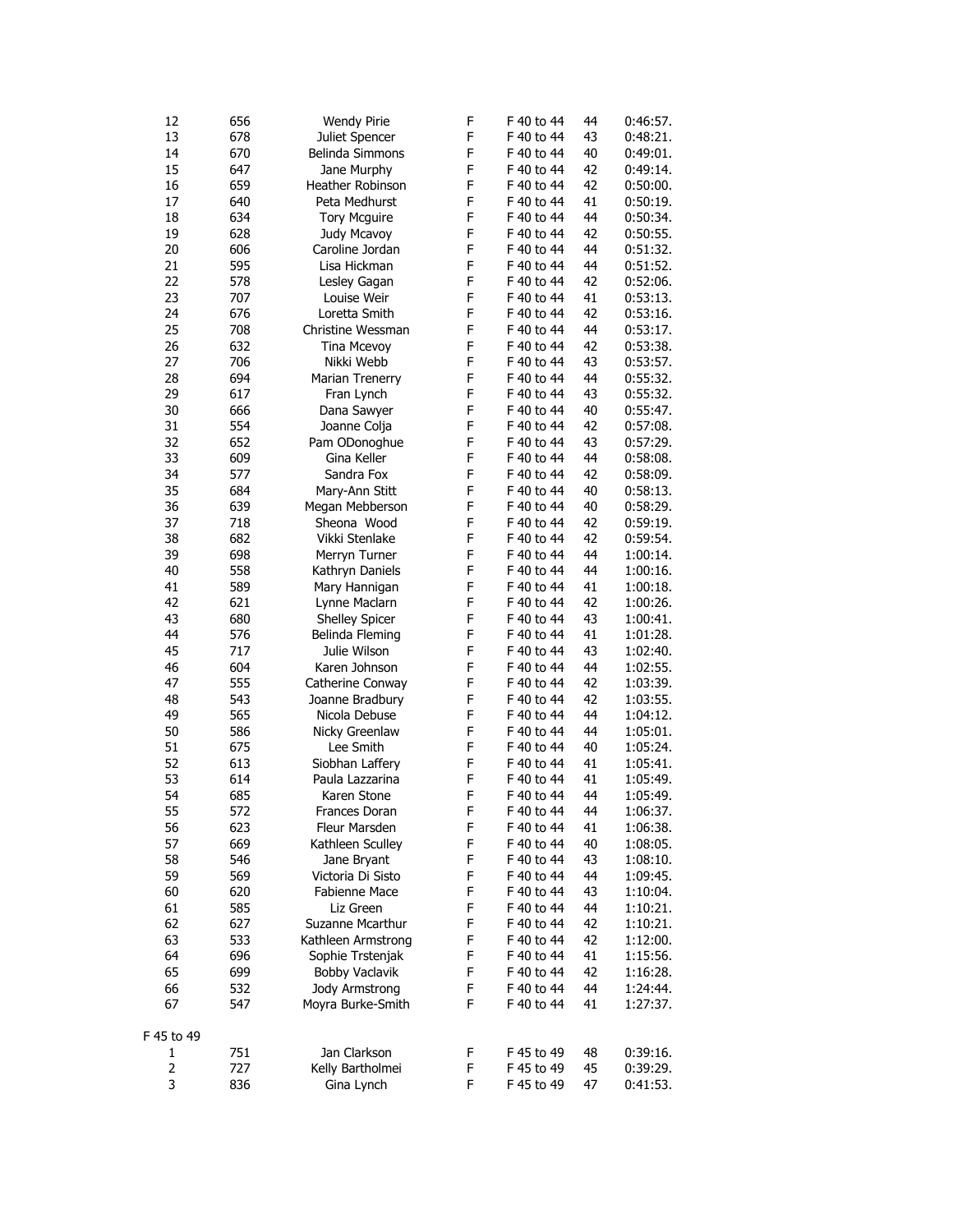| | | | | | | |
|---|---|---|---|---|---|---|
| 12 | 656 | Wendy Pirie | F | F 40 to 44 | 44 | 0:46:57. |
| 13 | 678 | Juliet Spencer | F | F 40 to 44 | 43 | 0:48:21. |
| 14 | 670 | Belinda Simmons | F | F 40 to 44 | 40 | 0:49:01. |
| 15 | 647 | Jane Murphy | F | F 40 to 44 | 42 | 0:49:14. |
| 16 | 659 | Heather Robinson | F | F 40 to 44 | 42 | 0:50:00. |
| 17 | 640 | Peta Medhurst | F | F 40 to 44 | 41 | 0:50:19. |
| 18 | 634 | Tory Mcguire | F | F 40 to 44 | 44 | 0:50:34. |
| 19 | 628 | Judy Mcavoy | F | F 40 to 44 | 42 | 0:50:55. |
| 20 | 606 | Caroline Jordan | F | F 40 to 44 | 44 | 0:51:32. |
| 21 | 595 | Lisa Hickman | F | F 40 to 44 | 44 | 0:51:52. |
| 22 | 578 | Lesley Gagan | F | F 40 to 44 | 42 | 0:52:06. |
| 23 | 707 | Louise Weir | F | F 40 to 44 | 41 | 0:53:13. |
| 24 | 676 | Loretta Smith | F | F 40 to 44 | 42 | 0:53:16. |
| 25 | 708 | Christine Wessman | F | F 40 to 44 | 44 | 0:53:17. |
| 26 | 632 | Tina Mcevoy | F | F 40 to 44 | 42 | 0:53:38. |
| 27 | 706 | Nikki Webb | F | F 40 to 44 | 43 | 0:53:57. |
| 28 | 694 | Marian Trenerry | F | F 40 to 44 | 44 | 0:55:32. |
| 29 | 617 | Fran Lynch | F | F 40 to 44 | 43 | 0:55:32. |
| 30 | 666 | Dana Sawyer | F | F 40 to 44 | 40 | 0:55:47. |
| 31 | 554 | Joanne Colja | F | F 40 to 44 | 42 | 0:57:08. |
| 32 | 652 | Pam ODonoghue | F | F 40 to 44 | 43 | 0:57:29. |
| 33 | 609 | Gina Keller | F | F 40 to 44 | 44 | 0:58:08. |
| 34 | 577 | Sandra Fox | F | F 40 to 44 | 42 | 0:58:09. |
| 35 | 684 | Mary-Ann Stitt | F | F 40 to 44 | 40 | 0:58:13. |
| 36 | 639 | Megan Mebberson | F | F 40 to 44 | 40 | 0:58:29. |
| 37 | 718 | Sheona Wood | F | F 40 to 44 | 42 | 0:59:19. |
| 38 | 682 | Vikki Stenlake | F | F 40 to 44 | 42 | 0:59:54. |
| 39 | 698 | Merryn Turner | F | F 40 to 44 | 44 | 1:00:14. |
| 40 | 558 | Kathryn Daniels | F | F 40 to 44 | 44 | 1:00:16. |
| 41 | 589 | Mary Hannigan | F | F 40 to 44 | 41 | 1:00:18. |
| 42 | 621 | Lynne Maclarn | F | F 40 to 44 | 42 | 1:00:26. |
| 43 | 680 | Shelley Spicer | F | F 40 to 44 | 43 | 1:00:41. |
| 44 | 576 | Belinda Fleming | F | F 40 to 44 | 41 | 1:01:28. |
| 45 | 717 | Julie Wilson | F | F 40 to 44 | 43 | 1:02:40. |
| 46 | 604 | Karen Johnson | F | F 40 to 44 | 44 | 1:02:55. |
| 47 | 555 | Catherine Conway | F | F 40 to 44 | 42 | 1:03:39. |
| 48 | 543 | Joanne Bradbury | F | F 40 to 44 | 42 | 1:03:55. |
| 49 | 565 | Nicola Debuse | F | F 40 to 44 | 44 | 1:04:12. |
| 50 | 586 | Nicky Greenlaw | F | F 40 to 44 | 44 | 1:05:01. |
| 51 | 675 | Lee Smith | F | F 40 to 44 | 40 | 1:05:24. |
| 52 | 613 | Siobhan Laffery | F | F 40 to 44 | 41 | 1:05:41. |
| 53 | 614 | Paula Lazzarina | F | F 40 to 44 | 41 | 1:05:49. |
| 54 | 685 | Karen Stone | F | F 40 to 44 | 44 | 1:05:49. |
| 55 | 572 | Frances Doran | F | F 40 to 44 | 44 | 1:06:37. |
| 56 | 623 | Fleur Marsden | F | F 40 to 44 | 41 | 1:06:38. |
| 57 | 669 | Kathleen Sculley | F | F 40 to 44 | 40 | 1:08:05. |
| 58 | 546 | Jane Bryant | F | F 40 to 44 | 43 | 1:08:10. |
| 59 | 569 | Victoria Di Sisto | F | F 40 to 44 | 44 | 1:09:45. |
| 60 | 620 | Fabienne Mace | F | F 40 to 44 | 43 | 1:10:04. |
| 61 | 585 | Liz Green | F | F 40 to 44 | 44 | 1:10:21. |
| 62 | 627 | Suzanne Mcarthur | F | F 40 to 44 | 42 | 1:10:21. |
| 63 | 533 | Kathleen Armstrong | F | F 40 to 44 | 42 | 1:12:00. |
| 64 | 696 | Sophie Trstenjak | F | F 40 to 44 | 41 | 1:15:56. |
| 65 | 699 | Bobby Vaclavik | F | F 40 to 44 | 42 | 1:16:28. |
| 66 | 532 | Jody Armstrong | F | F 40 to 44 | 44 | 1:24:44. |
| 67 | 547 | Moyra Burke-Smith | F | F 40 to 44 | 41 | 1:27:37. |

F 45 to 49

| | | | | | | |
|---|---|---|---|---|---|---|
| 1 | 751 | Jan Clarkson | F | F 45 to 49 | 48 | 0:39:16. |
| 2 | 727 | Kelly Bartholmei | F | F 45 to 49 | 45 | 0:39:29. |
| 3 | 836 | Gina Lynch | F | F 45 to 49 | 47 | 0:41:53. |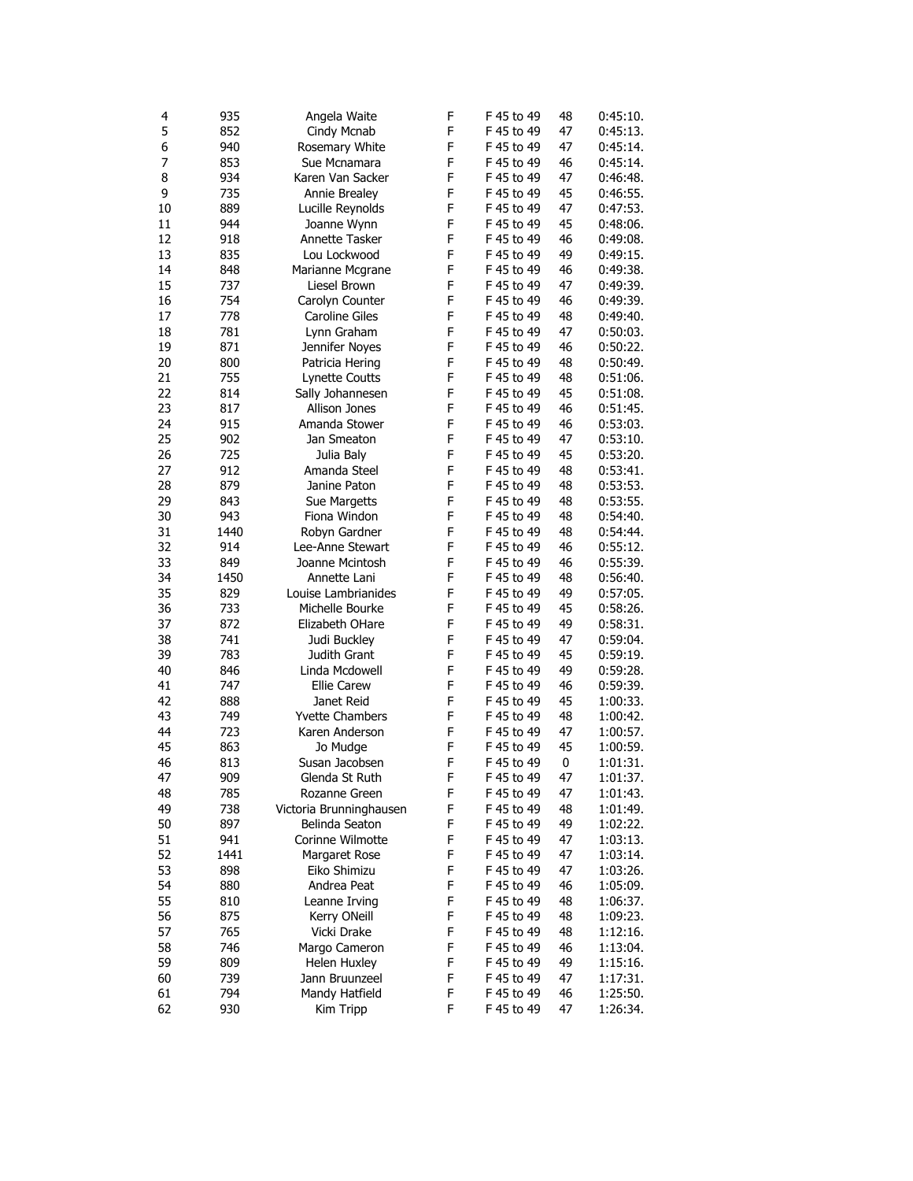| | | | | | | |
|---|---|---|---|---|---|---|
| 4 | 935 | Angela Waite | F | F 45 to 49 | 48 | 0:45:10. |
| 5 | 852 | Cindy Mcnab | F | F 45 to 49 | 47 | 0:45:13. |
| 6 | 940 | Rosemary White | F | F 45 to 49 | 47 | 0:45:14. |
| 7 | 853 | Sue Mcnamara | F | F 45 to 49 | 46 | 0:45:14. |
| 8 | 934 | Karen Van Sacker | F | F 45 to 49 | 47 | 0:46:48. |
| 9 | 735 | Annie Brealey | F | F 45 to 49 | 45 | 0:46:55. |
| 10 | 889 | Lucille Reynolds | F | F 45 to 49 | 47 | 0:47:53. |
| 11 | 944 | Joanne Wynn | F | F 45 to 49 | 45 | 0:48:06. |
| 12 | 918 | Annette Tasker | F | F 45 to 49 | 46 | 0:49:08. |
| 13 | 835 | Lou Lockwood | F | F 45 to 49 | 49 | 0:49:15. |
| 14 | 848 | Marianne Mcgrane | F | F 45 to 49 | 46 | 0:49:38. |
| 15 | 737 | Liesel Brown | F | F 45 to 49 | 47 | 0:49:39. |
| 16 | 754 | Carolyn Counter | F | F 45 to 49 | 46 | 0:49:39. |
| 17 | 778 | Caroline Giles | F | F 45 to 49 | 48 | 0:49:40. |
| 18 | 781 | Lynn Graham | F | F 45 to 49 | 47 | 0:50:03. |
| 19 | 871 | Jennifer Noyes | F | F 45 to 49 | 46 | 0:50:22. |
| 20 | 800 | Patricia Hering | F | F 45 to 49 | 48 | 0:50:49. |
| 21 | 755 | Lynette Coutts | F | F 45 to 49 | 48 | 0:51:06. |
| 22 | 814 | Sally Johannesen | F | F 45 to 49 | 45 | 0:51:08. |
| 23 | 817 | Allison Jones | F | F 45 to 49 | 46 | 0:51:45. |
| 24 | 915 | Amanda Stower | F | F 45 to 49 | 46 | 0:53:03. |
| 25 | 902 | Jan Smeaton | F | F 45 to 49 | 47 | 0:53:10. |
| 26 | 725 | Julia Baly | F | F 45 to 49 | 45 | 0:53:20. |
| 27 | 912 | Amanda Steel | F | F 45 to 49 | 48 | 0:53:41. |
| 28 | 879 | Janine Paton | F | F 45 to 49 | 48 | 0:53:53. |
| 29 | 843 | Sue Margetts | F | F 45 to 49 | 48 | 0:53:55. |
| 30 | 943 | Fiona Windon | F | F 45 to 49 | 48 | 0:54:40. |
| 31 | 1440 | Robyn Gardner | F | F 45 to 49 | 48 | 0:54:44. |
| 32 | 914 | Lee-Anne Stewart | F | F 45 to 49 | 46 | 0:55:12. |
| 33 | 849 | Joanne Mcintosh | F | F 45 to 49 | 46 | 0:55:39. |
| 34 | 1450 | Annette Lani | F | F 45 to 49 | 48 | 0:56:40. |
| 35 | 829 | Louise Lambrianides | F | F 45 to 49 | 49 | 0:57:05. |
| 36 | 733 | Michelle Bourke | F | F 45 to 49 | 45 | 0:58:26. |
| 37 | 872 | Elizabeth OHare | F | F 45 to 49 | 49 | 0:58:31. |
| 38 | 741 | Judi Buckley | F | F 45 to 49 | 47 | 0:59:04. |
| 39 | 783 | Judith Grant | F | F 45 to 49 | 45 | 0:59:19. |
| 40 | 846 | Linda Mcdowell | F | F 45 to 49 | 49 | 0:59:28. |
| 41 | 747 | Ellie Carew | F | F 45 to 49 | 46 | 0:59:39. |
| 42 | 888 | Janet Reid | F | F 45 to 49 | 45 | 1:00:33. |
| 43 | 749 | Yvette Chambers | F | F 45 to 49 | 48 | 1:00:42. |
| 44 | 723 | Karen Anderson | F | F 45 to 49 | 47 | 1:00:57. |
| 45 | 863 | Jo Mudge | F | F 45 to 49 | 45 | 1:00:59. |
| 46 | 813 | Susan Jacobsen | F | F 45 to 49 | 0 | 1:01:31. |
| 47 | 909 | Glenda St Ruth | F | F 45 to 49 | 47 | 1:01:37. |
| 48 | 785 | Rozanne Green | F | F 45 to 49 | 47 | 1:01:43. |
| 49 | 738 | Victoria Brunninghausen | F | F 45 to 49 | 48 | 1:01:49. |
| 50 | 897 | Belinda Seaton | F | F 45 to 49 | 49 | 1:02:22. |
| 51 | 941 | Corinne Wilmotte | F | F 45 to 49 | 47 | 1:03:13. |
| 52 | 1441 | Margaret Rose | F | F 45 to 49 | 47 | 1:03:14. |
| 53 | 898 | Eiko Shimizu | F | F 45 to 49 | 47 | 1:03:26. |
| 54 | 880 | Andrea Peat | F | F 45 to 49 | 46 | 1:05:09. |
| 55 | 810 | Leanne Irving | F | F 45 to 49 | 48 | 1:06:37. |
| 56 | 875 | Kerry ONeill | F | F 45 to 49 | 48 | 1:09:23. |
| 57 | 765 | Vicki Drake | F | F 45 to 49 | 48 | 1:12:16. |
| 58 | 746 | Margo Cameron | F | F 45 to 49 | 46 | 1:13:04. |
| 59 | 809 | Helen Huxley | F | F 45 to 49 | 49 | 1:15:16. |
| 60 | 739 | Jann Bruunzeel | F | F 45 to 49 | 47 | 1:17:31. |
| 61 | 794 | Mandy Hatfield | F | F 45 to 49 | 46 | 1:25:50. |
| 62 | 930 | Kim Tripp | F | F 45 to 49 | 47 | 1:26:34. |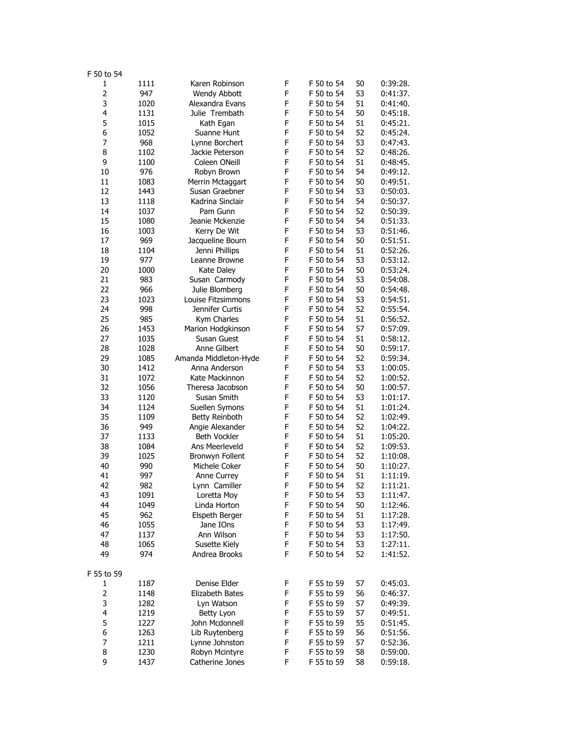F 50 to 54

| | | | | | | |
|---|---|---|---|---|---|---|
| 1 | 1111 | Karen Robinson | F | F 50 to 54 | 50 | 0:39:28. |
| 2 | 947 | Wendy Abbott | F | F 50 to 54 | 53 | 0:41:37. |
| 3 | 1020 | Alexandra Evans | F | F 50 to 54 | 51 | 0:41:40. |
| 4 | 1131 | Julie Trembath | F | F 50 to 54 | 50 | 0:45:18. |
| 5 | 1015 | Kath Egan | F | F 50 to 54 | 51 | 0:45:21. |
| 6 | 1052 | Suanne Hunt | F | F 50 to 54 | 52 | 0:45:24. |
| 7 | 968 | Lynne Borchert | F | F 50 to 54 | 53 | 0:47:43. |
| 8 | 1102 | Jackie Peterson | F | F 50 to 54 | 52 | 0:48:26. |
| 9 | 1100 | Coleen ONeill | F | F 50 to 54 | 51 | 0:48:45. |
| 10 | 976 | Robyn Brown | F | F 50 to 54 | 54 | 0:49:12. |
| 11 | 1083 | Merrin Mctaggart | F | F 50 to 54 | 50 | 0:49:51. |
| 12 | 1443 | Susan Graebner | F | F 50 to 54 | 53 | 0:50:03. |
| 13 | 1118 | Kadrina Sinclair | F | F 50 to 54 | 54 | 0:50:37. |
| 14 | 1037 | Pam Gunn | F | F 50 to 54 | 52 | 0:50:39. |
| 15 | 1080 | Jeanie Mckenzie | F | F 50 to 54 | 54 | 0:51:33. |
| 16 | 1003 | Kerry De Wit | F | F 50 to 54 | 53 | 0:51:46. |
| 17 | 969 | Jacqueline Bourn | F | F 50 to 54 | 50 | 0:51:51. |
| 18 | 1104 | Jenni Phillips | F | F 50 to 54 | 51 | 0:52:26. |
| 19 | 977 | Leanne Browne | F | F 50 to 54 | 53 | 0:53:12. |
| 20 | 1000 | Kate Daley | F | F 50 to 54 | 50 | 0:53:24. |
| 21 | 983 | Susan Carmody | F | F 50 to 54 | 53 | 0:54:08. |
| 22 | 966 | Julie Blomberg | F | F 50 to 54 | 50 | 0:54:48. |
| 23 | 1023 | Louise Fitzsimmons | F | F 50 to 54 | 53 | 0:54:51. |
| 24 | 998 | Jennifer Curtis | F | F 50 to 54 | 52 | 0:55:54. |
| 25 | 985 | Kym Charles | F | F 50 to 54 | 51 | 0:56:52. |
| 26 | 1453 | Marion Hodgkinson | F | F 50 to 54 | 57 | 0:57:09. |
| 27 | 1035 | Susan Guest | F | F 50 to 54 | 51 | 0:58:12. |
| 28 | 1028 | Anne Gilbert | F | F 50 to 54 | 50 | 0:59:17. |
| 29 | 1085 | Amanda Middleton-Hyde | F | F 50 to 54 | 52 | 0:59:34. |
| 30 | 1412 | Anna Anderson | F | F 50 to 54 | 53 | 1:00:05. |
| 31 | 1072 | Kate Mackinnon | F | F 50 to 54 | 52 | 1:00:52. |
| 32 | 1056 | Theresa Jacobson | F | F 50 to 54 | 50 | 1:00:57. |
| 33 | 1120 | Susan Smith | F | F 50 to 54 | 53 | 1:01:17. |
| 34 | 1124 | Suellen Symons | F | F 50 to 54 | 51 | 1:01:24. |
| 35 | 1109 | Betty Reinboth | F | F 50 to 54 | 52 | 1:02:49. |
| 36 | 949 | Angie Alexander | F | F 50 to 54 | 52 | 1:04:22. |
| 37 | 1133 | Beth Vockler | F | F 50 to 54 | 51 | 1:05:20. |
| 38 | 1084 | Ans Meerleveld | F | F 50 to 54 | 52 | 1:09:53. |
| 39 | 1025 | Bronwyn Follent | F | F 50 to 54 | 52 | 1:10:08. |
| 40 | 990 | Michele Coker | F | F 50 to 54 | 50 | 1:10:27. |
| 41 | 997 | Anne Currey | F | F 50 to 54 | 51 | 1:11:19. |
| 42 | 982 | Lynn Camiller | F | F 50 to 54 | 52 | 1:11:21. |
| 43 | 1091 | Loretta Moy | F | F 50 to 54 | 53 | 1:11:47. |
| 44 | 1049 | Linda Horton | F | F 50 to 54 | 50 | 1:12:46. |
| 45 | 962 | Elspeth Berger | F | F 50 to 54 | 51 | 1:17:28. |
| 46 | 1055 | Jane IOns | F | F 50 to 54 | 53 | 1:17:49. |
| 47 | 1137 | Ann Wilson | F | F 50 to 54 | 53 | 1:17:50. |
| 48 | 1065 | Susette Kiely | F | F 50 to 54 | 53 | 1:27:11. |
| 49 | 974 | Andrea Brooks | F | F 50 to 54 | 52 | 1:41:52. |

F 55 to 59

| | | | | | | |
|---|---|---|---|---|---|---|
| 1 | 1187 | Denise Elder | F | F 55 to 59 | 57 | 0:45:03. |
| 2 | 1148 | Elizabeth Bates | F | F 55 to 59 | 56 | 0:46:37. |
| 3 | 1282 | Lyn Watson | F | F 55 to 59 | 57 | 0:49:39. |
| 4 | 1219 | Betty Lyon | F | F 55 to 59 | 57 | 0:49:51. |
| 5 | 1227 | John Mcdonnell | F | F 55 to 59 | 55 | 0:51:45. |
| 6 | 1263 | Lib Ruytenberg | F | F 55 to 59 | 56 | 0:51:56. |
| 7 | 1211 | Lynne Johnston | F | F 55 to 59 | 57 | 0:52:36. |
| 8 | 1230 | Robyn Mcintyre | F | F 55 to 59 | 58 | 0:59:00. |
| 9 | 1437 | Catherine Jones | F | F 55 to 59 | 58 | 0:59:18. |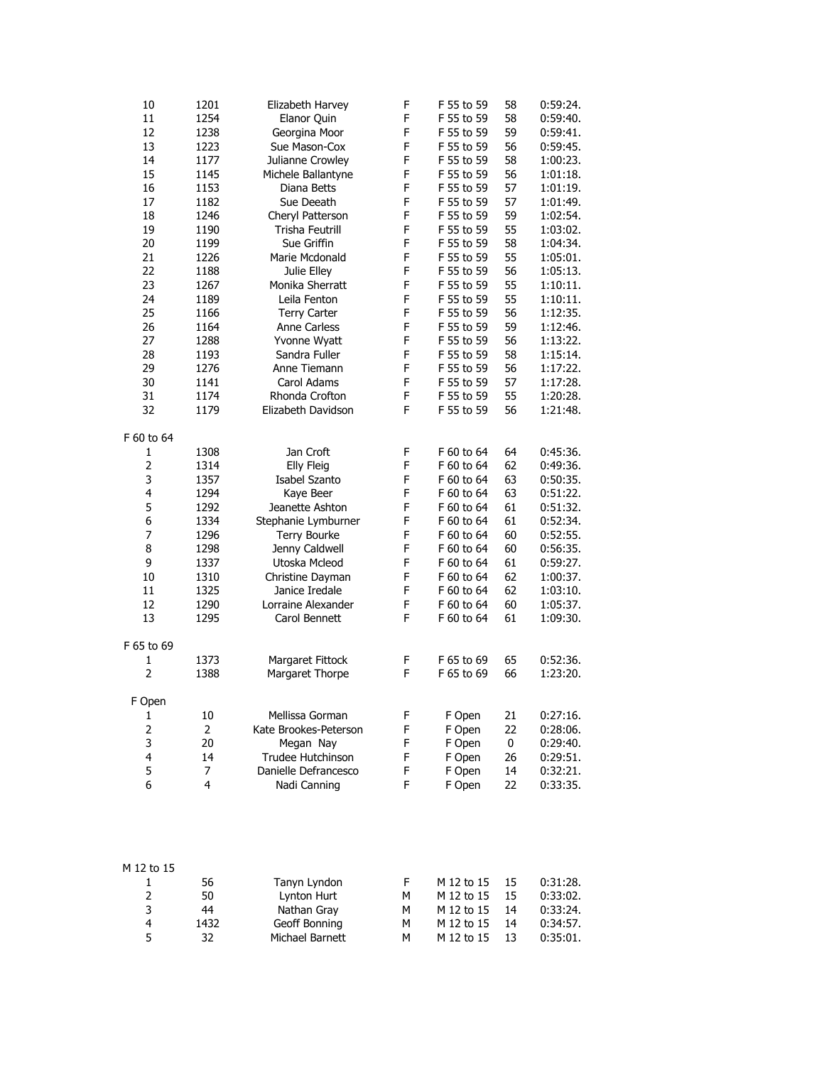| | | | | | | |
|---|---|---|---|---|---|---|
| 10 | 1201 | Elizabeth Harvey | F | F 55 to 59 | 58 | 0:59:24. |
| 11 | 1254 | Elanor Quin | F | F 55 to 59 | 58 | 0:59:40. |
| 12 | 1238 | Georgina Moor | F | F 55 to 59 | 59 | 0:59:41. |
| 13 | 1223 | Sue Mason-Cox | F | F 55 to 59 | 56 | 0:59:45. |
| 14 | 1177 | Julianne Crowley | F | F 55 to 59 | 58 | 1:00:23. |
| 15 | 1145 | Michele Ballantyne | F | F 55 to 59 | 56 | 1:01:18. |
| 16 | 1153 | Diana Betts | F | F 55 to 59 | 57 | 1:01:19. |
| 17 | 1182 | Sue Deeath | F | F 55 to 59 | 57 | 1:01:49. |
| 18 | 1246 | Cheryl Patterson | F | F 55 to 59 | 59 | 1:02:54. |
| 19 | 1190 | Trisha Feutrill | F | F 55 to 59 | 55 | 1:03:02. |
| 20 | 1199 | Sue Griffin | F | F 55 to 59 | 58 | 1:04:34. |
| 21 | 1226 | Marie Mcdonald | F | F 55 to 59 | 55 | 1:05:01. |
| 22 | 1188 | Julie Elley | F | F 55 to 59 | 56 | 1:05:13. |
| 23 | 1267 | Monika Sherratt | F | F 55 to 59 | 55 | 1:10:11. |
| 24 | 1189 | Leila Fenton | F | F 55 to 59 | 55 | 1:10:11. |
| 25 | 1166 | Terry Carter | F | F 55 to 59 | 56 | 1:12:35. |
| 26 | 1164 | Anne Carless | F | F 55 to 59 | 59 | 1:12:46. |
| 27 | 1288 | Yvonne Wyatt | F | F 55 to 59 | 56 | 1:13:22. |
| 28 | 1193 | Sandra Fuller | F | F 55 to 59 | 58 | 1:15:14. |
| 29 | 1276 | Anne Tiemann | F | F 55 to 59 | 56 | 1:17:22. |
| 30 | 1141 | Carol Adams | F | F 55 to 59 | 57 | 1:17:28. |
| 31 | 1174 | Rhonda Crofton | F | F 55 to 59 | 55 | 1:20:28. |
| 32 | 1179 | Elizabeth Davidson | F | F 55 to 59 | 56 | 1:21:48. |

F 60 to 64

| | | | | | | |
|---|---|---|---|---|---|---|
| 1 | 1308 | Jan Croft | F | F 60 to 64 | 64 | 0:45:36. |
| 2 | 1314 | Elly Fleig | F | F 60 to 64 | 62 | 0:49:36. |
| 3 | 1357 | Isabel Szanto | F | F 60 to 64 | 63 | 0:50:35. |
| 4 | 1294 | Kaye Beer | F | F 60 to 64 | 63 | 0:51:22. |
| 5 | 1292 | Jeanette Ashton | F | F 60 to 64 | 61 | 0:51:32. |
| 6 | 1334 | Stephanie Lymburner | F | F 60 to 64 | 61 | 0:52:34. |
| 7 | 1296 | Terry Bourke | F | F 60 to 64 | 60 | 0:52:55. |
| 8 | 1298 | Jenny Caldwell | F | F 60 to 64 | 60 | 0:56:35. |
| 9 | 1337 | Utoska Mcleod | F | F 60 to 64 | 61 | 0:59:27. |
| 10 | 1310 | Christine Dayman | F | F 60 to 64 | 62 | 1:00:37. |
| 11 | 1325 | Janice Iredale | F | F 60 to 64 | 62 | 1:03:10. |
| 12 | 1290 | Lorraine Alexander | F | F 60 to 64 | 60 | 1:05:37. |
| 13 | 1295 | Carol Bennett | F | F 60 to 64 | 61 | 1:09:30. |

F 65 to 69

| | | | | | | |
|---|---|---|---|---|---|---|
| 1 | 1373 | Margaret Fittock | F | F 65 to 69 | 65 | 0:52:36. |
| 2 | 1388 | Margaret Thorpe | F | F 65 to 69 | 66 | 1:23:20. |

F Open

| | | | | | | |
|---|---|---|---|---|---|---|
| 1 | 10 | Mellissa Gorman | F | F Open | 21 | 0:27:16. |
| 2 | 2 | Kate Brookes-Peterson | F | F Open | 22 | 0:28:06. |
| 3 | 20 | Megan Nay | F | F Open | 0 | 0:29:40. |
| 4 | 14 | Trudee Hutchinson | F | F Open | 26 | 0:29:51. |
| 5 | 7 | Danielle Defrancesco | F | F Open | 14 | 0:32:21. |
| 6 | 4 | Nadi Canning | F | F Open | 22 | 0:33:35. |

M 12 to 15

| | | | | | | |
|---|---|---|---|---|---|---|
| 1 | 56 | Tanyn Lyndon | F | M 12 to 15 | 15 | 0:31:28. |
| 2 | 50 | Lynton Hurt | M | M 12 to 15 | 15 | 0:33:02. |
| 3 | 44 | Nathan Gray | M | M 12 to 15 | 14 | 0:33:24. |
| 4 | 1432 | Geoff Bonning | M | M 12 to 15 | 14 | 0:34:57. |
| 5 | 32 | Michael Barnett | M | M 12 to 15 | 13 | 0:35:01. |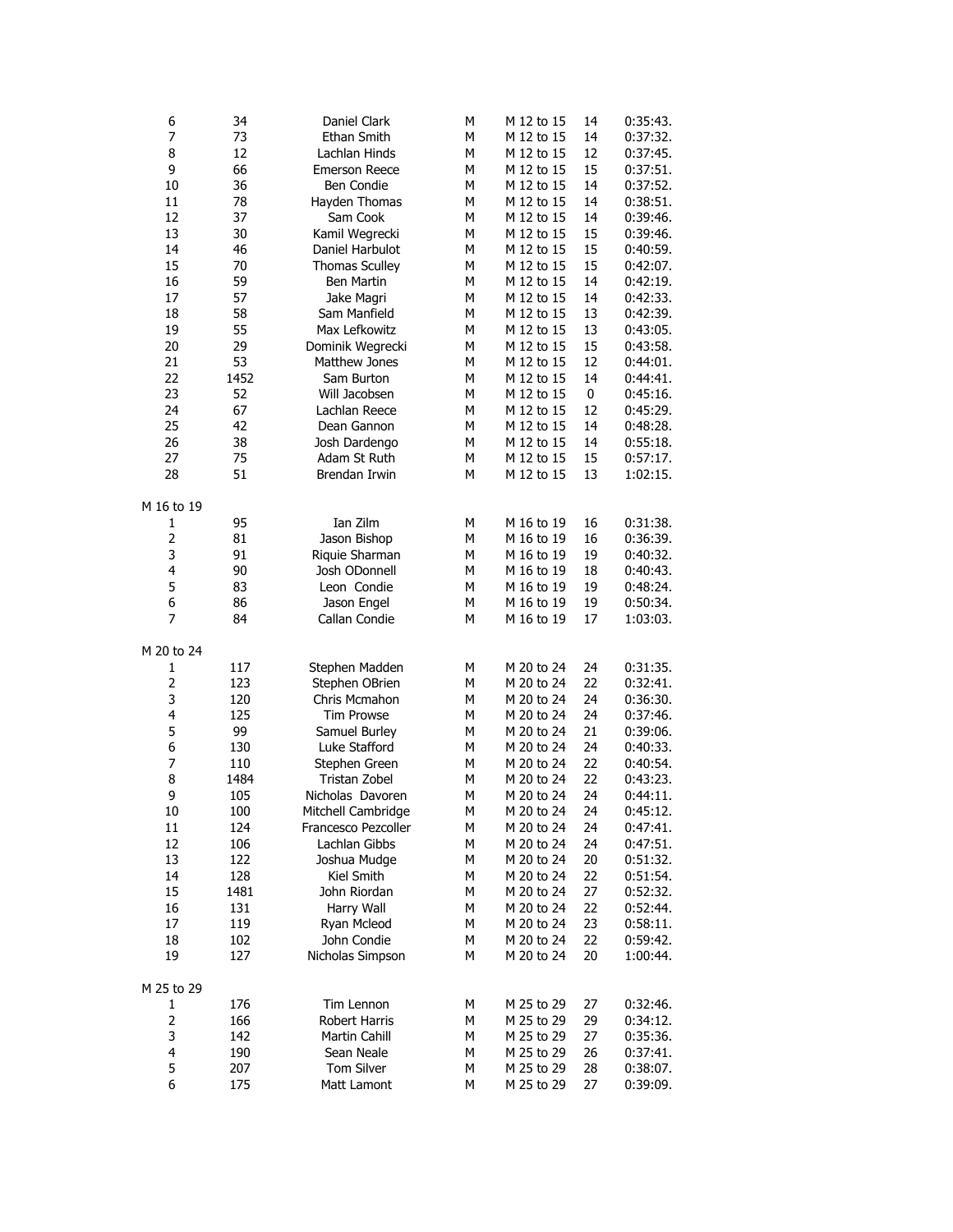| | | | | | | |
|---|---|---|---|---|---|---|
| 6 | 34 | Daniel Clark | M | M 12 to 15 | 14 | 0:35:43. |
| 7 | 73 | Ethan Smith | M | M 12 to 15 | 14 | 0:37:32. |
| 8 | 12 | Lachlan Hinds | M | M 12 to 15 | 12 | 0:37:45. |
| 9 | 66 | Emerson Reece | M | M 12 to 15 | 15 | 0:37:51. |
| 10 | 36 | Ben Condie | M | M 12 to 15 | 14 | 0:37:52. |
| 11 | 78 | Hayden Thomas | M | M 12 to 15 | 14 | 0:38:51. |
| 12 | 37 | Sam Cook | M | M 12 to 15 | 14 | 0:39:46. |
| 13 | 30 | Kamil Wegrecki | M | M 12 to 15 | 15 | 0:39:46. |
| 14 | 46 | Daniel Harbulot | M | M 12 to 15 | 15 | 0:40:59. |
| 15 | 70 | Thomas Sculley | M | M 12 to 15 | 15 | 0:42:07. |
| 16 | 59 | Ben Martin | M | M 12 to 15 | 14 | 0:42:19. |
| 17 | 57 | Jake Magri | M | M 12 to 15 | 14 | 0:42:33. |
| 18 | 58 | Sam Manfield | M | M 12 to 15 | 13 | 0:42:39. |
| 19 | 55 | Max Lefkowitz | M | M 12 to 15 | 13 | 0:43:05. |
| 20 | 29 | Dominik Wegrecki | M | M 12 to 15 | 15 | 0:43:58. |
| 21 | 53 | Matthew Jones | M | M 12 to 15 | 12 | 0:44:01. |
| 22 | 1452 | Sam Burton | M | M 12 to 15 | 14 | 0:44:41. |
| 23 | 52 | Will Jacobsen | M | M 12 to 15 | 0 | 0:45:16. |
| 24 | 67 | Lachlan Reece | M | M 12 to 15 | 12 | 0:45:29. |
| 25 | 42 | Dean Gannon | M | M 12 to 15 | 14 | 0:48:28. |
| 26 | 38 | Josh Dardengo | M | M 12 to 15 | 14 | 0:55:18. |
| 27 | 75 | Adam St Ruth | M | M 12 to 15 | 15 | 0:57:17. |
| 28 | 51 | Brendan Irwin | M | M 12 to 15 | 13 | 1:02:15. |

M 16 to 19

| | | | | | | |
|---|---|---|---|---|---|---|
| 1 | 95 | Ian Zilm | M | M 16 to 19 | 16 | 0:31:38. |
| 2 | 81 | Jason Bishop | M | M 16 to 19 | 16 | 0:36:39. |
| 3 | 91 | Riquie Sharman | M | M 16 to 19 | 19 | 0:40:32. |
| 4 | 90 | Josh ODonnell | M | M 16 to 19 | 18 | 0:40:43. |
| 5 | 83 | Leon Condie | M | M 16 to 19 | 19 | 0:48:24. |
| 6 | 86 | Jason Engel | M | M 16 to 19 | 19 | 0:50:34. |
| 7 | 84 | Callan Condie | M | M 16 to 19 | 17 | 1:03:03. |

M 20 to 24

| | | | | | | |
|---|---|---|---|---|---|---|
| 1 | 117 | Stephen Madden | M | M 20 to 24 | 24 | 0:31:35. |
| 2 | 123 | Stephen OBrien | M | M 20 to 24 | 22 | 0:32:41. |
| 3 | 120 | Chris Mcmahon | M | M 20 to 24 | 24 | 0:36:30. |
| 4 | 125 | Tim Prowse | M | M 20 to 24 | 24 | 0:37:46. |
| 5 | 99 | Samuel Burley | M | M 20 to 24 | 21 | 0:39:06. |
| 6 | 130 | Luke Stafford | M | M 20 to 24 | 24 | 0:40:33. |
| 7 | 110 | Stephen Green | M | M 20 to 24 | 22 | 0:40:54. |
| 8 | 1484 | Tristan Zobel | M | M 20 to 24 | 22 | 0:43:23. |
| 9 | 105 | Nicholas Davoren | M | M 20 to 24 | 24 | 0:44:11. |
| 10 | 100 | Mitchell Cambridge | M | M 20 to 24 | 24 | 0:45:12. |
| 11 | 124 | Francesco Pezcoller | M | M 20 to 24 | 24 | 0:47:41. |
| 12 | 106 | Lachlan Gibbs | M | M 20 to 24 | 24 | 0:47:51. |
| 13 | 122 | Joshua Mudge | M | M 20 to 24 | 20 | 0:51:32. |
| 14 | 128 | Kiel Smith | M | M 20 to 24 | 22 | 0:51:54. |
| 15 | 1481 | John Riordan | M | M 20 to 24 | 27 | 0:52:32. |
| 16 | 131 | Harry Wall | M | M 20 to 24 | 22 | 0:52:44. |
| 17 | 119 | Ryan Mcleod | M | M 20 to 24 | 23 | 0:58:11. |
| 18 | 102 | John Condie | M | M 20 to 24 | 22 | 0:59:42. |
| 19 | 127 | Nicholas Simpson | M | M 20 to 24 | 20 | 1:00:44. |

M 25 to 29

| | | | | | | |
|---|---|---|---|---|---|---|
| 1 | 176 | Tim Lennon | M | M 25 to 29 | 27 | 0:32:46. |
| 2 | 166 | Robert Harris | M | M 25 to 29 | 29 | 0:34:12. |
| 3 | 142 | Martin Cahill | M | M 25 to 29 | 27 | 0:35:36. |
| 4 | 190 | Sean Neale | M | M 25 to 29 | 26 | 0:37:41. |
| 5 | 207 | Tom Silver | M | M 25 to 29 | 28 | 0:38:07. |
| 6 | 175 | Matt Lamont | M | M 25 to 29 | 27 | 0:39:09. |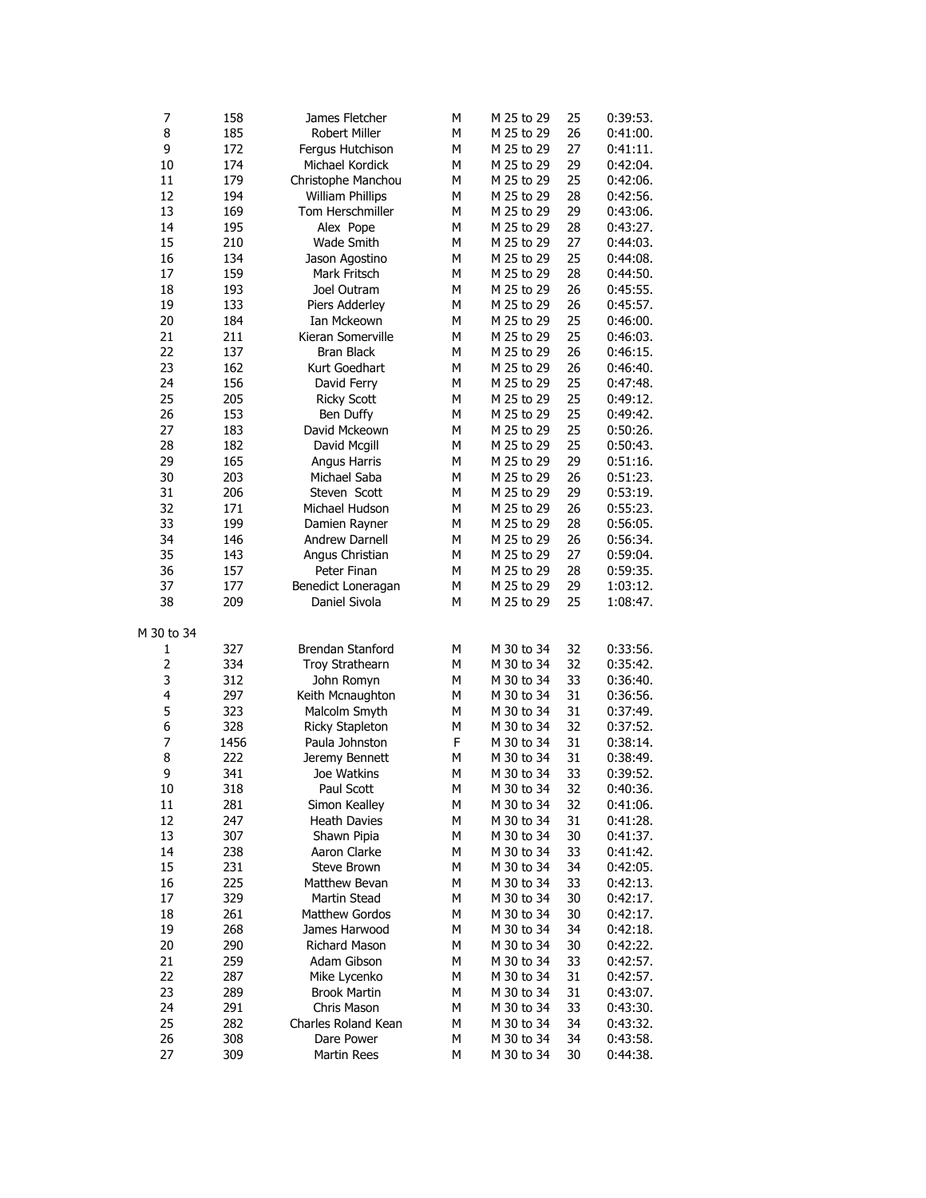| | | | | | | |
|---|---|---|---|---|---|---|
| 7 | 158 | James Fletcher | M | M 25 to 29 | 25 | 0:39:53. |
| 8 | 185 | Robert Miller | M | M 25 to 29 | 26 | 0:41:00. |
| 9 | 172 | Fergus Hutchison | M | M 25 to 29 | 27 | 0:41:11. |
| 10 | 174 | Michael Kordick | M | M 25 to 29 | 29 | 0:42:04. |
| 11 | 179 | Christophe Manchou | M | M 25 to 29 | 25 | 0:42:06. |
| 12 | 194 | William Phillips | M | M 25 to 29 | 28 | 0:42:56. |
| 13 | 169 | Tom Herschmiller | M | M 25 to 29 | 29 | 0:43:06. |
| 14 | 195 | Alex Pope | M | M 25 to 29 | 28 | 0:43:27. |
| 15 | 210 | Wade Smith | M | M 25 to 29 | 27 | 0:44:03. |
| 16 | 134 | Jason Agostino | M | M 25 to 29 | 25 | 0:44:08. |
| 17 | 159 | Mark Fritsch | M | M 25 to 29 | 28 | 0:44:50. |
| 18 | 193 | Joel Outram | M | M 25 to 29 | 26 | 0:45:55. |
| 19 | 133 | Piers Adderley | M | M 25 to 29 | 26 | 0:45:57. |
| 20 | 184 | Ian Mckeown | M | M 25 to 29 | 25 | 0:46:00. |
| 21 | 211 | Kieran Somerville | M | M 25 to 29 | 25 | 0:46:03. |
| 22 | 137 | Bran Black | M | M 25 to 29 | 26 | 0:46:15. |
| 23 | 162 | Kurt Goedhart | M | M 25 to 29 | 26 | 0:46:40. |
| 24 | 156 | David Ferry | M | M 25 to 29 | 25 | 0:47:48. |
| 25 | 205 | Ricky Scott | M | M 25 to 29 | 25 | 0:49:12. |
| 26 | 153 | Ben Duffy | M | M 25 to 29 | 25 | 0:49:42. |
| 27 | 183 | David Mckeown | M | M 25 to 29 | 25 | 0:50:26. |
| 28 | 182 | David Mcgill | M | M 25 to 29 | 25 | 0:50:43. |
| 29 | 165 | Angus Harris | M | M 25 to 29 | 29 | 0:51:16. |
| 30 | 203 | Michael Saba | M | M 25 to 29 | 26 | 0:51:23. |
| 31 | 206 | Steven Scott | M | M 25 to 29 | 29 | 0:53:19. |
| 32 | 171 | Michael Hudson | M | M 25 to 29 | 26 | 0:55:23. |
| 33 | 199 | Damien Rayner | M | M 25 to 29 | 28 | 0:56:05. |
| 34 | 146 | Andrew Darnell | M | M 25 to 29 | 26 | 0:56:34. |
| 35 | 143 | Angus Christian | M | M 25 to 29 | 27 | 0:59:04. |
| 36 | 157 | Peter Finan | M | M 25 to 29 | 28 | 0:59:35. |
| 37 | 177 | Benedict Loneragan | M | M 25 to 29 | 29 | 1:03:12. |
| 38 | 209 | Daniel Sivola | M | M 25 to 29 | 25 | 1:08:47. |

M 30 to 34

| | | | | | | |
|---|---|---|---|---|---|---|
| 1 | 327 | Brendan Stanford | M | M 30 to 34 | 32 | 0:33:56. |
| 2 | 334 | Troy Strathearn | M | M 30 to 34 | 32 | 0:35:42. |
| 3 | 312 | John Romyn | M | M 30 to 34 | 33 | 0:36:40. |
| 4 | 297 | Keith Mcnaughton | M | M 30 to 34 | 31 | 0:36:56. |
| 5 | 323 | Malcolm Smyth | M | M 30 to 34 | 31 | 0:37:49. |
| 6 | 328 | Ricky Stapleton | M | M 30 to 34 | 32 | 0:37:52. |
| 7 | 1456 | Paula Johnston | F | M 30 to 34 | 31 | 0:38:14. |
| 8 | 222 | Jeremy Bennett | M | M 30 to 34 | 31 | 0:38:49. |
| 9 | 341 | Joe Watkins | M | M 30 to 34 | 33 | 0:39:52. |
| 10 | 318 | Paul Scott | M | M 30 to 34 | 32 | 0:40:36. |
| 11 | 281 | Simon Kealley | M | M 30 to 34 | 32 | 0:41:06. |
| 12 | 247 | Heath Davies | M | M 30 to 34 | 31 | 0:41:28. |
| 13 | 307 | Shawn Pipia | M | M 30 to 34 | 30 | 0:41:37. |
| 14 | 238 | Aaron Clarke | M | M 30 to 34 | 33 | 0:41:42. |
| 15 | 231 | Steve Brown | M | M 30 to 34 | 34 | 0:42:05. |
| 16 | 225 | Matthew Bevan | M | M 30 to 34 | 33 | 0:42:13. |
| 17 | 329 | Martin Stead | M | M 30 to 34 | 30 | 0:42:17. |
| 18 | 261 | Matthew Gordos | M | M 30 to 34 | 30 | 0:42:17. |
| 19 | 268 | James Harwood | M | M 30 to 34 | 34 | 0:42:18. |
| 20 | 290 | Richard Mason | M | M 30 to 34 | 30 | 0:42:22. |
| 21 | 259 | Adam Gibson | M | M 30 to 34 | 33 | 0:42:57. |
| 22 | 287 | Mike Lycenko | M | M 30 to 34 | 31 | 0:42:57. |
| 23 | 289 | Brook Martin | M | M 30 to 34 | 31 | 0:43:07. |
| 24 | 291 | Chris Mason | M | M 30 to 34 | 33 | 0:43:30. |
| 25 | 282 | Charles Roland Kean | M | M 30 to 34 | 34 | 0:43:32. |
| 26 | 308 | Dare Power | M | M 30 to 34 | 34 | 0:43:58. |
| 27 | 309 | Martin Rees | M | M 30 to 34 | 30 | 0:44:38. |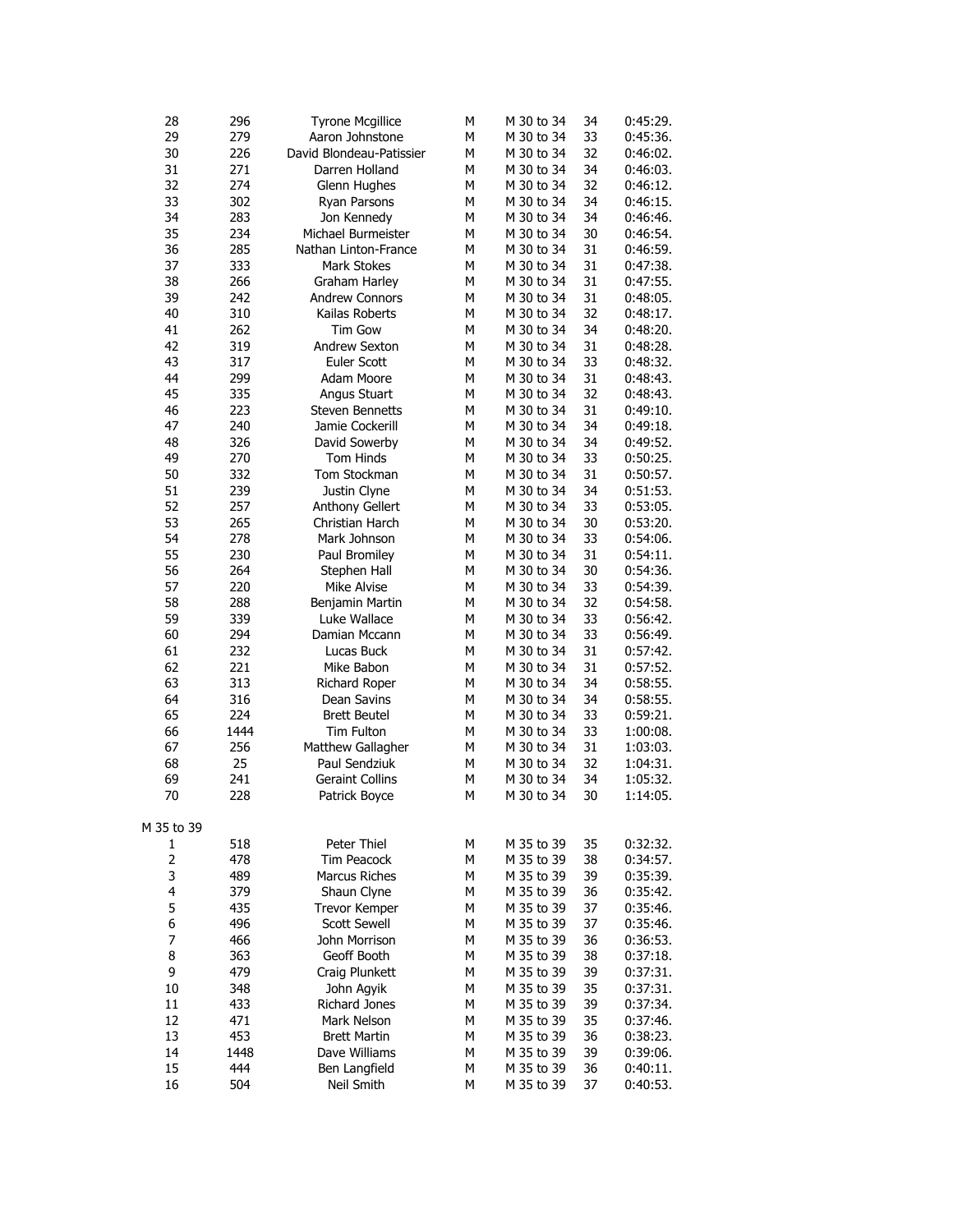| | | | | | | |
|---|---|---|---|---|---|---|
| 28 | 296 | Tyrone Mcgillice | M | M 30 to 34 | 34 | 0:45:29. |
| 29 | 279 | Aaron Johnstone | M | M 30 to 34 | 33 | 0:45:36. |
| 30 | 226 | David Blondeau-Patissier | M | M 30 to 34 | 32 | 0:46:02. |
| 31 | 271 | Darren Holland | M | M 30 to 34 | 34 | 0:46:03. |
| 32 | 274 | Glenn Hughes | M | M 30 to 34 | 32 | 0:46:12. |
| 33 | 302 | Ryan Parsons | M | M 30 to 34 | 34 | 0:46:15. |
| 34 | 283 | Jon Kennedy | M | M 30 to 34 | 34 | 0:46:46. |
| 35 | 234 | Michael Burmeister | M | M 30 to 34 | 30 | 0:46:54. |
| 36 | 285 | Nathan Linton-France | M | M 30 to 34 | 31 | 0:46:59. |
| 37 | 333 | Mark Stokes | M | M 30 to 34 | 31 | 0:47:38. |
| 38 | 266 | Graham Harley | M | M 30 to 34 | 31 | 0:47:55. |
| 39 | 242 | Andrew Connors | M | M 30 to 34 | 31 | 0:48:05. |
| 40 | 310 | Kailas Roberts | M | M 30 to 34 | 32 | 0:48:17. |
| 41 | 262 | Tim Gow | M | M 30 to 34 | 34 | 0:48:20. |
| 42 | 319 | Andrew Sexton | M | M 30 to 34 | 31 | 0:48:28. |
| 43 | 317 | Euler Scott | M | M 30 to 34 | 33 | 0:48:32. |
| 44 | 299 | Adam Moore | M | M 30 to 34 | 31 | 0:48:43. |
| 45 | 335 | Angus Stuart | M | M 30 to 34 | 32 | 0:48:43. |
| 46 | 223 | Steven Bennetts | M | M 30 to 34 | 31 | 0:49:10. |
| 47 | 240 | Jamie Cockerill | M | M 30 to 34 | 34 | 0:49:18. |
| 48 | 326 | David Sowerby | M | M 30 to 34 | 34 | 0:49:52. |
| 49 | 270 | Tom Hinds | M | M 30 to 34 | 33 | 0:50:25. |
| 50 | 332 | Tom Stockman | M | M 30 to 34 | 31 | 0:50:57. |
| 51 | 239 | Justin Clyne | M | M 30 to 34 | 34 | 0:51:53. |
| 52 | 257 | Anthony Gellert | M | M 30 to 34 | 33 | 0:53:05. |
| 53 | 265 | Christian Harch | M | M 30 to 34 | 30 | 0:53:20. |
| 54 | 278 | Mark Johnson | M | M 30 to 34 | 33 | 0:54:06. |
| 55 | 230 | Paul Bromiley | M | M 30 to 34 | 31 | 0:54:11. |
| 56 | 264 | Stephen Hall | M | M 30 to 34 | 30 | 0:54:36. |
| 57 | 220 | Mike Alvise | M | M 30 to 34 | 33 | 0:54:39. |
| 58 | 288 | Benjamin Martin | M | M 30 to 34 | 32 | 0:54:58. |
| 59 | 339 | Luke Wallace | M | M 30 to 34 | 33 | 0:56:42. |
| 60 | 294 | Damian Mccann | M | M 30 to 34 | 33 | 0:56:49. |
| 61 | 232 | Lucas Buck | M | M 30 to 34 | 31 | 0:57:42. |
| 62 | 221 | Mike Babon | M | M 30 to 34 | 31 | 0:57:52. |
| 63 | 313 | Richard Roper | M | M 30 to 34 | 34 | 0:58:55. |
| 64 | 316 | Dean Savins | M | M 30 to 34 | 34 | 0:58:55. |
| 65 | 224 | Brett Beutel | M | M 30 to 34 | 33 | 0:59:21. |
| 66 | 1444 | Tim Fulton | M | M 30 to 34 | 33 | 1:00:08. |
| 67 | 256 | Matthew Gallagher | M | M 30 to 34 | 31 | 1:03:03. |
| 68 | 25 | Paul Sendziuk | M | M 30 to 34 | 32 | 1:04:31. |
| 69 | 241 | Geraint Collins | M | M 30 to 34 | 34 | 1:05:32. |
| 70 | 228 | Patrick Boyce | M | M 30 to 34 | 30 | 1:14:05. |

M 35 to 39

| | | | | | | |
|---|---|---|---|---|---|---|
| 1 | 518 | Peter Thiel | M | M 35 to 39 | 35 | 0:32:32. |
| 2 | 478 | Tim Peacock | M | M 35 to 39 | 38 | 0:34:57. |
| 3 | 489 | Marcus Riches | M | M 35 to 39 | 39 | 0:35:39. |
| 4 | 379 | Shaun Clyne | M | M 35 to 39 | 36 | 0:35:42. |
| 5 | 435 | Trevor Kemper | M | M 35 to 39 | 37 | 0:35:46. |
| 6 | 496 | Scott Sewell | M | M 35 to 39 | 37 | 0:35:46. |
| 7 | 466 | John Morrison | M | M 35 to 39 | 36 | 0:36:53. |
| 8 | 363 | Geoff Booth | M | M 35 to 39 | 38 | 0:37:18. |
| 9 | 479 | Craig Plunkett | M | M 35 to 39 | 39 | 0:37:31. |
| 10 | 348 | John Agyik | M | M 35 to 39 | 35 | 0:37:31. |
| 11 | 433 | Richard Jones | M | M 35 to 39 | 39 | 0:37:34. |
| 12 | 471 | Mark Nelson | M | M 35 to 39 | 35 | 0:37:46. |
| 13 | 453 | Brett Martin | M | M 35 to 39 | 36 | 0:38:23. |
| 14 | 1448 | Dave Williams | M | M 35 to 39 | 39 | 0:39:06. |
| 15 | 444 | Ben Langfield | M | M 35 to 39 | 36 | 0:40:11. |
| 16 | 504 | Neil Smith | M | M 35 to 39 | 37 | 0:40:53. |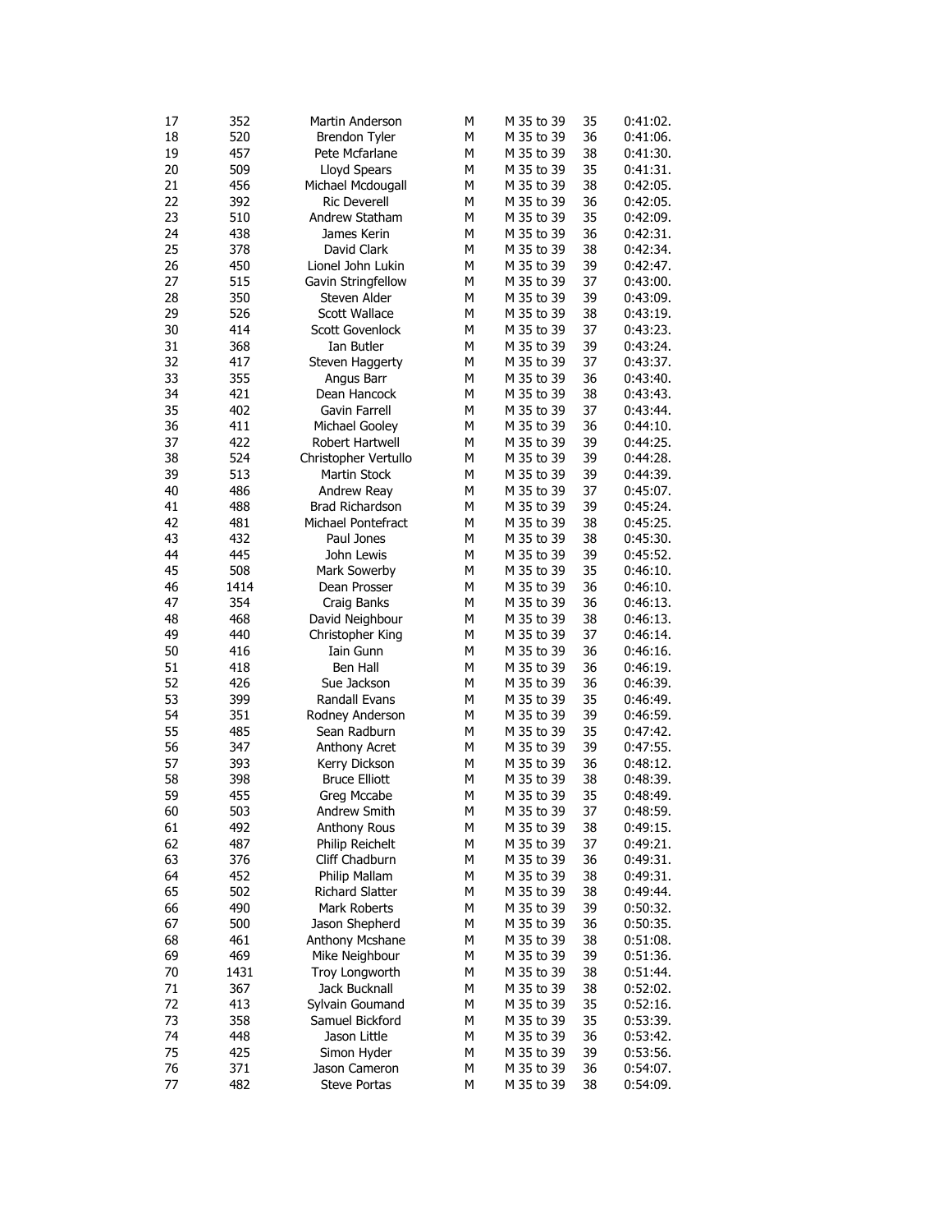| | | | | | | |
|---|---|---|---|---|---|---|
| 17 | 352 | Martin Anderson | M | M 35 to 39 | 35 | 0:41:02. |
| 18 | 520 | Brendon Tyler | M | M 35 to 39 | 36 | 0:41:06. |
| 19 | 457 | Pete Mcfarlane | M | M 35 to 39 | 38 | 0:41:30. |
| 20 | 509 | Lloyd Spears | M | M 35 to 39 | 35 | 0:41:31. |
| 21 | 456 | Michael Mcdougall | M | M 35 to 39 | 38 | 0:42:05. |
| 22 | 392 | Ric Deverell | M | M 35 to 39 | 36 | 0:42:05. |
| 23 | 510 | Andrew Statham | M | M 35 to 39 | 35 | 0:42:09. |
| 24 | 438 | James Kerin | M | M 35 to 39 | 36 | 0:42:31. |
| 25 | 378 | David Clark | M | M 35 to 39 | 38 | 0:42:34. |
| 26 | 450 | Lionel John Lukin | M | M 35 to 39 | 39 | 0:42:47. |
| 27 | 515 | Gavin Stringfellow | M | M 35 to 39 | 37 | 0:43:00. |
| 28 | 350 | Steven Alder | M | M 35 to 39 | 39 | 0:43:09. |
| 29 | 526 | Scott Wallace | M | M 35 to 39 | 38 | 0:43:19. |
| 30 | 414 | Scott Govenlock | M | M 35 to 39 | 37 | 0:43:23. |
| 31 | 368 | Ian Butler | M | M 35 to 39 | 39 | 0:43:24. |
| 32 | 417 | Steven Haggerty | M | M 35 to 39 | 37 | 0:43:37. |
| 33 | 355 | Angus Barr | M | M 35 to 39 | 36 | 0:43:40. |
| 34 | 421 | Dean Hancock | M | M 35 to 39 | 38 | 0:43:43. |
| 35 | 402 | Gavin Farrell | M | M 35 to 39 | 37 | 0:43:44. |
| 36 | 411 | Michael Gooley | M | M 35 to 39 | 36 | 0:44:10. |
| 37 | 422 | Robert Hartwell | M | M 35 to 39 | 39 | 0:44:25. |
| 38 | 524 | Christopher Vertullo | M | M 35 to 39 | 39 | 0:44:28. |
| 39 | 513 | Martin Stock | M | M 35 to 39 | 39 | 0:44:39. |
| 40 | 486 | Andrew Reay | M | M 35 to 39 | 37 | 0:45:07. |
| 41 | 488 | Brad Richardson | M | M 35 to 39 | 39 | 0:45:24. |
| 42 | 481 | Michael Pontefract | M | M 35 to 39 | 38 | 0:45:25. |
| 43 | 432 | Paul Jones | M | M 35 to 39 | 38 | 0:45:30. |
| 44 | 445 | John Lewis | M | M 35 to 39 | 39 | 0:45:52. |
| 45 | 508 | Mark Sowerby | M | M 35 to 39 | 35 | 0:46:10. |
| 46 | 1414 | Dean Prosser | M | M 35 to 39 | 36 | 0:46:10. |
| 47 | 354 | Craig Banks | M | M 35 to 39 | 36 | 0:46:13. |
| 48 | 468 | David Neighbour | M | M 35 to 39 | 38 | 0:46:13. |
| 49 | 440 | Christopher King | M | M 35 to 39 | 37 | 0:46:14. |
| 50 | 416 | Iain Gunn | M | M 35 to 39 | 36 | 0:46:16. |
| 51 | 418 | Ben Hall | M | M 35 to 39 | 36 | 0:46:19. |
| 52 | 426 | Sue Jackson | M | M 35 to 39 | 36 | 0:46:39. |
| 53 | 399 | Randall Evans | M | M 35 to 39 | 35 | 0:46:49. |
| 54 | 351 | Rodney Anderson | M | M 35 to 39 | 39 | 0:46:59. |
| 55 | 485 | Sean Radburn | M | M 35 to 39 | 35 | 0:47:42. |
| 56 | 347 | Anthony Acret | M | M 35 to 39 | 39 | 0:47:55. |
| 57 | 393 | Kerry Dickson | M | M 35 to 39 | 36 | 0:48:12. |
| 58 | 398 | Bruce Elliott | M | M 35 to 39 | 38 | 0:48:39. |
| 59 | 455 | Greg Mccabe | M | M 35 to 39 | 35 | 0:48:49. |
| 60 | 503 | Andrew Smith | M | M 35 to 39 | 37 | 0:48:59. |
| 61 | 492 | Anthony Rous | M | M 35 to 39 | 38 | 0:49:15. |
| 62 | 487 | Philip Reichelt | M | M 35 to 39 | 37 | 0:49:21. |
| 63 | 376 | Cliff Chadburn | M | M 35 to 39 | 36 | 0:49:31. |
| 64 | 452 | Philip Mallam | M | M 35 to 39 | 38 | 0:49:31. |
| 65 | 502 | Richard Slatter | M | M 35 to 39 | 38 | 0:49:44. |
| 66 | 490 | Mark Roberts | M | M 35 to 39 | 39 | 0:50:32. |
| 67 | 500 | Jason Shepherd | M | M 35 to 39 | 36 | 0:50:35. |
| 68 | 461 | Anthony Mcshane | M | M 35 to 39 | 38 | 0:51:08. |
| 69 | 469 | Mike Neighbour | M | M 35 to 39 | 39 | 0:51:36. |
| 70 | 1431 | Troy Longworth | M | M 35 to 39 | 38 | 0:51:44. |
| 71 | 367 | Jack Bucknall | M | M 35 to 39 | 38 | 0:52:02. |
| 72 | 413 | Sylvain Goumand | M | M 35 to 39 | 35 | 0:52:16. |
| 73 | 358 | Samuel Bickford | M | M 35 to 39 | 35 | 0:53:39. |
| 74 | 448 | Jason Little | M | M 35 to 39 | 36 | 0:53:42. |
| 75 | 425 | Simon Hyder | M | M 35 to 39 | 39 | 0:53:56. |
| 76 | 371 | Jason Cameron | M | M 35 to 39 | 36 | 0:54:07. |
| 77 | 482 | Steve Portas | M | M 35 to 39 | 38 | 0:54:09. |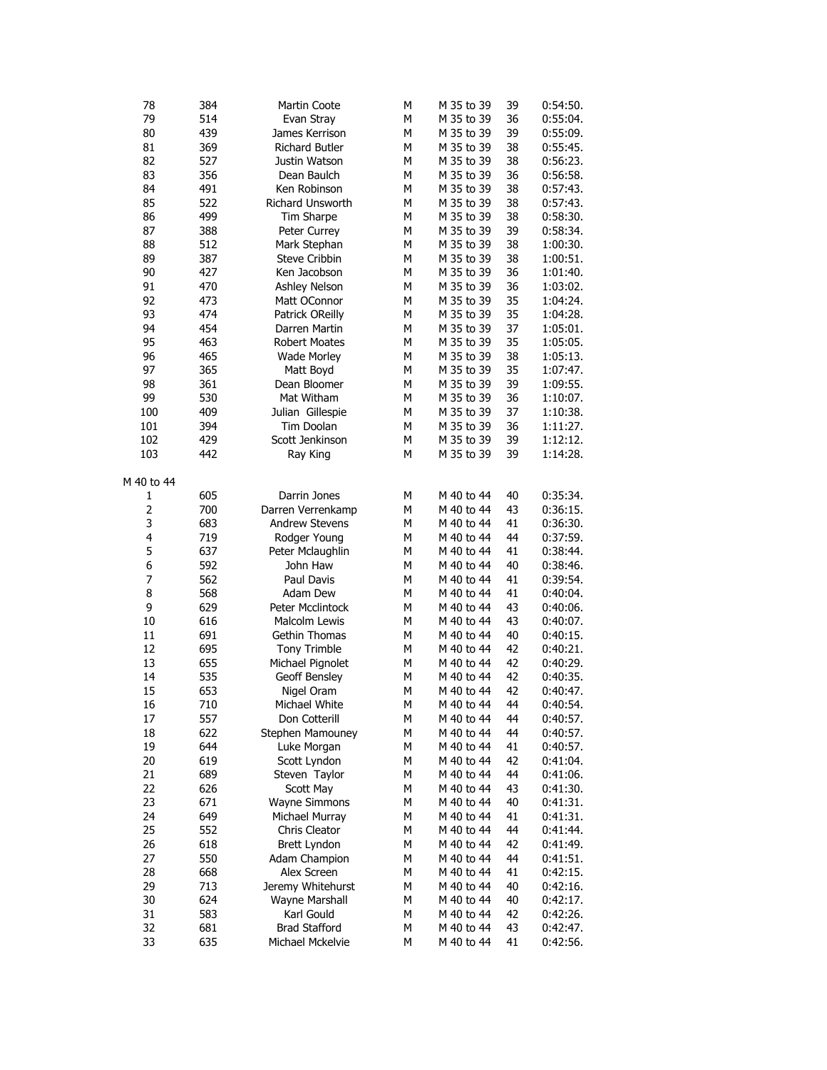| | | | | | | |
|---|---|---|---|---|---|---|
| 78 | 384 | Martin Coote | M | M 35 to 39 | 39 | 0:54:50. |
| 79 | 514 | Evan Stray | M | M 35 to 39 | 36 | 0:55:04. |
| 80 | 439 | James Kerrison | M | M 35 to 39 | 39 | 0:55:09. |
| 81 | 369 | Richard Butler | M | M 35 to 39 | 38 | 0:55:45. |
| 82 | 527 | Justin Watson | M | M 35 to 39 | 38 | 0:56:23. |
| 83 | 356 | Dean Baulch | M | M 35 to 39 | 36 | 0:56:58. |
| 84 | 491 | Ken Robinson | M | M 35 to 39 | 38 | 0:57:43. |
| 85 | 522 | Richard Unsworth | M | M 35 to 39 | 38 | 0:57:43. |
| 86 | 499 | Tim Sharpe | M | M 35 to 39 | 38 | 0:58:30. |
| 87 | 388 | Peter Currey | M | M 35 to 39 | 39 | 0:58:34. |
| 88 | 512 | Mark Stephan | M | M 35 to 39 | 38 | 1:00:30. |
| 89 | 387 | Steve Cribbin | M | M 35 to 39 | 38 | 1:00:51. |
| 90 | 427 | Ken Jacobson | M | M 35 to 39 | 36 | 1:01:40. |
| 91 | 470 | Ashley Nelson | M | M 35 to 39 | 36 | 1:03:02. |
| 92 | 473 | Matt OConnor | M | M 35 to 39 | 35 | 1:04:24. |
| 93 | 474 | Patrick OReilly | M | M 35 to 39 | 35 | 1:04:28. |
| 94 | 454 | Darren Martin | M | M 35 to 39 | 37 | 1:05:01. |
| 95 | 463 | Robert Moates | M | M 35 to 39 | 35 | 1:05:05. |
| 96 | 465 | Wade Morley | M | M 35 to 39 | 38 | 1:05:13. |
| 97 | 365 | Matt Boyd | M | M 35 to 39 | 35 | 1:07:47. |
| 98 | 361 | Dean Bloomer | M | M 35 to 39 | 39 | 1:09:55. |
| 99 | 530 | Mat Witham | M | M 35 to 39 | 36 | 1:10:07. |
| 100 | 409 | Julian Gillespie | M | M 35 to 39 | 37 | 1:10:38. |
| 101 | 394 | Tim Doolan | M | M 35 to 39 | 36 | 1:11:27. |
| 102 | 429 | Scott Jenkinson | M | M 35 to 39 | 39 | 1:12:12. |
| 103 | 442 | Ray King | M | M 35 to 39 | 39 | 1:14:28. |

M 40 to 44

| | | | | | | |
|---|---|---|---|---|---|---|
| 1 | 605 | Darrin Jones | M | M 40 to 44 | 40 | 0:35:34. |
| 2 | 700 | Darren Verrenkamp | M | M 40 to 44 | 43 | 0:36:15. |
| 3 | 683 | Andrew Stevens | M | M 40 to 44 | 41 | 0:36:30. |
| 4 | 719 | Rodger Young | M | M 40 to 44 | 44 | 0:37:59. |
| 5 | 637 | Peter Mclaughlin | M | M 40 to 44 | 41 | 0:38:44. |
| 6 | 592 | John Haw | M | M 40 to 44 | 40 | 0:38:46. |
| 7 | 562 | Paul Davis | M | M 40 to 44 | 41 | 0:39:54. |
| 8 | 568 | Adam Dew | M | M 40 to 44 | 41 | 0:40:04. |
| 9 | 629 | Peter Mcclintock | M | M 40 to 44 | 43 | 0:40:06. |
| 10 | 616 | Malcolm Lewis | M | M 40 to 44 | 43 | 0:40:07. |
| 11 | 691 | Gethin Thomas | M | M 40 to 44 | 40 | 0:40:15. |
| 12 | 695 | Tony Trimble | M | M 40 to 44 | 42 | 0:40:21. |
| 13 | 655 | Michael Pignolet | M | M 40 to 44 | 42 | 0:40:29. |
| 14 | 535 | Geoff Bensley | M | M 40 to 44 | 42 | 0:40:35. |
| 15 | 653 | Nigel Oram | M | M 40 to 44 | 42 | 0:40:47. |
| 16 | 710 | Michael White | M | M 40 to 44 | 44 | 0:40:54. |
| 17 | 557 | Don Cotterill | M | M 40 to 44 | 44 | 0:40:57. |
| 18 | 622 | Stephen Mamouney | M | M 40 to 44 | 44 | 0:40:57. |
| 19 | 644 | Luke Morgan | M | M 40 to 44 | 41 | 0:40:57. |
| 20 | 619 | Scott Lyndon | M | M 40 to 44 | 42 | 0:41:04. |
| 21 | 689 | Steven Taylor | M | M 40 to 44 | 44 | 0:41:06. |
| 22 | 626 | Scott May | M | M 40 to 44 | 43 | 0:41:30. |
| 23 | 671 | Wayne Simmons | M | M 40 to 44 | 40 | 0:41:31. |
| 24 | 649 | Michael Murray | M | M 40 to 44 | 41 | 0:41:31. |
| 25 | 552 | Chris Cleator | M | M 40 to 44 | 44 | 0:41:44. |
| 26 | 618 | Brett Lyndon | M | M 40 to 44 | 42 | 0:41:49. |
| 27 | 550 | Adam Champion | M | M 40 to 44 | 44 | 0:41:51. |
| 28 | 668 | Alex Screen | M | M 40 to 44 | 41 | 0:42:15. |
| 29 | 713 | Jeremy Whitehurst | M | M 40 to 44 | 40 | 0:42:16. |
| 30 | 624 | Wayne Marshall | M | M 40 to 44 | 40 | 0:42:17. |
| 31 | 583 | Karl Gould | M | M 40 to 44 | 42 | 0:42:26. |
| 32 | 681 | Brad Stafford | M | M 40 to 44 | 43 | 0:42:47. |
| 33 | 635 | Michael Mckelvie | M | M 40 to 44 | 41 | 0:42:56. |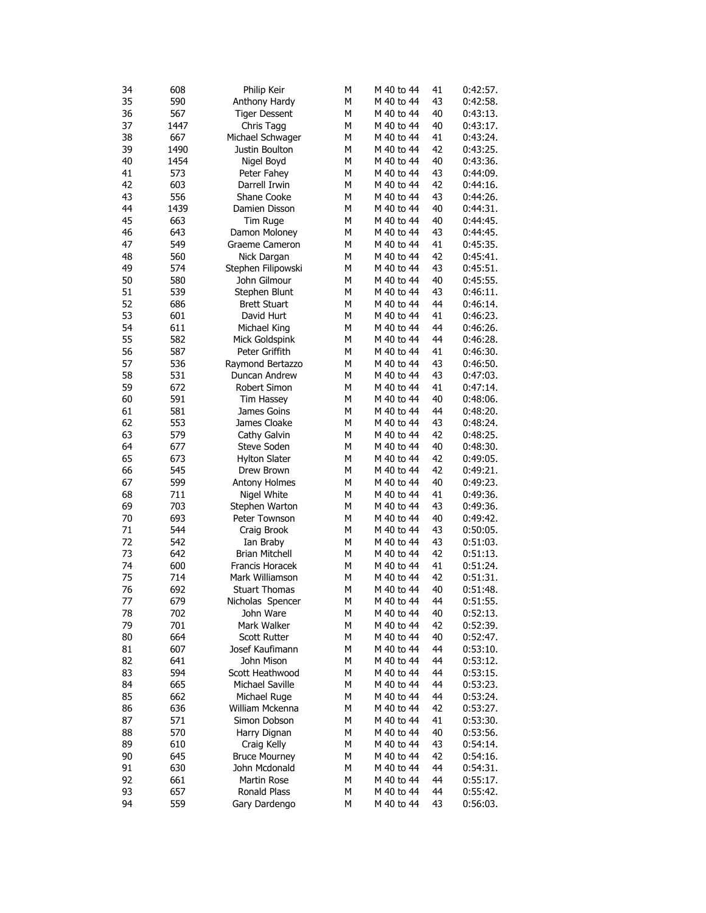| | | | | | | |
|---|---|---|---|---|---|---|
| 34 | 608 | Philip Keir | M | M 40 to 44 | 41 | 0:42:57. |
| 35 | 590 | Anthony Hardy | M | M 40 to 44 | 43 | 0:42:58. |
| 36 | 567 | Tiger Dessent | M | M 40 to 44 | 40 | 0:43:13. |
| 37 | 1447 | Chris Tagg | M | M 40 to 44 | 40 | 0:43:17. |
| 38 | 667 | Michael Schwager | M | M 40 to 44 | 41 | 0:43:24. |
| 39 | 1490 | Justin Boulton | M | M 40 to 44 | 42 | 0:43:25. |
| 40 | 1454 | Nigel Boyd | M | M 40 to 44 | 40 | 0:43:36. |
| 41 | 573 | Peter Fahey | M | M 40 to 44 | 43 | 0:44:09. |
| 42 | 603 | Darrell Irwin | M | M 40 to 44 | 42 | 0:44:16. |
| 43 | 556 | Shane Cooke | M | M 40 to 44 | 43 | 0:44:26. |
| 44 | 1439 | Damien Disson | M | M 40 to 44 | 40 | 0:44:31. |
| 45 | 663 | Tim Ruge | M | M 40 to 44 | 40 | 0:44:45. |
| 46 | 643 | Damon Moloney | M | M 40 to 44 | 43 | 0:44:45. |
| 47 | 549 | Graeme Cameron | M | M 40 to 44 | 41 | 0:45:35. |
| 48 | 560 | Nick Dargan | M | M 40 to 44 | 42 | 0:45:41. |
| 49 | 574 | Stephen Filipowski | M | M 40 to 44 | 43 | 0:45:51. |
| 50 | 580 | John Gilmour | M | M 40 to 44 | 40 | 0:45:55. |
| 51 | 539 | Stephen Blunt | M | M 40 to 44 | 43 | 0:46:11. |
| 52 | 686 | Brett Stuart | M | M 40 to 44 | 44 | 0:46:14. |
| 53 | 601 | David Hurt | M | M 40 to 44 | 41 | 0:46:23. |
| 54 | 611 | Michael King | M | M 40 to 44 | 44 | 0:46:26. |
| 55 | 582 | Mick Goldspink | M | M 40 to 44 | 44 | 0:46:28. |
| 56 | 587 | Peter Griffith | M | M 40 to 44 | 41 | 0:46:30. |
| 57 | 536 | Raymond Bertazzo | M | M 40 to 44 | 43 | 0:46:50. |
| 58 | 531 | Duncan Andrew | M | M 40 to 44 | 43 | 0:47:03. |
| 59 | 672 | Robert Simon | M | M 40 to 44 | 41 | 0:47:14. |
| 60 | 591 | Tim Hassey | M | M 40 to 44 | 40 | 0:48:06. |
| 61 | 581 | James Goins | M | M 40 to 44 | 44 | 0:48:20. |
| 62 | 553 | James Cloake | M | M 40 to 44 | 43 | 0:48:24. |
| 63 | 579 | Cathy Galvin | M | M 40 to 44 | 42 | 0:48:25. |
| 64 | 677 | Steve Soden | M | M 40 to 44 | 40 | 0:48:30. |
| 65 | 673 | Hylton Slater | M | M 40 to 44 | 42 | 0:49:05. |
| 66 | 545 | Drew Brown | M | M 40 to 44 | 42 | 0:49:21. |
| 67 | 599 | Antony Holmes | M | M 40 to 44 | 40 | 0:49:23. |
| 68 | 711 | Nigel White | M | M 40 to 44 | 41 | 0:49:36. |
| 69 | 703 | Stephen Warton | M | M 40 to 44 | 43 | 0:49:36. |
| 70 | 693 | Peter Townson | M | M 40 to 44 | 40 | 0:49:42. |
| 71 | 544 | Craig Brook | M | M 40 to 44 | 43 | 0:50:05. |
| 72 | 542 | Ian Braby | M | M 40 to 44 | 43 | 0:51:03. |
| 73 | 642 | Brian Mitchell | M | M 40 to 44 | 42 | 0:51:13. |
| 74 | 600 | Francis Horacek | M | M 40 to 44 | 41 | 0:51:24. |
| 75 | 714 | Mark Williamson | M | M 40 to 44 | 42 | 0:51:31. |
| 76 | 692 | Stuart Thomas | M | M 40 to 44 | 40 | 0:51:48. |
| 77 | 679 | Nicholas Spencer | M | M 40 to 44 | 44 | 0:51:55. |
| 78 | 702 | John Ware | M | M 40 to 44 | 40 | 0:52:13. |
| 79 | 701 | Mark Walker | M | M 40 to 44 | 42 | 0:52:39. |
| 80 | 664 | Scott Rutter | M | M 40 to 44 | 40 | 0:52:47. |
| 81 | 607 | Josef Kaufimann | M | M 40 to 44 | 44 | 0:53:10. |
| 82 | 641 | John Mison | M | M 40 to 44 | 44 | 0:53:12. |
| 83 | 594 | Scott Heathwood | M | M 40 to 44 | 44 | 0:53:15. |
| 84 | 665 | Michael Saville | M | M 40 to 44 | 44 | 0:53:23. |
| 85 | 662 | Michael Ruge | M | M 40 to 44 | 44 | 0:53:24. |
| 86 | 636 | William Mckenna | M | M 40 to 44 | 42 | 0:53:27. |
| 87 | 571 | Simon Dobson | M | M 40 to 44 | 41 | 0:53:30. |
| 88 | 570 | Harry Dignan | M | M 40 to 44 | 40 | 0:53:56. |
| 89 | 610 | Craig Kelly | M | M 40 to 44 | 43 | 0:54:14. |
| 90 | 645 | Bruce Mourney | M | M 40 to 44 | 42 | 0:54:16. |
| 91 | 630 | John Mcdonald | M | M 40 to 44 | 44 | 0:54:31. |
| 92 | 661 | Martin Rose | M | M 40 to 44 | 44 | 0:55:17. |
| 93 | 657 | Ronald Plass | M | M 40 to 44 | 44 | 0:55:42. |
| 94 | 559 | Gary Dardengo | M | M 40 to 44 | 43 | 0:56:03. |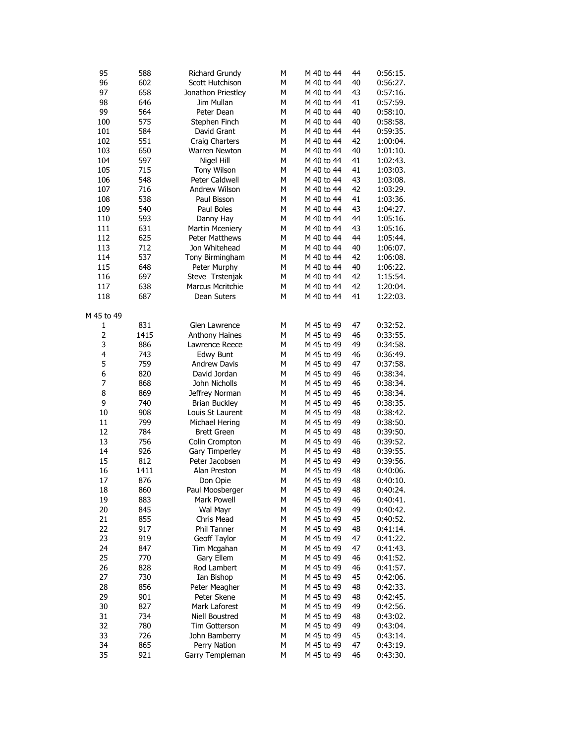| | | | | | | |
|---|---|---|---|---|---|---|
| 95 | 588 | Richard Grundy | M | M 40 to 44 | 44 | 0:56:15. |
| 96 | 602 | Scott Hutchison | M | M 40 to 44 | 40 | 0:56:27. |
| 97 | 658 | Jonathon Priestley | M | M 40 to 44 | 43 | 0:57:16. |
| 98 | 646 | Jim Mullan | M | M 40 to 44 | 41 | 0:57:59. |
| 99 | 564 | Peter Dean | M | M 40 to 44 | 40 | 0:58:10. |
| 100 | 575 | Stephen Finch | M | M 40 to 44 | 40 | 0:58:58. |
| 101 | 584 | David Grant | M | M 40 to 44 | 44 | 0:59:35. |
| 102 | 551 | Craig Charters | M | M 40 to 44 | 42 | 1:00:04. |
| 103 | 650 | Warren Newton | M | M 40 to 44 | 40 | 1:01:10. |
| 104 | 597 | Nigel Hill | M | M 40 to 44 | 41 | 1:02:43. |
| 105 | 715 | Tony Wilson | M | M 40 to 44 | 41 | 1:03:03. |
| 106 | 548 | Peter Caldwell | M | M 40 to 44 | 43 | 1:03:08. |
| 107 | 716 | Andrew Wilson | M | M 40 to 44 | 42 | 1:03:29. |
| 108 | 538 | Paul Bisson | M | M 40 to 44 | 41 | 1:03:36. |
| 109 | 540 | Paul Boles | M | M 40 to 44 | 43 | 1:04:27. |
| 110 | 593 | Danny Hay | M | M 40 to 44 | 44 | 1:05:16. |
| 111 | 631 | Martin Mceniery | M | M 40 to 44 | 43 | 1:05:16. |
| 112 | 625 | Peter Matthews | M | M 40 to 44 | 44 | 1:05:44. |
| 113 | 712 | Jon Whitehead | M | M 40 to 44 | 40 | 1:06:07. |
| 114 | 537 | Tony Birmingham | M | M 40 to 44 | 42 | 1:06:08. |
| 115 | 648 | Peter Murphy | M | M 40 to 44 | 40 | 1:06:22. |
| 116 | 697 | Steve Trstenjak | M | M 40 to 44 | 42 | 1:15:54. |
| 117 | 638 | Marcus Mcritchie | M | M 40 to 44 | 42 | 1:20:04. |
| 118 | 687 | Dean Suters | M | M 40 to 44 | 41 | 1:22:03. |

M 45 to 49

| | | | | | | |
|---|---|---|---|---|---|---|
| 1 | 831 | Glen Lawrence | M | M 45 to 49 | 47 | 0:32:52. |
| 2 | 1415 | Anthony Haines | M | M 45 to 49 | 46 | 0:33:55. |
| 3 | 886 | Lawrence Reece | M | M 45 to 49 | 49 | 0:34:58. |
| 4 | 743 | Edwy Bunt | M | M 45 to 49 | 46 | 0:36:49. |
| 5 | 759 | Andrew Davis | M | M 45 to 49 | 47 | 0:37:58. |
| 6 | 820 | David Jordan | M | M 45 to 49 | 46 | 0:38:34. |
| 7 | 868 | John Nicholls | M | M 45 to 49 | 46 | 0:38:34. |
| 8 | 869 | Jeffrey Norman | M | M 45 to 49 | 46 | 0:38:34. |
| 9 | 740 | Brian Buckley | M | M 45 to 49 | 46 | 0:38:35. |
| 10 | 908 | Louis St Laurent | M | M 45 to 49 | 48 | 0:38:42. |
| 11 | 799 | Michael Hering | M | M 45 to 49 | 49 | 0:38:50. |
| 12 | 784 | Brett Green | M | M 45 to 49 | 48 | 0:39:50. |
| 13 | 756 | Colin Crompton | M | M 45 to 49 | 46 | 0:39:52. |
| 14 | 926 | Gary Timperley | M | M 45 to 49 | 48 | 0:39:55. |
| 15 | 812 | Peter Jacobsen | M | M 45 to 49 | 49 | 0:39:56. |
| 16 | 1411 | Alan Preston | M | M 45 to 49 | 48 | 0:40:06. |
| 17 | 876 | Don Opie | M | M 45 to 49 | 48 | 0:40:10. |
| 18 | 860 | Paul Moosberger | M | M 45 to 49 | 48 | 0:40:24. |
| 19 | 883 | Mark Powell | M | M 45 to 49 | 46 | 0:40:41. |
| 20 | 845 | Wal Mayr | M | M 45 to 49 | 49 | 0:40:42. |
| 21 | 855 | Chris Mead | M | M 45 to 49 | 45 | 0:40:52. |
| 22 | 917 | Phil Tanner | M | M 45 to 49 | 48 | 0:41:14. |
| 23 | 919 | Geoff Taylor | M | M 45 to 49 | 47 | 0:41:22. |
| 24 | 847 | Tim Mcgahan | M | M 45 to 49 | 47 | 0:41:43. |
| 25 | 770 | Gary Ellem | M | M 45 to 49 | 46 | 0:41:52. |
| 26 | 828 | Rod Lambert | M | M 45 to 49 | 46 | 0:41:57. |
| 27 | 730 | Ian Bishop | M | M 45 to 49 | 45 | 0:42:06. |
| 28 | 856 | Peter Meagher | M | M 45 to 49 | 48 | 0:42:33. |
| 29 | 901 | Peter Skene | M | M 45 to 49 | 48 | 0:42:45. |
| 30 | 827 | Mark Laforest | M | M 45 to 49 | 49 | 0:42:56. |
| 31 | 734 | Niell Boustred | M | M 45 to 49 | 48 | 0:43:02. |
| 32 | 780 | Tim Gotterson | M | M 45 to 49 | 49 | 0:43:04. |
| 33 | 726 | John Bamberry | M | M 45 to 49 | 45 | 0:43:14. |
| 34 | 865 | Perry Nation | M | M 45 to 49 | 47 | 0:43:19. |
| 35 | 921 | Garry Templeman | M | M 45 to 49 | 46 | 0:43:30. |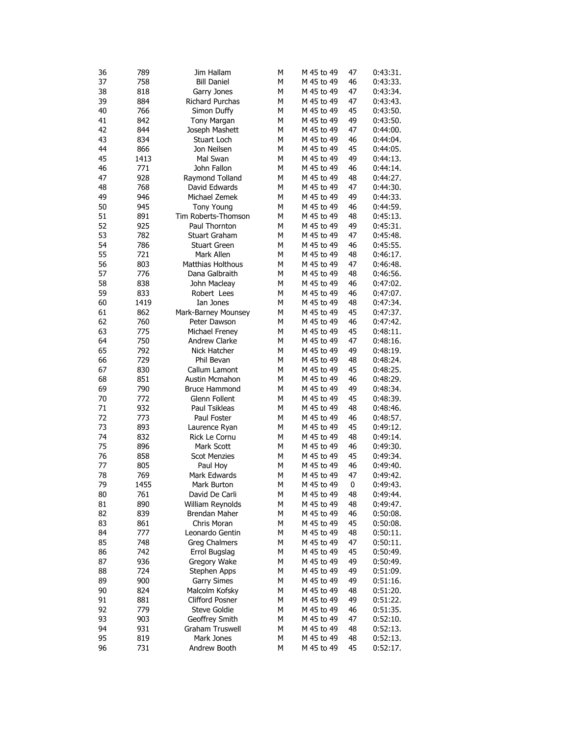| | | | | | | |
|---|---|---|---|---|---|---|
| 36 | 789 | Jim Hallam | M | M 45 to 49 | 47 | 0:43:31. |
| 37 | 758 | Bill Daniel | M | M 45 to 49 | 46 | 0:43:33. |
| 38 | 818 | Garry Jones | M | M 45 to 49 | 47 | 0:43:34. |
| 39 | 884 | Richard Purchas | M | M 45 to 49 | 47 | 0:43:43. |
| 40 | 766 | Simon Duffy | M | M 45 to 49 | 45 | 0:43:50. |
| 41 | 842 | Tony Margan | M | M 45 to 49 | 49 | 0:43:50. |
| 42 | 844 | Joseph Mashett | M | M 45 to 49 | 47 | 0:44:00. |
| 43 | 834 | Stuart Loch | M | M 45 to 49 | 46 | 0:44:04. |
| 44 | 866 | Jon Neilsen | M | M 45 to 49 | 45 | 0:44:05. |
| 45 | 1413 | Mal Swan | M | M 45 to 49 | 49 | 0:44:13. |
| 46 | 771 | John Fallon | M | M 45 to 49 | 46 | 0:44:14. |
| 47 | 928 | Raymond Tolland | M | M 45 to 49 | 48 | 0:44:27. |
| 48 | 768 | David Edwards | M | M 45 to 49 | 47 | 0:44:30. |
| 49 | 946 | Michael Zemek | M | M 45 to 49 | 49 | 0:44:33. |
| 50 | 945 | Tony Young | M | M 45 to 49 | 46 | 0:44:59. |
| 51 | 891 | Tim Roberts-Thomson | M | M 45 to 49 | 48 | 0:45:13. |
| 52 | 925 | Paul Thornton | M | M 45 to 49 | 49 | 0:45:31. |
| 53 | 782 | Stuart Graham | M | M 45 to 49 | 47 | 0:45:48. |
| 54 | 786 | Stuart Green | M | M 45 to 49 | 46 | 0:45:55. |
| 55 | 721 | Mark Allen | M | M 45 to 49 | 48 | 0:46:17. |
| 56 | 803 | Matthias Holthous | M | M 45 to 49 | 47 | 0:46:48. |
| 57 | 776 | Dana Galbraith | M | M 45 to 49 | 48 | 0:46:56. |
| 58 | 838 | John Macleay | M | M 45 to 49 | 46 | 0:47:02. |
| 59 | 833 | Robert Lees | M | M 45 to 49 | 46 | 0:47:07. |
| 60 | 1419 | Ian Jones | M | M 45 to 49 | 48 | 0:47:34. |
| 61 | 862 | Mark-Barney Mounsey | M | M 45 to 49 | 45 | 0:47:37. |
| 62 | 760 | Peter Dawson | M | M 45 to 49 | 46 | 0:47:42. |
| 63 | 775 | Michael Freney | M | M 45 to 49 | 45 | 0:48:11. |
| 64 | 750 | Andrew Clarke | M | M 45 to 49 | 47 | 0:48:16. |
| 65 | 792 | Nick Hatcher | M | M 45 to 49 | 49 | 0:48:19. |
| 66 | 729 | Phil Bevan | M | M 45 to 49 | 48 | 0:48:24. |
| 67 | 830 | Callum Lamont | M | M 45 to 49 | 45 | 0:48:25. |
| 68 | 851 | Austin Mcmahon | M | M 45 to 49 | 46 | 0:48:29. |
| 69 | 790 | Bruce Hammond | M | M 45 to 49 | 49 | 0:48:34. |
| 70 | 772 | Glenn Follent | M | M 45 to 49 | 45 | 0:48:39. |
| 71 | 932 | Paul Tsikleas | M | M 45 to 49 | 48 | 0:48:46. |
| 72 | 773 | Paul Foster | M | M 45 to 49 | 46 | 0:48:57. |
| 73 | 893 | Laurence Ryan | M | M 45 to 49 | 45 | 0:49:12. |
| 74 | 832 | Rick Le Cornu | M | M 45 to 49 | 48 | 0:49:14. |
| 75 | 896 | Mark Scott | M | M 45 to 49 | 46 | 0:49:30. |
| 76 | 858 | Scot Menzies | M | M 45 to 49 | 45 | 0:49:34. |
| 77 | 805 | Paul Hoy | M | M 45 to 49 | 46 | 0:49:40. |
| 78 | 769 | Mark Edwards | M | M 45 to 49 | 47 | 0:49:42. |
| 79 | 1455 | Mark Burton | M | M 45 to 49 | 0 | 0:49:43. |
| 80 | 761 | David De Carli | M | M 45 to 49 | 48 | 0:49:44. |
| 81 | 890 | William Reynolds | M | M 45 to 49 | 48 | 0:49:47. |
| 82 | 839 | Brendan Maher | M | M 45 to 49 | 46 | 0:50:08. |
| 83 | 861 | Chris Moran | M | M 45 to 49 | 45 | 0:50:08. |
| 84 | 777 | Leonardo Gentin | M | M 45 to 49 | 48 | 0:50:11. |
| 85 | 748 | Greg Chalmers | M | M 45 to 49 | 47 | 0:50:11. |
| 86 | 742 | Errol Bugslag | M | M 45 to 49 | 45 | 0:50:49. |
| 87 | 936 | Gregory Wake | M | M 45 to 49 | 49 | 0:50:49. |
| 88 | 724 | Stephen Apps | M | M 45 to 49 | 49 | 0:51:09. |
| 89 | 900 | Garry Simes | M | M 45 to 49 | 49 | 0:51:16. |
| 90 | 824 | Malcolm Kofsky | M | M 45 to 49 | 48 | 0:51:20. |
| 91 | 881 | Clifford Posner | M | M 45 to 49 | 49 | 0:51:22. |
| 92 | 779 | Steve Goldie | M | M 45 to 49 | 46 | 0:51:35. |
| 93 | 903 | Geoffrey Smith | M | M 45 to 49 | 47 | 0:52:10. |
| 94 | 931 | Graham Truswell | M | M 45 to 49 | 48 | 0:52:13. |
| 95 | 819 | Mark Jones | M | M 45 to 49 | 48 | 0:52:13. |
| 96 | 731 | Andrew Booth | M | M 45 to 49 | 45 | 0:52:17. |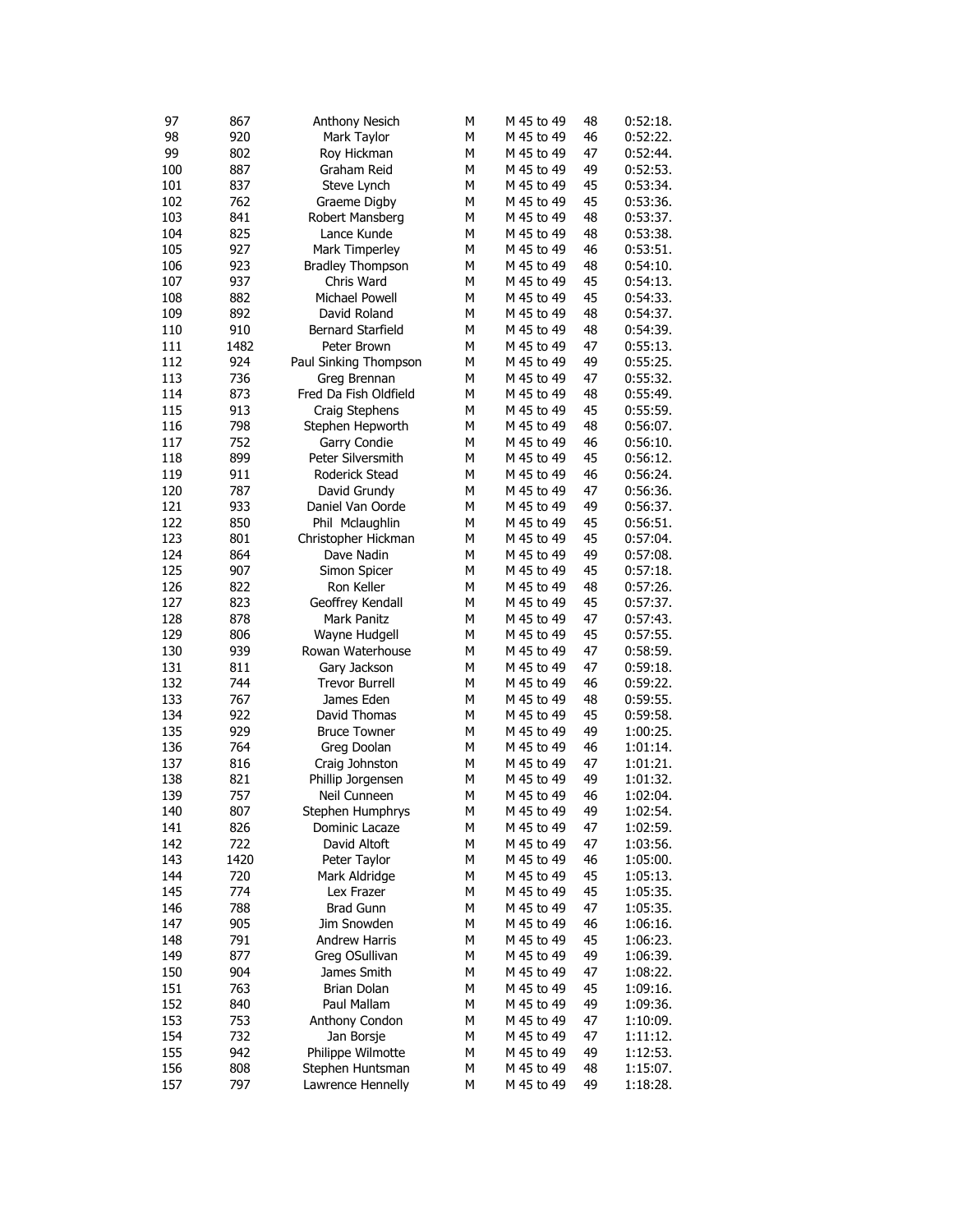| | | | | | | |
|---|---|---|---|---|---|---|
| 97 | 867 | Anthony Nesich | M | M 45 to 49 | 48 | 0:52:18. |
| 98 | 920 | Mark Taylor | M | M 45 to 49 | 46 | 0:52:22. |
| 99 | 802 | Roy Hickman | M | M 45 to 49 | 47 | 0:52:44. |
| 100 | 887 | Graham Reid | M | M 45 to 49 | 49 | 0:52:53. |
| 101 | 837 | Steve Lynch | M | M 45 to 49 | 45 | 0:53:34. |
| 102 | 762 | Graeme Digby | M | M 45 to 49 | 45 | 0:53:36. |
| 103 | 841 | Robert Mansberg | M | M 45 to 49 | 48 | 0:53:37. |
| 104 | 825 | Lance Kunde | M | M 45 to 49 | 48 | 0:53:38. |
| 105 | 927 | Mark Timperley | M | M 45 to 49 | 46 | 0:53:51. |
| 106 | 923 | Bradley Thompson | M | M 45 to 49 | 48 | 0:54:10. |
| 107 | 937 | Chris Ward | M | M 45 to 49 | 45 | 0:54:13. |
| 108 | 882 | Michael Powell | M | M 45 to 49 | 45 | 0:54:33. |
| 109 | 892 | David Roland | M | M 45 to 49 | 48 | 0:54:37. |
| 110 | 910 | Bernard Starfield | M | M 45 to 49 | 48 | 0:54:39. |
| 111 | 1482 | Peter Brown | M | M 45 to 49 | 47 | 0:55:13. |
| 112 | 924 | Paul Sinking Thompson | M | M 45 to 49 | 49 | 0:55:25. |
| 113 | 736 | Greg Brennan | M | M 45 to 49 | 47 | 0:55:32. |
| 114 | 873 | Fred Da Fish Oldfield | M | M 45 to 49 | 48 | 0:55:49. |
| 115 | 913 | Craig Stephens | M | M 45 to 49 | 45 | 0:55:59. |
| 116 | 798 | Stephen Hepworth | M | M 45 to 49 | 48 | 0:56:07. |
| 117 | 752 | Garry Condie | M | M 45 to 49 | 46 | 0:56:10. |
| 118 | 899 | Peter Silversmith | M | M 45 to 49 | 45 | 0:56:12. |
| 119 | 911 | Roderick Stead | M | M 45 to 49 | 46 | 0:56:24. |
| 120 | 787 | David Grundy | M | M 45 to 49 | 47 | 0:56:36. |
| 121 | 933 | Daniel Van Oorde | M | M 45 to 49 | 49 | 0:56:37. |
| 122 | 850 | Phil Mclaughlin | M | M 45 to 49 | 45 | 0:56:51. |
| 123 | 801 | Christopher Hickman | M | M 45 to 49 | 45 | 0:57:04. |
| 124 | 864 | Dave Nadin | M | M 45 to 49 | 49 | 0:57:08. |
| 125 | 907 | Simon Spicer | M | M 45 to 49 | 45 | 0:57:18. |
| 126 | 822 | Ron Keller | M | M 45 to 49 | 48 | 0:57:26. |
| 127 | 823 | Geoffrey Kendall | M | M 45 to 49 | 45 | 0:57:37. |
| 128 | 878 | Mark Panitz | M | M 45 to 49 | 47 | 0:57:43. |
| 129 | 806 | Wayne Hudgell | M | M 45 to 49 | 45 | 0:57:55. |
| 130 | 939 | Rowan Waterhouse | M | M 45 to 49 | 47 | 0:58:59. |
| 131 | 811 | Gary Jackson | M | M 45 to 49 | 47 | 0:59:18. |
| 132 | 744 | Trevor Burrell | M | M 45 to 49 | 46 | 0:59:22. |
| 133 | 767 | James Eden | M | M 45 to 49 | 48 | 0:59:55. |
| 134 | 922 | David Thomas | M | M 45 to 49 | 45 | 0:59:58. |
| 135 | 929 | Bruce Towner | M | M 45 to 49 | 49 | 1:00:25. |
| 136 | 764 | Greg Doolan | M | M 45 to 49 | 46 | 1:01:14. |
| 137 | 816 | Craig Johnston | M | M 45 to 49 | 47 | 1:01:21. |
| 138 | 821 | Phillip Jorgensen | M | M 45 to 49 | 49 | 1:01:32. |
| 139 | 757 | Neil Cunneen | M | M 45 to 49 | 46 | 1:02:04. |
| 140 | 807 | Stephen Humphrys | M | M 45 to 49 | 49 | 1:02:54. |
| 141 | 826 | Dominic Lacaze | M | M 45 to 49 | 47 | 1:02:59. |
| 142 | 722 | David Altoft | M | M 45 to 49 | 47 | 1:03:56. |
| 143 | 1420 | Peter Taylor | M | M 45 to 49 | 46 | 1:05:00. |
| 144 | 720 | Mark Aldridge | M | M 45 to 49 | 45 | 1:05:13. |
| 145 | 774 | Lex Frazer | M | M 45 to 49 | 45 | 1:05:35. |
| 146 | 788 | Brad Gunn | M | M 45 to 49 | 47 | 1:05:35. |
| 147 | 905 | Jim Snowden | M | M 45 to 49 | 46 | 1:06:16. |
| 148 | 791 | Andrew Harris | M | M 45 to 49 | 45 | 1:06:23. |
| 149 | 877 | Greg OSullivan | M | M 45 to 49 | 49 | 1:06:39. |
| 150 | 904 | James Smith | M | M 45 to 49 | 47 | 1:08:22. |
| 151 | 763 | Brian Dolan | M | M 45 to 49 | 45 | 1:09:16. |
| 152 | 840 | Paul Mallam | M | M 45 to 49 | 49 | 1:09:36. |
| 153 | 753 | Anthony Condon | M | M 45 to 49 | 47 | 1:10:09. |
| 154 | 732 | Jan Borsje | M | M 45 to 49 | 47 | 1:11:12. |
| 155 | 942 | Philippe Wilmotte | M | M 45 to 49 | 49 | 1:12:53. |
| 156 | 808 | Stephen Huntsman | M | M 45 to 49 | 48 | 1:15:07. |
| 157 | 797 | Lawrence Hennelly | M | M 45 to 49 | 49 | 1:18:28. |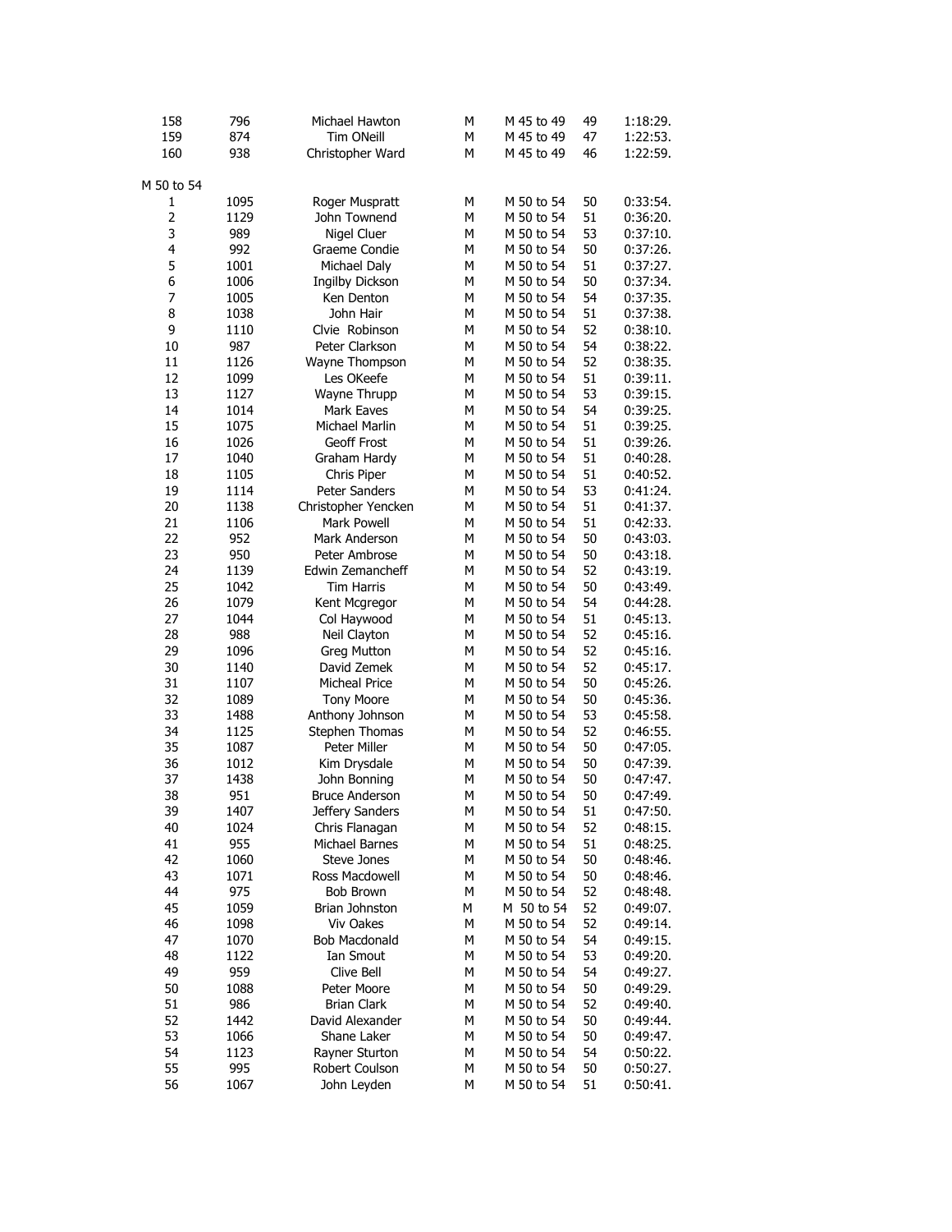| | | | | | | |
|---|---|---|---|---|---|---|
| 158 | 796 | Michael Hawton | M | M 45 to 49 | 49 | 1:18:29. |
| 159 | 874 | Tim ONeill | M | M 45 to 49 | 47 | 1:22:53. |
| 160 | 938 | Christopher Ward | M | M 45 to 49 | 46 | 1:22:59. |

M 50 to 54

| | | | | | | |
|---|---|---|---|---|---|---|
| 1 | 1095 | Roger Muspratt | M | M 50 to 54 | 50 | 0:33:54. |
| 2 | 1129 | John Townend | M | M 50 to 54 | 51 | 0:36:20. |
| 3 | 989 | Nigel Cluer | M | M 50 to 54 | 53 | 0:37:10. |
| 4 | 992 | Graeme Condie | M | M 50 to 54 | 50 | 0:37:26. |
| 5 | 1001 | Michael Daly | M | M 50 to 54 | 51 | 0:37:27. |
| 6 | 1006 | Ingilby Dickson | M | M 50 to 54 | 50 | 0:37:34. |
| 7 | 1005 | Ken Denton | M | M 50 to 54 | 54 | 0:37:35. |
| 8 | 1038 | John Hair | M | M 50 to 54 | 51 | 0:37:38. |
| 9 | 1110 | Clvie  Robinson | M | M 50 to 54 | 52 | 0:38:10. |
| 10 | 987 | Peter Clarkson | M | M 50 to 54 | 54 | 0:38:22. |
| 11 | 1126 | Wayne Thompson | M | M 50 to 54 | 52 | 0:38:35. |
| 12 | 1099 | Les OKeefe | M | M 50 to 54 | 51 | 0:39:11. |
| 13 | 1127 | Wayne Thrupp | M | M 50 to 54 | 53 | 0:39:15. |
| 14 | 1014 | Mark Eaves | M | M 50 to 54 | 54 | 0:39:25. |
| 15 | 1075 | Michael Marlin | M | M 50 to 54 | 51 | 0:39:25. |
| 16 | 1026 | Geoff Frost | M | M 50 to 54 | 51 | 0:39:26. |
| 17 | 1040 | Graham Hardy | M | M 50 to 54 | 51 | 0:40:28. |
| 18 | 1105 | Chris Piper | M | M 50 to 54 | 51 | 0:40:52. |
| 19 | 1114 | Peter Sanders | M | M 50 to 54 | 53 | 0:41:24. |
| 20 | 1138 | Christopher Yencken | M | M 50 to 54 | 51 | 0:41:37. |
| 21 | 1106 | Mark Powell | M | M 50 to 54 | 51 | 0:42:33. |
| 22 | 952 | Mark Anderson | M | M 50 to 54 | 50 | 0:43:03. |
| 23 | 950 | Peter Ambrose | M | M 50 to 54 | 50 | 0:43:18. |
| 24 | 1139 | Edwin Zemancheff | M | M 50 to 54 | 52 | 0:43:19. |
| 25 | 1042 | Tim Harris | M | M 50 to 54 | 50 | 0:43:49. |
| 26 | 1079 | Kent Mcgregor | M | M 50 to 54 | 54 | 0:44:28. |
| 27 | 1044 | Col Haywood | M | M 50 to 54 | 51 | 0:45:13. |
| 28 | 988 | Neil Clayton | M | M 50 to 54 | 52 | 0:45:16. |
| 29 | 1096 | Greg Mutton | M | M 50 to 54 | 52 | 0:45:16. |
| 30 | 1140 | David Zemek | M | M 50 to 54 | 52 | 0:45:17. |
| 31 | 1107 | Micheal Price | M | M 50 to 54 | 50 | 0:45:26. |
| 32 | 1089 | Tony Moore | M | M 50 to 54 | 50 | 0:45:36. |
| 33 | 1488 | Anthony Johnson | M | M 50 to 54 | 53 | 0:45:58. |
| 34 | 1125 | Stephen Thomas | M | M 50 to 54 | 52 | 0:46:55. |
| 35 | 1087 | Peter Miller | M | M 50 to 54 | 50 | 0:47:05. |
| 36 | 1012 | Kim Drysdale | M | M 50 to 54 | 50 | 0:47:39. |
| 37 | 1438 | John Bonning | M | M 50 to 54 | 50 | 0:47:47. |
| 38 | 951 | Bruce Anderson | M | M 50 to 54 | 50 | 0:47:49. |
| 39 | 1407 | Jeffery Sanders | M | M 50 to 54 | 51 | 0:47:50. |
| 40 | 1024 | Chris Flanagan | M | M 50 to 54 | 52 | 0:48:15. |
| 41 | 955 | Michael Barnes | M | M 50 to 54 | 51 | 0:48:25. |
| 42 | 1060 | Steve Jones | M | M 50 to 54 | 50 | 0:48:46. |
| 43 | 1071 | Ross Macdowell | M | M 50 to 54 | 50 | 0:48:46. |
| 44 | 975 | Bob Brown | M | M 50 to 54 | 52 | 0:48:48. |
| 45 | 1059 | Brian Johnston | M | M  50 to 54 | 52 | 0:49:07. |
| 46 | 1098 | Viv Oakes | M | M 50 to 54 | 52 | 0:49:14. |
| 47 | 1070 | Bob Macdonald | M | M 50 to 54 | 54 | 0:49:15. |
| 48 | 1122 | Ian Smout | M | M 50 to 54 | 53 | 0:49:20. |
| 49 | 959 | Clive Bell | M | M 50 to 54 | 54 | 0:49:27. |
| 50 | 1088 | Peter Moore | M | M 50 to 54 | 50 | 0:49:29. |
| 51 | 986 | Brian Clark | M | M 50 to 54 | 52 | 0:49:40. |
| 52 | 1442 | David Alexander | M | M 50 to 54 | 50 | 0:49:44. |
| 53 | 1066 | Shane Laker | M | M 50 to 54 | 50 | 0:49:47. |
| 54 | 1123 | Rayner Sturton | M | M 50 to 54 | 54 | 0:50:22. |
| 55 | 995 | Robert Coulson | M | M 50 to 54 | 50 | 0:50:27. |
| 56 | 1067 | John Leyden | M | M 50 to 54 | 51 | 0:50:41. |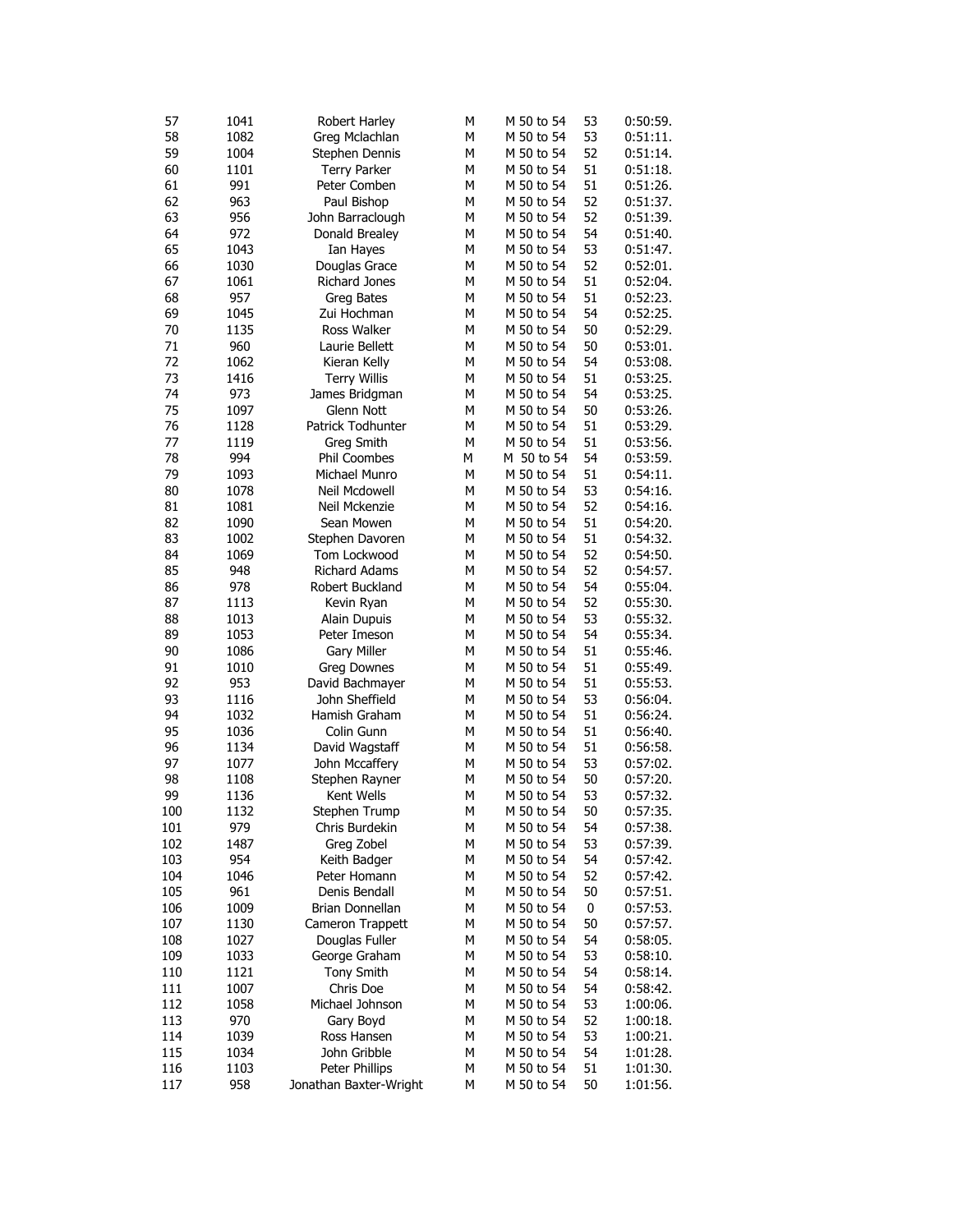| | | | | | | |
|---|---|---|---|---|---|---|
| 57 | 1041 | Robert Harley | M | M 50 to 54 | 53 | 0:50:59. |
| 58 | 1082 | Greg Mclachlan | M | M 50 to 54 | 53 | 0:51:11. |
| 59 | 1004 | Stephen Dennis | M | M 50 to 54 | 52 | 0:51:14. |
| 60 | 1101 | Terry Parker | M | M 50 to 54 | 51 | 0:51:18. |
| 61 | 991 | Peter Comben | M | M 50 to 54 | 51 | 0:51:26. |
| 62 | 963 | Paul Bishop | M | M 50 to 54 | 52 | 0:51:37. |
| 63 | 956 | John Barraclough | M | M 50 to 54 | 52 | 0:51:39. |
| 64 | 972 | Donald Brealey | M | M 50 to 54 | 54 | 0:51:40. |
| 65 | 1043 | Ian Hayes | M | M 50 to 54 | 53 | 0:51:47. |
| 66 | 1030 | Douglas Grace | M | M 50 to 54 | 52 | 0:52:01. |
| 67 | 1061 | Richard Jones | M | M 50 to 54 | 51 | 0:52:04. |
| 68 | 957 | Greg Bates | M | M 50 to 54 | 51 | 0:52:23. |
| 69 | 1045 | Zui Hochman | M | M 50 to 54 | 54 | 0:52:25. |
| 70 | 1135 | Ross Walker | M | M 50 to 54 | 50 | 0:52:29. |
| 71 | 960 | Laurie Bellett | M | M 50 to 54 | 50 | 0:53:01. |
| 72 | 1062 | Kieran Kelly | M | M 50 to 54 | 54 | 0:53:08. |
| 73 | 1416 | Terry Willis | M | M 50 to 54 | 51 | 0:53:25. |
| 74 | 973 | James Bridgman | M | M 50 to 54 | 54 | 0:53:25. |
| 75 | 1097 | Glenn Nott | M | M 50 to 54 | 50 | 0:53:26. |
| 76 | 1128 | Patrick Todhunter | M | M 50 to 54 | 51 | 0:53:29. |
| 77 | 1119 | Greg Smith | M | M 50 to 54 | 51 | 0:53:56. |
| 78 | 994 | Phil Coombes | M | M 50 to 54 | 54 | 0:53:59. |
| 79 | 1093 | Michael Munro | M | M 50 to 54 | 51 | 0:54:11. |
| 80 | 1078 | Neil Mcdowell | M | M 50 to 54 | 53 | 0:54:16. |
| 81 | 1081 | Neil Mckenzie | M | M 50 to 54 | 52 | 0:54:16. |
| 82 | 1090 | Sean Mowen | M | M 50 to 54 | 51 | 0:54:20. |
| 83 | 1002 | Stephen Davoren | M | M 50 to 54 | 51 | 0:54:32. |
| 84 | 1069 | Tom Lockwood | M | M 50 to 54 | 52 | 0:54:50. |
| 85 | 948 | Richard Adams | M | M 50 to 54 | 52 | 0:54:57. |
| 86 | 978 | Robert Buckland | M | M 50 to 54 | 54 | 0:55:04. |
| 87 | 1113 | Kevin Ryan | M | M 50 to 54 | 52 | 0:55:30. |
| 88 | 1013 | Alain Dupuis | M | M 50 to 54 | 53 | 0:55:32. |
| 89 | 1053 | Peter Imeson | M | M 50 to 54 | 54 | 0:55:34. |
| 90 | 1086 | Gary Miller | M | M 50 to 54 | 51 | 0:55:46. |
| 91 | 1010 | Greg Downes | M | M 50 to 54 | 51 | 0:55:49. |
| 92 | 953 | David Bachmayer | M | M 50 to 54 | 51 | 0:55:53. |
| 93 | 1116 | John Sheffield | M | M 50 to 54 | 53 | 0:56:04. |
| 94 | 1032 | Hamish Graham | M | M 50 to 54 | 51 | 0:56:24. |
| 95 | 1036 | Colin Gunn | M | M 50 to 54 | 51 | 0:56:40. |
| 96 | 1134 | David Wagstaff | M | M 50 to 54 | 51 | 0:56:58. |
| 97 | 1077 | John Mccaffery | M | M 50 to 54 | 53 | 0:57:02. |
| 98 | 1108 | Stephen Rayner | M | M 50 to 54 | 50 | 0:57:20. |
| 99 | 1136 | Kent Wells | M | M 50 to 54 | 53 | 0:57:32. |
| 100 | 1132 | Stephen Trump | M | M 50 to 54 | 50 | 0:57:35. |
| 101 | 979 | Chris Burdekin | M | M 50 to 54 | 54 | 0:57:38. |
| 102 | 1487 | Greg Zobel | M | M 50 to 54 | 53 | 0:57:39. |
| 103 | 954 | Keith Badger | M | M 50 to 54 | 54 | 0:57:42. |
| 104 | 1046 | Peter Homann | M | M 50 to 54 | 52 | 0:57:42. |
| 105 | 961 | Denis Bendall | M | M 50 to 54 | 50 | 0:57:51. |
| 106 | 1009 | Brian Donnellan | M | M 50 to 54 | 0 | 0:57:53. |
| 107 | 1130 | Cameron Trappett | M | M 50 to 54 | 50 | 0:57:57. |
| 108 | 1027 | Douglas Fuller | M | M 50 to 54 | 54 | 0:58:05. |
| 109 | 1033 | George Graham | M | M 50 to 54 | 53 | 0:58:10. |
| 110 | 1121 | Tony Smith | M | M 50 to 54 | 54 | 0:58:14. |
| 111 | 1007 | Chris Doe | M | M 50 to 54 | 54 | 0:58:42. |
| 112 | 1058 | Michael Johnson | M | M 50 to 54 | 53 | 1:00:06. |
| 113 | 970 | Gary Boyd | M | M 50 to 54 | 52 | 1:00:18. |
| 114 | 1039 | Ross Hansen | M | M 50 to 54 | 53 | 1:00:21. |
| 115 | 1034 | John Gribble | M | M 50 to 54 | 54 | 1:01:28. |
| 116 | 1103 | Peter Phillips | M | M 50 to 54 | 51 | 1:01:30. |
| 117 | 958 | Jonathan Baxter-Wright | M | M 50 to 54 | 50 | 1:01:56. |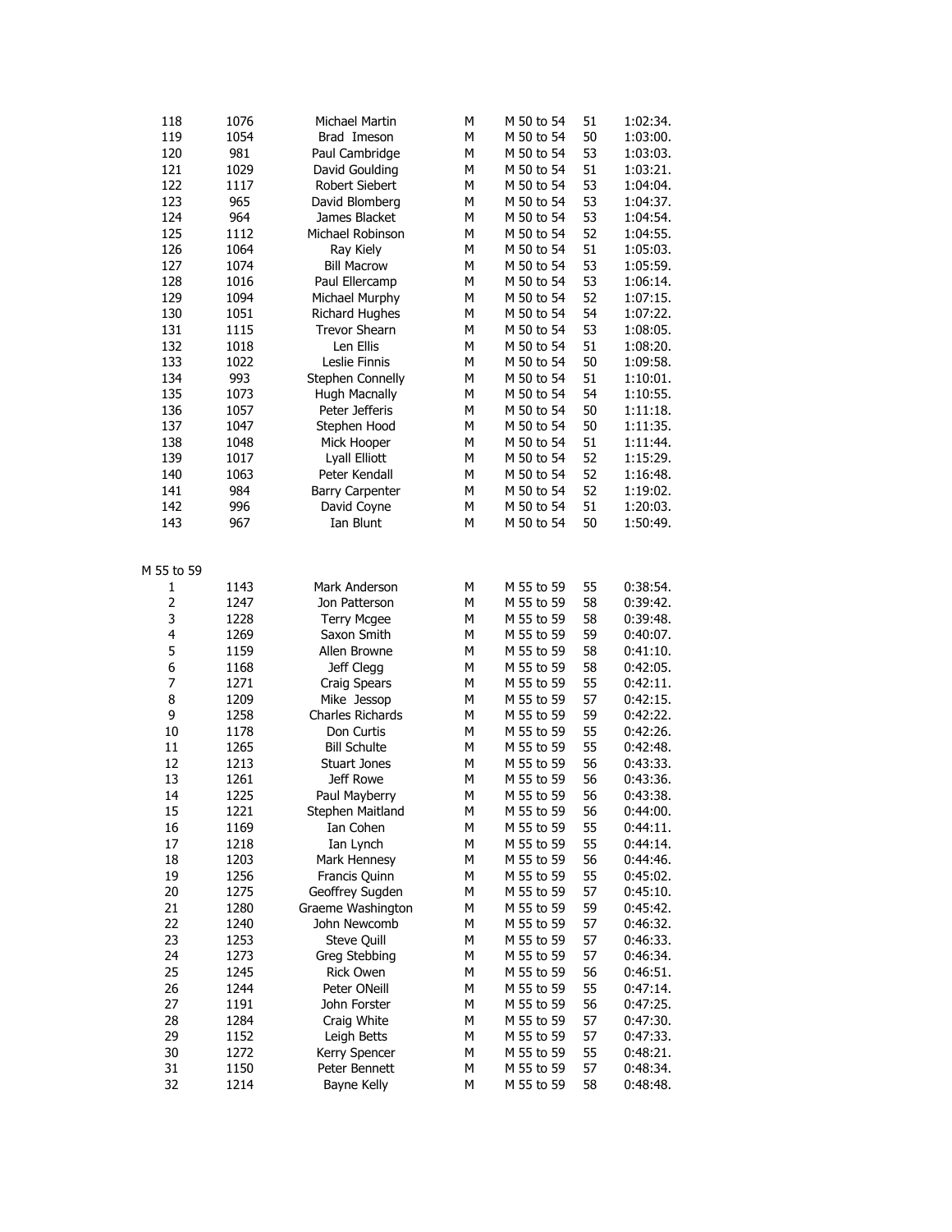| | | | | | | |
|---|---|---|---|---|---|---|
| 118 | 1076 | Michael Martin | M | M 50 to 54 | 51 | 1:02:34. |
| 119 | 1054 | Brad  Imeson | M | M 50 to 54 | 50 | 1:03:00. |
| 120 | 981 | Paul Cambridge | M | M 50 to 54 | 53 | 1:03:03. |
| 121 | 1029 | David Goulding | M | M 50 to 54 | 51 | 1:03:21. |
| 122 | 1117 | Robert Siebert | M | M 50 to 54 | 53 | 1:04:04. |
| 123 | 965 | David Blomberg | M | M 50 to 54 | 53 | 1:04:37. |
| 124 | 964 | James Blacket | M | M 50 to 54 | 53 | 1:04:54. |
| 125 | 1112 | Michael Robinson | M | M 50 to 54 | 52 | 1:04:55. |
| 126 | 1064 | Ray Kiely | M | M 50 to 54 | 51 | 1:05:03. |
| 127 | 1074 | Bill Macrow | M | M 50 to 54 | 53 | 1:05:59. |
| 128 | 1016 | Paul Ellercamp | M | M 50 to 54 | 53 | 1:06:14. |
| 129 | 1094 | Michael Murphy | M | M 50 to 54 | 52 | 1:07:15. |
| 130 | 1051 | Richard Hughes | M | M 50 to 54 | 54 | 1:07:22. |
| 131 | 1115 | Trevor Shearn | M | M 50 to 54 | 53 | 1:08:05. |
| 132 | 1018 | Len Ellis | M | M 50 to 54 | 51 | 1:08:20. |
| 133 | 1022 | Leslie Finnis | M | M 50 to 54 | 50 | 1:09:58. |
| 134 | 993 | Stephen Connelly | M | M 50 to 54 | 51 | 1:10:01. |
| 135 | 1073 | Hugh Macnally | M | M 50 to 54 | 54 | 1:10:55. |
| 136 | 1057 | Peter Jefferis | M | M 50 to 54 | 50 | 1:11:18. |
| 137 | 1047 | Stephen Hood | M | M 50 to 54 | 50 | 1:11:35. |
| 138 | 1048 | Mick Hooper | M | M 50 to 54 | 51 | 1:11:44. |
| 139 | 1017 | Lyall Elliott | M | M 50 to 54 | 52 | 1:15:29. |
| 140 | 1063 | Peter Kendall | M | M 50 to 54 | 52 | 1:16:48. |
| 141 | 984 | Barry Carpenter | M | M 50 to 54 | 52 | 1:19:02. |
| 142 | 996 | David Coyne | M | M 50 to 54 | 51 | 1:20:03. |
| 143 | 967 | Ian Blunt | M | M 50 to 54 | 50 | 1:50:49. |

M 55 to 59

| | | | | | | |
|---|---|---|---|---|---|---|
| 1 | 1143 | Mark Anderson | M | M 55 to 59 | 55 | 0:38:54. |
| 2 | 1247 | Jon Patterson | M | M 55 to 59 | 58 | 0:39:42. |
| 3 | 1228 | Terry Mcgee | M | M 55 to 59 | 58 | 0:39:48. |
| 4 | 1269 | Saxon Smith | M | M 55 to 59 | 59 | 0:40:07. |
| 5 | 1159 | Allen Browne | M | M 55 to 59 | 58 | 0:41:10. |
| 6 | 1168 | Jeff Clegg | M | M 55 to 59 | 58 | 0:42:05. |
| 7 | 1271 | Craig Spears | M | M 55 to 59 | 55 | 0:42:11. |
| 8 | 1209 | Mike  Jessop | M | M 55 to 59 | 57 | 0:42:15. |
| 9 | 1258 | Charles Richards | M | M 55 to 59 | 59 | 0:42:22. |
| 10 | 1178 | Don Curtis | M | M 55 to 59 | 55 | 0:42:26. |
| 11 | 1265 | Bill Schulte | M | M 55 to 59 | 55 | 0:42:48. |
| 12 | 1213 | Stuart Jones | M | M 55 to 59 | 56 | 0:43:33. |
| 13 | 1261 | Jeff Rowe | M | M 55 to 59 | 56 | 0:43:36. |
| 14 | 1225 | Paul Mayberry | M | M 55 to 59 | 56 | 0:43:38. |
| 15 | 1221 | Stephen Maitland | M | M 55 to 59 | 56 | 0:44:00. |
| 16 | 1169 | Ian Cohen | M | M 55 to 59 | 55 | 0:44:11. |
| 17 | 1218 | Ian Lynch | M | M 55 to 59 | 55 | 0:44:14. |
| 18 | 1203 | Mark Hennesy | M | M 55 to 59 | 56 | 0:44:46. |
| 19 | 1256 | Francis Quinn | M | M 55 to 59 | 55 | 0:45:02. |
| 20 | 1275 | Geoffrey Sugden | M | M 55 to 59 | 57 | 0:45:10. |
| 21 | 1280 | Graeme Washington | M | M 55 to 59 | 59 | 0:45:42. |
| 22 | 1240 | John Newcomb | M | M 55 to 59 | 57 | 0:46:32. |
| 23 | 1253 | Steve Quill | M | M 55 to 59 | 57 | 0:46:33. |
| 24 | 1273 | Greg Stebbing | M | M 55 to 59 | 57 | 0:46:34. |
| 25 | 1245 | Rick Owen | M | M 55 to 59 | 56 | 0:46:51. |
| 26 | 1244 | Peter ONeill | M | M 55 to 59 | 55 | 0:47:14. |
| 27 | 1191 | John Forster | M | M 55 to 59 | 56 | 0:47:25. |
| 28 | 1284 | Craig White | M | M 55 to 59 | 57 | 0:47:30. |
| 29 | 1152 | Leigh Betts | M | M 55 to 59 | 57 | 0:47:33. |
| 30 | 1272 | Kerry Spencer | M | M 55 to 59 | 55 | 0:48:21. |
| 31 | 1150 | Peter Bennett | M | M 55 to 59 | 57 | 0:48:34. |
| 32 | 1214 | Bayne Kelly | M | M 55 to 59 | 58 | 0:48:48. |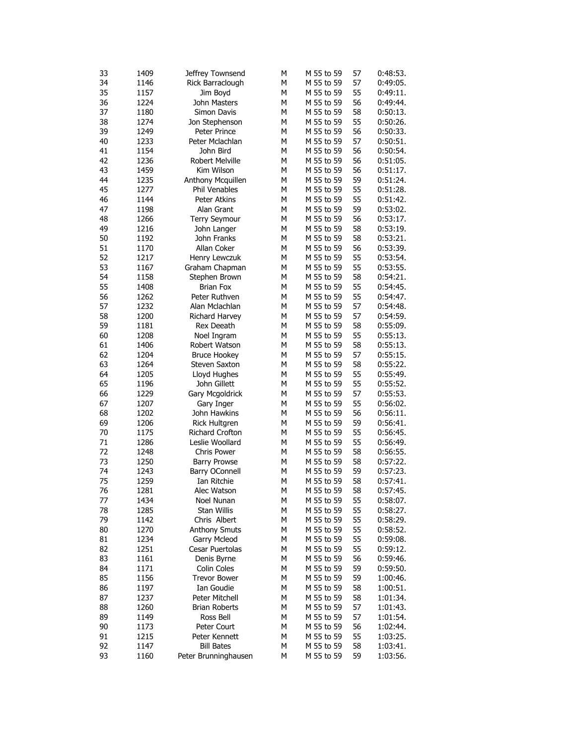| 33 | 1409 | Jeffrey Townsend | M | M 55 to 59 | 57 | 0:48:53. |
|---|---|---|---|---|---|---|
| 34 | 1146 | Rick Barraclough | M | M 55 to 59 | 57 | 0:49:05. |
| 35 | 1157 | Jim Boyd | M | M 55 to 59 | 55 | 0:49:11. |
| 36 | 1224 | John Masters | M | M 55 to 59 | 56 | 0:49:44. |
| 37 | 1180 | Simon Davis | M | M 55 to 59 | 58 | 0:50:13. |
| 38 | 1274 | Jon Stephenson | M | M 55 to 59 | 55 | 0:50:26. |
| 39 | 1249 | Peter Prince | M | M 55 to 59 | 56 | 0:50:33. |
| 40 | 1233 | Peter Mclachlan | M | M 55 to 59 | 57 | 0:50:51. |
| 41 | 1154 | John Bird | M | M 55 to 59 | 56 | 0:50:54. |
| 42 | 1236 | Robert Melville | M | M 55 to 59 | 56 | 0:51:05. |
| 43 | 1459 | Kim Wilson | M | M 55 to 59 | 56 | 0:51:17. |
| 44 | 1235 | Anthony Mcquillen | M | M 55 to 59 | 59 | 0:51:24. |
| 45 | 1277 | Phil Venables | M | M 55 to 59 | 55 | 0:51:28. |
| 46 | 1144 | Peter Atkins | M | M 55 to 59 | 55 | 0:51:42. |
| 47 | 1198 | Alan Grant | M | M 55 to 59 | 59 | 0:53:02. |
| 48 | 1266 | Terry Seymour | M | M 55 to 59 | 56 | 0:53:17. |
| 49 | 1216 | John Langer | M | M 55 to 59 | 58 | 0:53:19. |
| 50 | 1192 | John Franks | M | M 55 to 59 | 58 | 0:53:21. |
| 51 | 1170 | Allan Coker | M | M 55 to 59 | 56 | 0:53:39. |
| 52 | 1217 | Henry Lewczuk | M | M 55 to 59 | 55 | 0:53:54. |
| 53 | 1167 | Graham Chapman | M | M 55 to 59 | 55 | 0:53:55. |
| 54 | 1158 | Stephen Brown | M | M 55 to 59 | 58 | 0:54:21. |
| 55 | 1408 | Brian Fox | M | M 55 to 59 | 55 | 0:54:45. |
| 56 | 1262 | Peter Ruthven | M | M 55 to 59 | 55 | 0:54:47. |
| 57 | 1232 | Alan Mclachlan | M | M 55 to 59 | 57 | 0:54:48. |
| 58 | 1200 | Richard Harvey | M | M 55 to 59 | 57 | 0:54:59. |
| 59 | 1181 | Rex Deeath | M | M 55 to 59 | 58 | 0:55:09. |
| 60 | 1208 | Noel Ingram | M | M 55 to 59 | 55 | 0:55:13. |
| 61 | 1406 | Robert Watson | M | M 55 to 59 | 58 | 0:55:13. |
| 62 | 1204 | Bruce Hookey | M | M 55 to 59 | 57 | 0:55:15. |
| 63 | 1264 | Steven Saxton | M | M 55 to 59 | 58 | 0:55:22. |
| 64 | 1205 | Lloyd Hughes | M | M 55 to 59 | 55 | 0:55:49. |
| 65 | 1196 | John Gillett | M | M 55 to 59 | 55 | 0:55:52. |
| 66 | 1229 | Gary Mcgoldrick | M | M 55 to 59 | 57 | 0:55:53. |
| 67 | 1207 | Gary Inger | M | M 55 to 59 | 55 | 0:56:02. |
| 68 | 1202 | John Hawkins | M | M 55 to 59 | 56 | 0:56:11. |
| 69 | 1206 | Rick Hultgren | M | M 55 to 59 | 59 | 0:56:41. |
| 70 | 1175 | Richard Crofton | M | M 55 to 59 | 55 | 0:56:45. |
| 71 | 1286 | Leslie Woollard | M | M 55 to 59 | 55 | 0:56:49. |
| 72 | 1248 | Chris Power | M | M 55 to 59 | 58 | 0:56:55. |
| 73 | 1250 | Barry Prowse | M | M 55 to 59 | 58 | 0:57:22. |
| 74 | 1243 | Barry OConnell | M | M 55 to 59 | 59 | 0:57:23. |
| 75 | 1259 | Ian Ritchie | M | M 55 to 59 | 58 | 0:57:41. |
| 76 | 1281 | Alec Watson | M | M 55 to 59 | 58 | 0:57:45. |
| 77 | 1434 | Noel Nunan | M | M 55 to 59 | 55 | 0:58:07. |
| 78 | 1285 | Stan Willis | M | M 55 to 59 | 55 | 0:58:27. |
| 79 | 1142 | Chris Albert | M | M 55 to 59 | 55 | 0:58:29. |
| 80 | 1270 | Anthony Smuts | M | M 55 to 59 | 55 | 0:58:52. |
| 81 | 1234 | Garry Mcleod | M | M 55 to 59 | 55 | 0:59:08. |
| 82 | 1251 | Cesar Puertolas | M | M 55 to 59 | 55 | 0:59:12. |
| 83 | 1161 | Denis Byrne | M | M 55 to 59 | 56 | 0:59:46. |
| 84 | 1171 | Colin Coles | M | M 55 to 59 | 59 | 0:59:50. |
| 85 | 1156 | Trevor Bower | M | M 55 to 59 | 59 | 1:00:46. |
| 86 | 1197 | Ian Goudie | M | M 55 to 59 | 58 | 1:00:51. |
| 87 | 1237 | Peter Mitchell | M | M 55 to 59 | 58 | 1:01:34. |
| 88 | 1260 | Brian Roberts | M | M 55 to 59 | 57 | 1:01:43. |
| 89 | 1149 | Ross Bell | M | M 55 to 59 | 57 | 1:01:54. |
| 90 | 1173 | Peter Court | M | M 55 to 59 | 56 | 1:02:44. |
| 91 | 1215 | Peter Kennett | M | M 55 to 59 | 55 | 1:03:25. |
| 92 | 1147 | Bill Bates | M | M 55 to 59 | 58 | 1:03:41. |
| 93 | 1160 | Peter Brunninghausen | M | M 55 to 59 | 59 | 1:03:56. |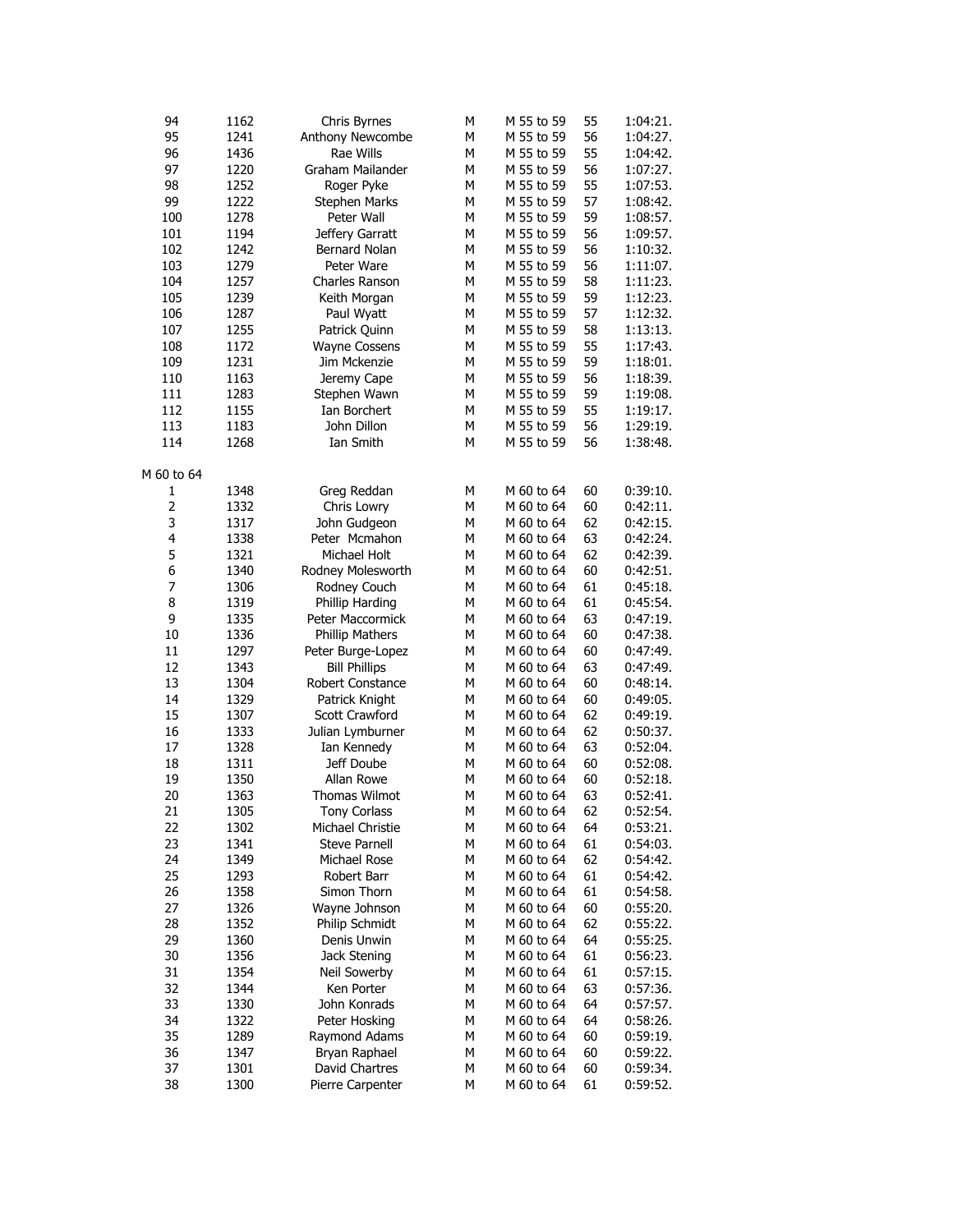| | | | | | | |
|---|---|---|---|---|---|---|
| 94 | 1162 | Chris Byrnes | M | M 55 to 59 | 55 | 1:04:21. |
| 95 | 1241 | Anthony Newcombe | M | M 55 to 59 | 56 | 1:04:27. |
| 96 | 1436 | Rae Wills | M | M 55 to 59 | 55 | 1:04:42. |
| 97 | 1220 | Graham Mailander | M | M 55 to 59 | 56 | 1:07:27. |
| 98 | 1252 | Roger Pyke | M | M 55 to 59 | 55 | 1:07:53. |
| 99 | 1222 | Stephen Marks | M | M 55 to 59 | 57 | 1:08:42. |
| 100 | 1278 | Peter Wall | M | M 55 to 59 | 59 | 1:08:57. |
| 101 | 1194 | Jeffery Garratt | M | M 55 to 59 | 56 | 1:09:57. |
| 102 | 1242 | Bernard Nolan | M | M 55 to 59 | 56 | 1:10:32. |
| 103 | 1279 | Peter Ware | M | M 55 to 59 | 56 | 1:11:07. |
| 104 | 1257 | Charles Ranson | M | M 55 to 59 | 58 | 1:11:23. |
| 105 | 1239 | Keith Morgan | M | M 55 to 59 | 59 | 1:12:23. |
| 106 | 1287 | Paul Wyatt | M | M 55 to 59 | 57 | 1:12:32. |
| 107 | 1255 | Patrick Quinn | M | M 55 to 59 | 58 | 1:13:13. |
| 108 | 1172 | Wayne Cossens | M | M 55 to 59 | 55 | 1:17:43. |
| 109 | 1231 | Jim Mckenzie | M | M 55 to 59 | 59 | 1:18:01. |
| 110 | 1163 | Jeremy Cape | M | M 55 to 59 | 56 | 1:18:39. |
| 111 | 1283 | Stephen Wawn | M | M 55 to 59 | 59 | 1:19:08. |
| 112 | 1155 | Ian Borchert | M | M 55 to 59 | 55 | 1:19:17. |
| 113 | 1183 | John Dillon | M | M 55 to 59 | 56 | 1:29:19. |
| 114 | 1268 | Ian Smith | M | M 55 to 59 | 56 | 1:38:48. |

M 60 to 64

| | | | | | | |
|---|---|---|---|---|---|---|
| 1 | 1348 | Greg Reddan | M | M 60 to 64 | 60 | 0:39:10. |
| 2 | 1332 | Chris Lowry | M | M 60 to 64 | 60 | 0:42:11. |
| 3 | 1317 | John Gudgeon | M | M 60 to 64 | 62 | 0:42:15. |
| 4 | 1338 | Peter Mcmahon | M | M 60 to 64 | 63 | 0:42:24. |
| 5 | 1321 | Michael Holt | M | M 60 to 64 | 62 | 0:42:39. |
| 6 | 1340 | Rodney Molesworth | M | M 60 to 64 | 60 | 0:42:51. |
| 7 | 1306 | Rodney Couch | M | M 60 to 64 | 61 | 0:45:18. |
| 8 | 1319 | Phillip Harding | M | M 60 to 64 | 61 | 0:45:54. |
| 9 | 1335 | Peter Maccormick | M | M 60 to 64 | 63 | 0:47:19. |
| 10 | 1336 | Phillip Mathers | M | M 60 to 64 | 60 | 0:47:38. |
| 11 | 1297 | Peter Burge-Lopez | M | M 60 to 64 | 60 | 0:47:49. |
| 12 | 1343 | Bill Phillips | M | M 60 to 64 | 63 | 0:47:49. |
| 13 | 1304 | Robert Constance | M | M 60 to 64 | 60 | 0:48:14. |
| 14 | 1329 | Patrick Knight | M | M 60 to 64 | 60 | 0:49:05. |
| 15 | 1307 | Scott Crawford | M | M 60 to 64 | 62 | 0:49:19. |
| 16 | 1333 | Julian Lymburner | M | M 60 to 64 | 62 | 0:50:37. |
| 17 | 1328 | Ian Kennedy | M | M 60 to 64 | 63 | 0:52:04. |
| 18 | 1311 | Jeff Doube | M | M 60 to 64 | 60 | 0:52:08. |
| 19 | 1350 | Allan Rowe | M | M 60 to 64 | 60 | 0:52:18. |
| 20 | 1363 | Thomas Wilmot | M | M 60 to 64 | 63 | 0:52:41. |
| 21 | 1305 | Tony Corlass | M | M 60 to 64 | 62 | 0:52:54. |
| 22 | 1302 | Michael Christie | M | M 60 to 64 | 64 | 0:53:21. |
| 23 | 1341 | Steve Parnell | M | M 60 to 64 | 61 | 0:54:03. |
| 24 | 1349 | Michael Rose | M | M 60 to 64 | 62 | 0:54:42. |
| 25 | 1293 | Robert Barr | M | M 60 to 64 | 61 | 0:54:42. |
| 26 | 1358 | Simon Thorn | M | M 60 to 64 | 61 | 0:54:58. |
| 27 | 1326 | Wayne Johnson | M | M 60 to 64 | 60 | 0:55:20. |
| 28 | 1352 | Philip Schmidt | M | M 60 to 64 | 62 | 0:55:22. |
| 29 | 1360 | Denis Unwin | M | M 60 to 64 | 64 | 0:55:25. |
| 30 | 1356 | Jack Stening | M | M 60 to 64 | 61 | 0:56:23. |
| 31 | 1354 | Neil Sowerby | M | M 60 to 64 | 61 | 0:57:15. |
| 32 | 1344 | Ken Porter | M | M 60 to 64 | 63 | 0:57:36. |
| 33 | 1330 | John Konrads | M | M 60 to 64 | 64 | 0:57:57. |
| 34 | 1322 | Peter Hosking | M | M 60 to 64 | 64 | 0:58:26. |
| 35 | 1289 | Raymond Adams | M | M 60 to 64 | 60 | 0:59:19. |
| 36 | 1347 | Bryan Raphael | M | M 60 to 64 | 60 | 0:59:22. |
| 37 | 1301 | David Chartres | M | M 60 to 64 | 60 | 0:59:34. |
| 38 | 1300 | Pierre Carpenter | M | M 60 to 64 | 61 | 0:59:52. |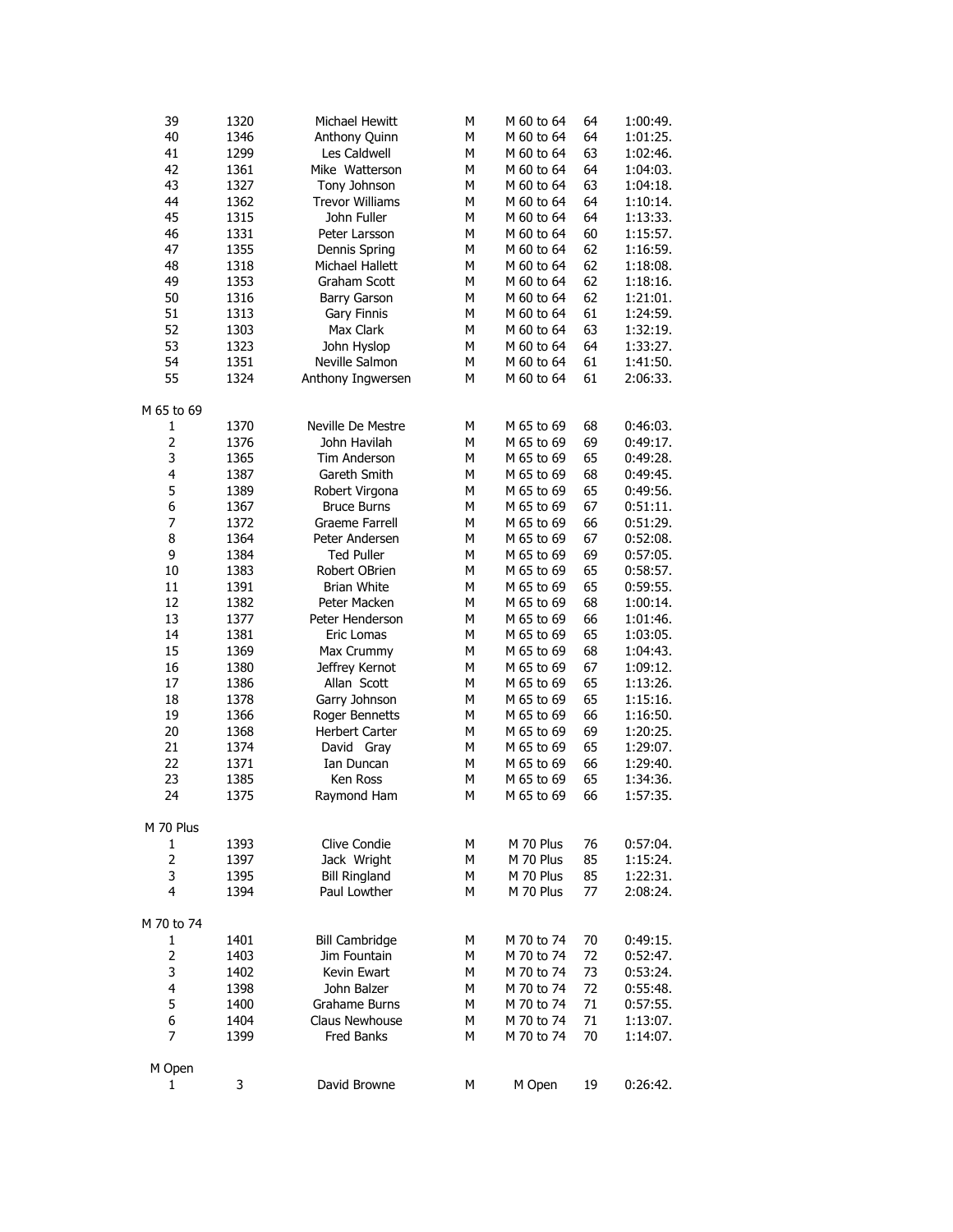| | | | | | | |
|---|---|---|---|---|---|---|
| 39 | 1320 | Michael Hewitt | M | M 60 to 64 | 64 | 1:00:49. |
| 40 | 1346 | Anthony Quinn | M | M 60 to 64 | 64 | 1:01:25. |
| 41 | 1299 | Les Caldwell | M | M 60 to 64 | 63 | 1:02:46. |
| 42 | 1361 | Mike Watterson | M | M 60 to 64 | 64 | 1:04:03. |
| 43 | 1327 | Tony Johnson | M | M 60 to 64 | 63 | 1:04:18. |
| 44 | 1362 | Trevor Williams | M | M 60 to 64 | 64 | 1:10:14. |
| 45 | 1315 | John Fuller | M | M 60 to 64 | 64 | 1:13:33. |
| 46 | 1331 | Peter Larsson | M | M 60 to 64 | 60 | 1:15:57. |
| 47 | 1355 | Dennis Spring | M | M 60 to 64 | 62 | 1:16:59. |
| 48 | 1318 | Michael Hallett | M | M 60 to 64 | 62 | 1:18:08. |
| 49 | 1353 | Graham Scott | M | M 60 to 64 | 62 | 1:18:16. |
| 50 | 1316 | Barry Garson | M | M 60 to 64 | 62 | 1:21:01. |
| 51 | 1313 | Gary Finnis | M | M 60 to 64 | 61 | 1:24:59. |
| 52 | 1303 | Max Clark | M | M 60 to 64 | 63 | 1:32:19. |
| 53 | 1323 | John Hyslop | M | M 60 to 64 | 64 | 1:33:27. |
| 54 | 1351 | Neville Salmon | M | M 60 to 64 | 61 | 1:41:50. |
| 55 | 1324 | Anthony Ingwersen | M | M 60 to 64 | 61 | 2:06:33. |

M 65 to 69

| | | | | | | |
|---|---|---|---|---|---|---|
| 1 | 1370 | Neville De Mestre | M | M 65 to 69 | 68 | 0:46:03. |
| 2 | 1376 | John Havilah | M | M 65 to 69 | 69 | 0:49:17. |
| 3 | 1365 | Tim Anderson | M | M 65 to 69 | 65 | 0:49:28. |
| 4 | 1387 | Gareth Smith | M | M 65 to 69 | 68 | 0:49:45. |
| 5 | 1389 | Robert Virgona | M | M 65 to 69 | 65 | 0:49:56. |
| 6 | 1367 | Bruce Burns | M | M 65 to 69 | 67 | 0:51:11. |
| 7 | 1372 | Graeme Farrell | M | M 65 to 69 | 66 | 0:51:29. |
| 8 | 1364 | Peter Andersen | M | M 65 to 69 | 67 | 0:52:08. |
| 9 | 1384 | Ted Puller | M | M 65 to 69 | 69 | 0:57:05. |
| 10 | 1383 | Robert OBrien | M | M 65 to 69 | 65 | 0:58:57. |
| 11 | 1391 | Brian White | M | M 65 to 69 | 65 | 0:59:55. |
| 12 | 1382 | Peter Macken | M | M 65 to 69 | 68 | 1:00:14. |
| 13 | 1377 | Peter Henderson | M | M 65 to 69 | 66 | 1:01:46. |
| 14 | 1381 | Eric Lomas | M | M 65 to 69 | 65 | 1:03:05. |
| 15 | 1369 | Max Crummy | M | M 65 to 69 | 68 | 1:04:43. |
| 16 | 1380 | Jeffrey Kernot | M | M 65 to 69 | 67 | 1:09:12. |
| 17 | 1386 | Allan Scott | M | M 65 to 69 | 65 | 1:13:26. |
| 18 | 1378 | Garry Johnson | M | M 65 to 69 | 65 | 1:15:16. |
| 19 | 1366 | Roger Bennetts | M | M 65 to 69 | 66 | 1:16:50. |
| 20 | 1368 | Herbert Carter | M | M 65 to 69 | 69 | 1:20:25. |
| 21 | 1374 | David Gray | M | M 65 to 69 | 65 | 1:29:07. |
| 22 | 1371 | Ian Duncan | M | M 65 to 69 | 66 | 1:29:40. |
| 23 | 1385 | Ken Ross | M | M 65 to 69 | 65 | 1:34:36. |
| 24 | 1375 | Raymond Ham | M | M 65 to 69 | 66 | 1:57:35. |

M 70 Plus

| | | | | | | |
|---|---|---|---|---|---|---|
| 1 | 1393 | Clive Condie | M | M 70 Plus | 76 | 0:57:04. |
| 2 | 1397 | Jack Wright | M | M 70 Plus | 85 | 1:15:24. |
| 3 | 1395 | Bill Ringland | M | M 70 Plus | 85 | 1:22:31. |
| 4 | 1394 | Paul Lowther | M | M 70 Plus | 77 | 2:08:24. |

M 70 to 74

| | | | | | | |
|---|---|---|---|---|---|---|
| 1 | 1401 | Bill Cambridge | M | M 70 to 74 | 70 | 0:49:15. |
| 2 | 1403 | Jim Fountain | M | M 70 to 74 | 72 | 0:52:47. |
| 3 | 1402 | Kevin Ewart | M | M 70 to 74 | 73 | 0:53:24. |
| 4 | 1398 | John Balzer | M | M 70 to 74 | 72 | 0:55:48. |
| 5 | 1400 | Grahame Burns | M | M 70 to 74 | 71 | 0:57:55. |
| 6 | 1404 | Claus Newhouse | M | M 70 to 74 | 71 | 1:13:07. |
| 7 | 1399 | Fred Banks | M | M 70 to 74 | 70 | 1:14:07. |

M Open

| | | | | | | |
|---|---|---|---|---|---|---|
| 1 | 3 | David Browne | M | M Open | 19 | 0:26:42. |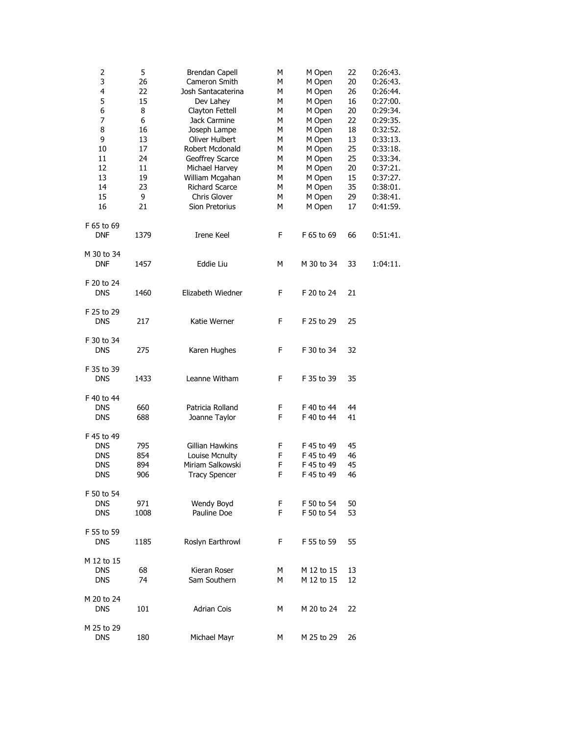| | | | | | | |
|---|---|---|---|---|---|---|
| 2 | 5 | Brendan Capell | M | M Open | 22 | 0:26:43. |
| 3 | 26 | Cameron Smith | M | M Open | 20 | 0:26:43. |
| 4 | 22 | Josh Santacaterina | M | M Open | 26 | 0:26:44. |
| 5 | 15 | Dev Lahey | M | M Open | 16 | 0:27:00. |
| 6 | 8 | Clayton Fettell | M | M Open | 20 | 0:29:34. |
| 7 | 6 | Jack Carmine | M | M Open | 22 | 0:29:35. |
| 8 | 16 | Joseph Lampe | M | M Open | 18 | 0:32:52. |
| 9 | 13 | Oliver Hulbert | M | M Open | 13 | 0:33:13. |
| 10 | 17 | Robert Mcdonald | M | M Open | 25 | 0:33:18. |
| 11 | 24 | Geoffrey Scarce | M | M Open | 25 | 0:33:34. |
| 12 | 11 | Michael Harvey | M | M Open | 20 | 0:37:21. |
| 13 | 19 | William Mcgahan | M | M Open | 15 | 0:37:27. |
| 14 | 23 | Richard Scarce | M | M Open | 35 | 0:38:01. |
| 15 | 9 | Chris Glover | M | M Open | 29 | 0:38:41. |
| 16 | 21 | Sion Pretorius | M | M Open | 17 | 0:41:59. |
| F 65 to 69 | | | | | | |
| DNF | 1379 | Irene Keel | F | F 65 to 69 | 66 | 0:51:41. |
| M 30 to 34 | | | | | | |
| DNF | 1457 | Eddie Liu | M | M 30 to 34 | 33 | 1:04:11. |
| F 20 to 24 | | | | | | |
| DNS | 1460 | Elizabeth Wiedner | F | F 20 to 24 | 21 | |
| F 25 to 29 | | | | | | |
| DNS | 217 | Katie Werner | F | F 25 to 29 | 25 | |
| F 30 to 34 | | | | | | |
| DNS | 275 | Karen Hughes | F | F 30 to 34 | 32 | |
| F 35 to 39 | | | | | | |
| DNS | 1433 | Leanne Witham | F | F 35 to 39 | 35 | |
| F 40 to 44 | | | | | | |
| DNS | 660 | Patricia Rolland | F | F 40 to 44 | 44 | |
| DNS | 688 | Joanne Taylor | F | F 40 to 44 | 41 | |
| F 45 to 49 | | | | | | |
| DNS | 795 | Gillian Hawkins | F | F 45 to 49 | 45 | |
| DNS | 854 | Louise Mcnulty | F | F 45 to 49 | 46 | |
| DNS | 894 | Miriam Salkowski | F | F 45 to 49 | 45 | |
| DNS | 906 | Tracy Spencer | F | F 45 to 49 | 46 | |
| F 50 to 54 | | | | | | |
| DNS | 971 | Wendy Boyd | F | F 50 to 54 | 50 | |
| DNS | 1008 | Pauline Doe | F | F 50 to 54 | 53 | |
| F 55 to 59 | | | | | | |
| DNS | 1185 | Roslyn Earthrowl | F | F 55 to 59 | 55 | |
| M 12 to 15 | | | | | | |
| DNS | 68 | Kieran Roser | M | M 12 to 15 | 13 | |
| DNS | 74 | Sam Southern | M | M 12 to 15 | 12 | |
| M 20 to 24 | | | | | | |
| DNS | 101 | Adrian Cois | M | M 20 to 24 | 22 | |
| M 25 to 29 | | | | | | |
| DNS | 180 | Michael Mayr | M | M 25 to 29 | 26 | |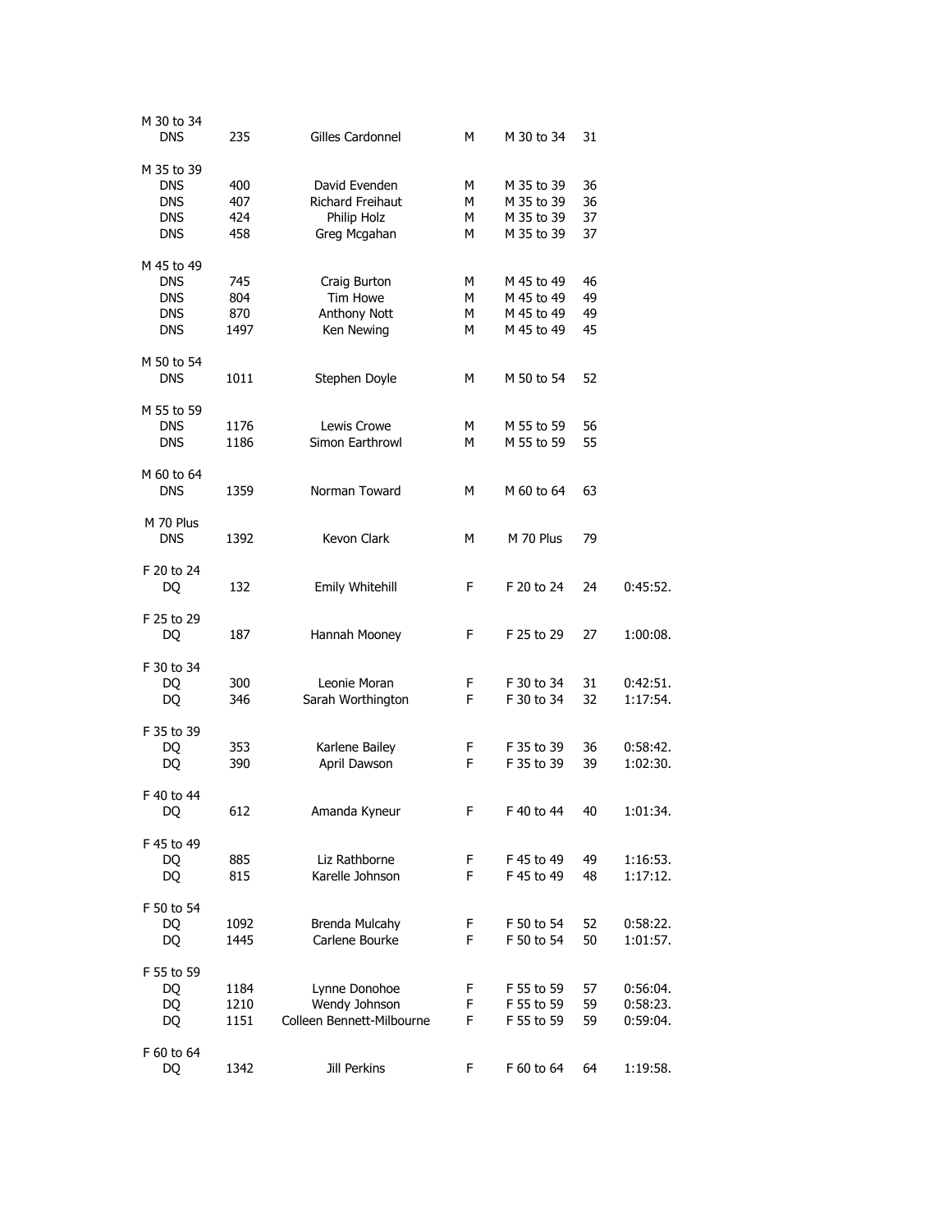| | | | | | | |
|---|---|---|---|---|---|---|
| M 30 to 34 | | | | | | |
| DNS | 235 | Gilles Cardonnel | M | M 30 to 34 | 31 | |
| M 35 to 39 | | | | | | |
| DNS | 400 | David Evenden | M | M 35 to 39 | 36 | |
| DNS | 407 | Richard Freihaut | M | M 35 to 39 | 36 | |
| DNS | 424 | Philip Holz | M | M 35 to 39 | 37 | |
| DNS | 458 | Greg Mcgahan | M | M 35 to 39 | 37 | |
| M 45 to 49 | | | | | | |
| DNS | 745 | Craig Burton | M | M 45 to 49 | 46 | |
| DNS | 804 | Tim Howe | M | M 45 to 49 | 49 | |
| DNS | 870 | Anthony Nott | M | M 45 to 49 | 49 | |
| DNS | 1497 | Ken Newing | M | M 45 to 49 | 45 | |
| M 50 to 54 | | | | | | |
| DNS | 1011 | Stephen Doyle | M | M 50 to 54 | 52 | |
| M 55 to 59 | | | | | | |
| DNS | 1176 | Lewis Crowe | M | M 55 to 59 | 56 | |
| DNS | 1186 | Simon Earthrowl | M | M 55 to 59 | 55 | |
| M 60 to 64 | | | | | | |
| DNS | 1359 | Norman Toward | M | M 60 to 64 | 63 | |
| M 70 Plus | | | | | | |
| DNS | 1392 | Kevon Clark | M | M 70 Plus | 79 | |
| F 20 to 24 | | | | | | |
| DQ | 132 | Emily Whitehill | F | F 20 to 24 | 24 | 0:45:52. |
| F 25 to 29 | | | | | | |
| DQ | 187 | Hannah Mooney | F | F 25 to 29 | 27 | 1:00:08. |
| F 30 to 34 | | | | | | |
| DQ | 300 | Leonie Moran | F | F 30 to 34 | 31 | 0:42:51. |
| DQ | 346 | Sarah Worthington | F | F 30 to 34 | 32 | 1:17:54. |
| F 35 to 39 | | | | | | |
| DQ | 353 | Karlene Bailey | F | F 35 to 39 | 36 | 0:58:42. |
| DQ | 390 | April Dawson | F | F 35 to 39 | 39 | 1:02:30. |
| F 40 to 44 | | | | | | |
| DQ | 612 | Amanda Kyneur | F | F 40 to 44 | 40 | 1:01:34. |
| F 45 to 49 | | | | | | |
| DQ | 885 | Liz Rathborne | F | F 45 to 49 | 49 | 1:16:53. |
| DQ | 815 | Karelle Johnson | F | F 45 to 49 | 48 | 1:17:12. |
| F 50 to 54 | | | | | | |
| DQ | 1092 | Brenda Mulcahy | F | F 50 to 54 | 52 | 0:58:22. |
| DQ | 1445 | Carlene Bourke | F | F 50 to 54 | 50 | 1:01:57. |
| F 55 to 59 | | | | | | |
| DQ | 1184 | Lynne Donohoe | F | F 55 to 59 | 57 | 0:56:04. |
| DQ | 1210 | Wendy Johnson | F | F 55 to 59 | 59 | 0:58:23. |
| DQ | 1151 | Colleen Bennett-Milbourne | F | F 55 to 59 | 59 | 0:59:04. |
| F 60 to 64 | | | | | | |
| DQ | 1342 | Jill Perkins | F | F 60 to 64 | 64 | 1:19:58. |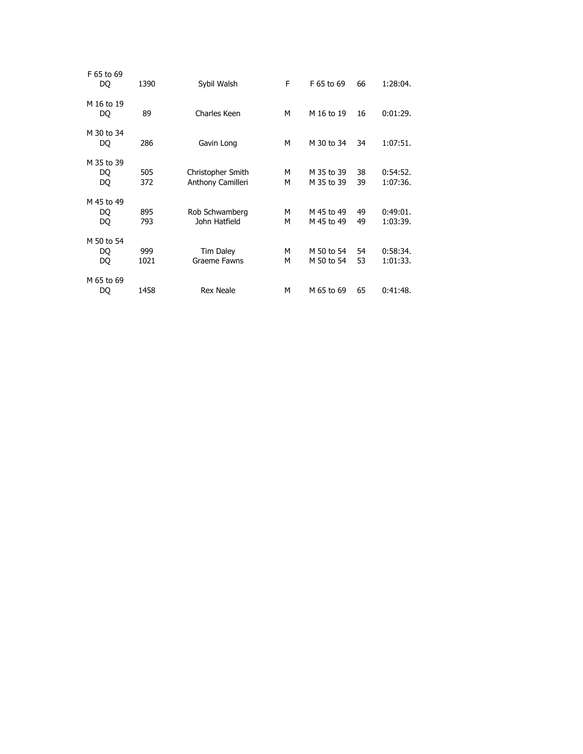| | | | | | | |
|---|---|---|---|---|---|---|
| F 65 to 69 | | | | | | |
| DQ | 1390 | Sybil Walsh | F | F 65 to 69 | 66 | 1:28:04. |
| M 16 to 19 | | | | | | |
| DQ | 89 | Charles Keen | M | M 16 to 19 | 16 | 0:01:29. |
| M 30 to 34 | | | | | | |
| DQ | 286 | Gavin Long | M | M 30 to 34 | 34 | 1:07:51. |
| M 35 to 39 | | | | | | |
| DQ | 505 | Christopher Smith | M | M 35 to 39 | 38 | 0:54:52. |
| DQ | 372 | Anthony Camilleri | M | M 35 to 39 | 39 | 1:07:36. |
| M 45 to 49 | | | | | | |
| DQ | 895 | Rob Schwamberg | M | M 45 to 49 | 49 | 0:49:01. |
| DQ | 793 | John Hatfield | M | M 45 to 49 | 49 | 1:03:39. |
| M 50 to 54 | | | | | | |
| DQ | 999 | Tim Daley | M | M 50 to 54 | 54 | 0:58:34. |
| DQ | 1021 | Graeme Fawns | M | M 50 to 54 | 53 | 1:01:33. |
| M 65 to 69 | | | | | | |
| DQ | 1458 | Rex Neale | M | M 65 to 69 | 65 | 0:41:48. |